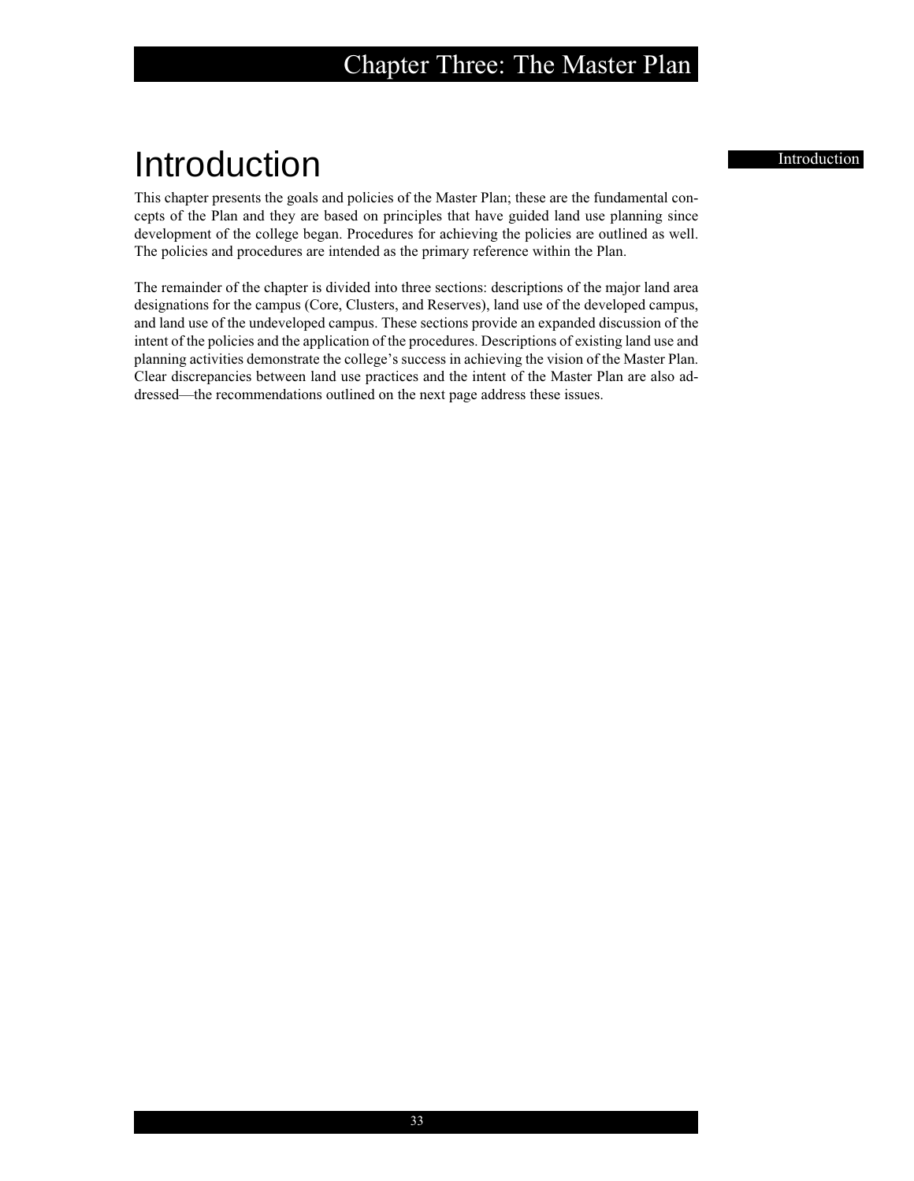# Introduction

This chapter presents the goals and policies of the Master Plan; these are the fundamental concepts of the Plan and they are based on principles that have guided land use planning since development of the college began. Procedures for achieving the policies are outlined as well. The policies and procedures are intended as the primary reference within the Plan.

The remainder of the chapter is divided into three sections: descriptions of the major land area designations for the campus (Core, Clusters, and Reserves), land use of the developed campus, and land use of the undeveloped campus. These sections provide an expanded discussion of the intent of the policies and the application of the procedures. Descriptions of existing land use and planning activities demonstrate the college's success in achieving the vision of the Master Plan. Clear discrepancies between land use practices and the intent of the Master Plan are also addressed—the recommendations outlined on the next page address these issues.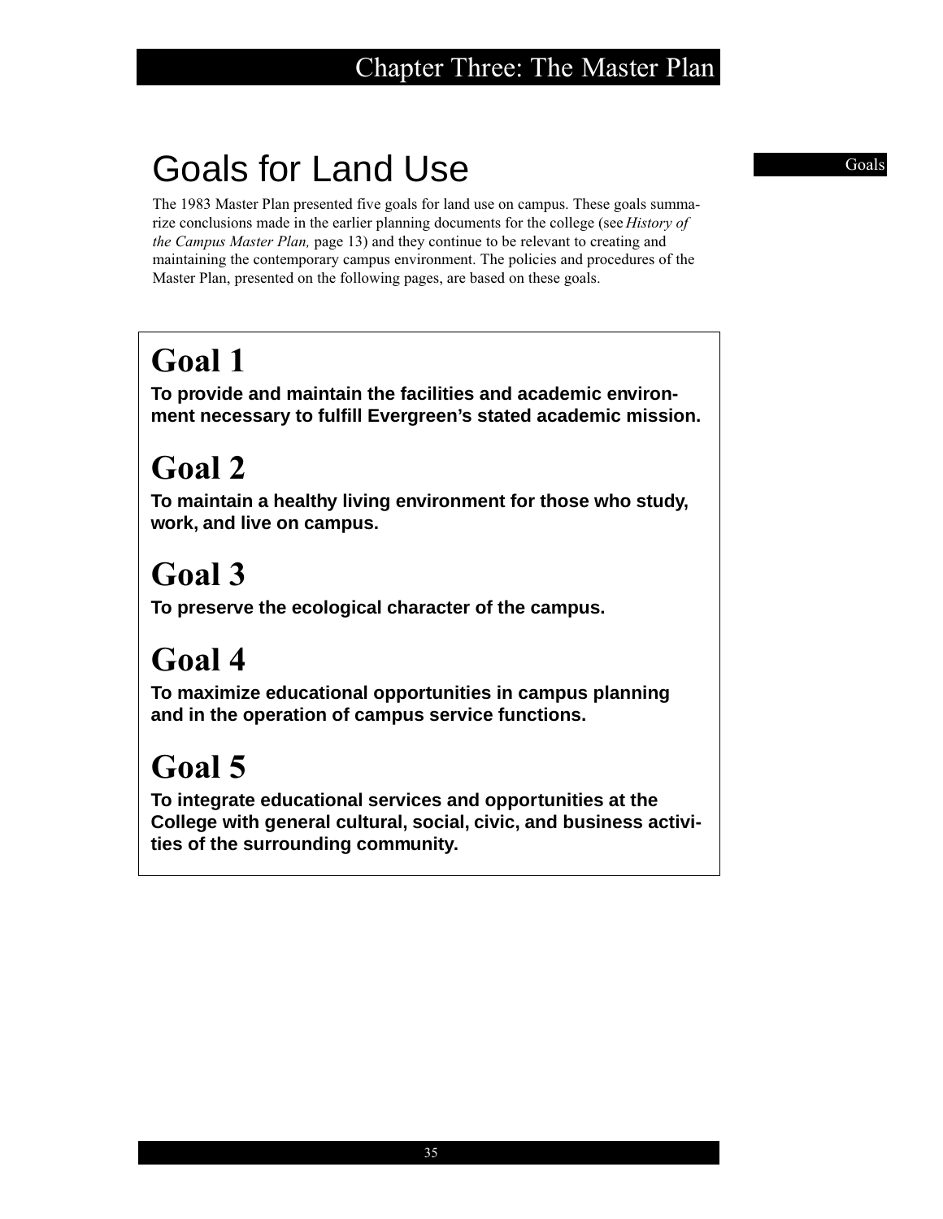# Goals for Land Use

The 1983 Master Plan presented five goals for land use on campus. These goals summarize conclusions made in the earlier planning documents for the college (see *History of the Campus Master Plan,* page 13) and they continue to be relevant to creating and maintaining the contemporary campus environment. The policies and procedures of the Master Plan, presented on the following pages, are based on these goals.

## Goal 1

**To provide and maintain the facilities and academic environment necessary to fulfill Evergreen's stated academic mission.**

## Goal 2

**To maintain a healthy living environment for those who study, work, and live on campus.**

## Goal 3

**To preserve the ecological character of the campus.**

## Goal 4

**To maximize educational opportunities in campus planning and in the operation of campus service functions.**

## Goal 5

**To integrate educational services and opportunities at the College with general cultural, social, civic, and business activities of the surrounding community.**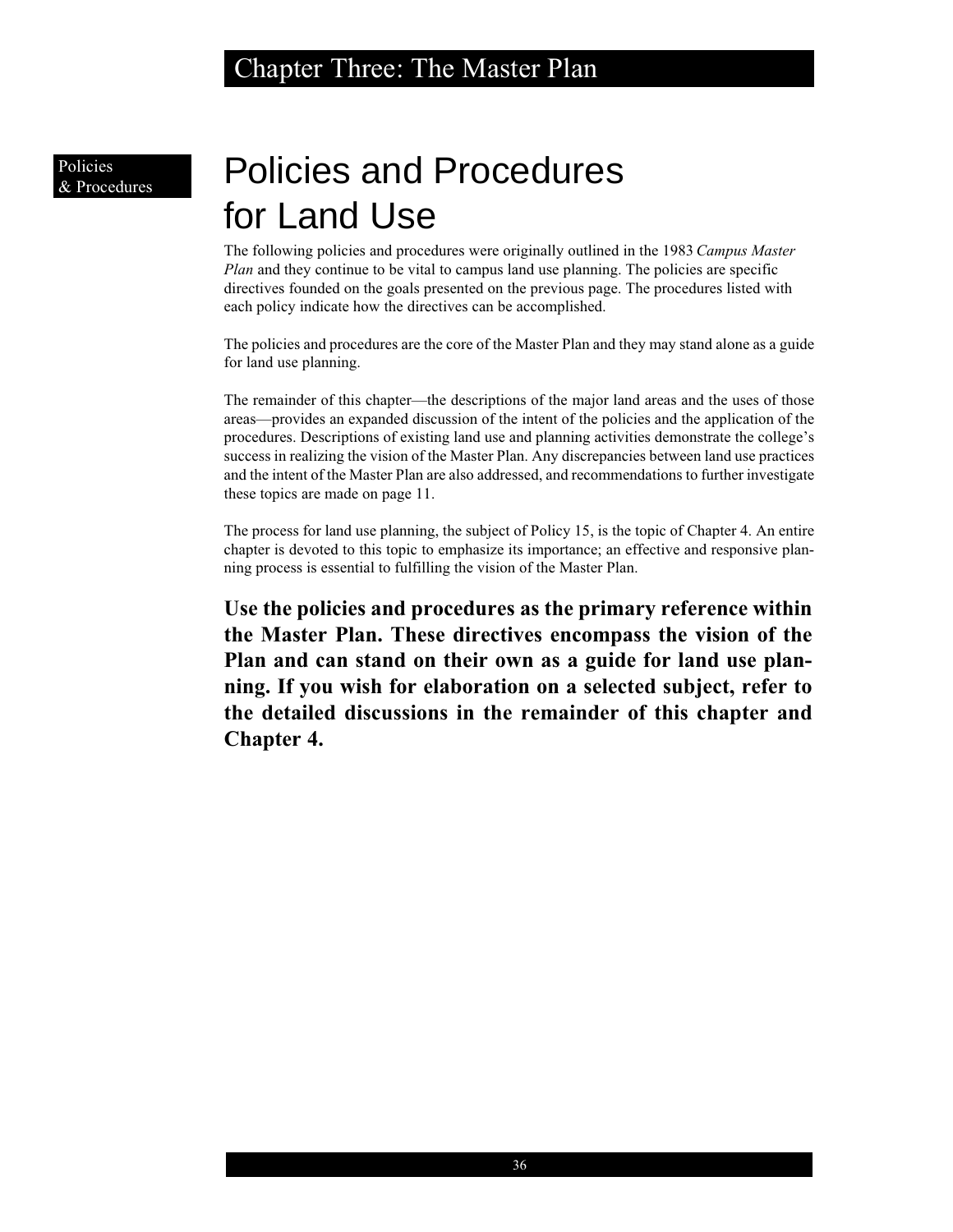Policies & Procedures

# Policies and Procedures for Land Use

The following policies and procedures were originally outlined in the 1983 *Campus Master Plan* and they continue to be vital to campus land use planning. The policies are specific directives founded on the goals presented on the previous page. The procedures listed with each policy indicate how the directives can be accomplished.

The policies and procedures are the core of the Master Plan and they may stand alone as a guide for land use planning.

The remainder of this chapter—the descriptions of the major land areas and the uses of those areas—provides an expanded discussion of the intent of the policies and the application of the procedures. Descriptions of existing land use and planning activities demonstrate the college's success in realizing the vision of the Master Plan. Any discrepancies between land use practices and the intent of the Master Plan are also addressed, and recommendations to further investigate these topics are made on page 11.

The process for land use planning, the subject of Policy 15, is the topic of Chapter 4. An entire chapter is devoted to this topic to emphasize its importance; an effective and responsive planning process is essential to fulfilling the vision of the Master Plan.

**Use the policies and procedures as the primary reference within the Master Plan. These directives encompass the vision of the Plan and can stand on their own as a guide for land use planning. If you wish for elaboration on a selected subject, refer to the detailed discussions in the remainder of this chapter and Chapter 4.**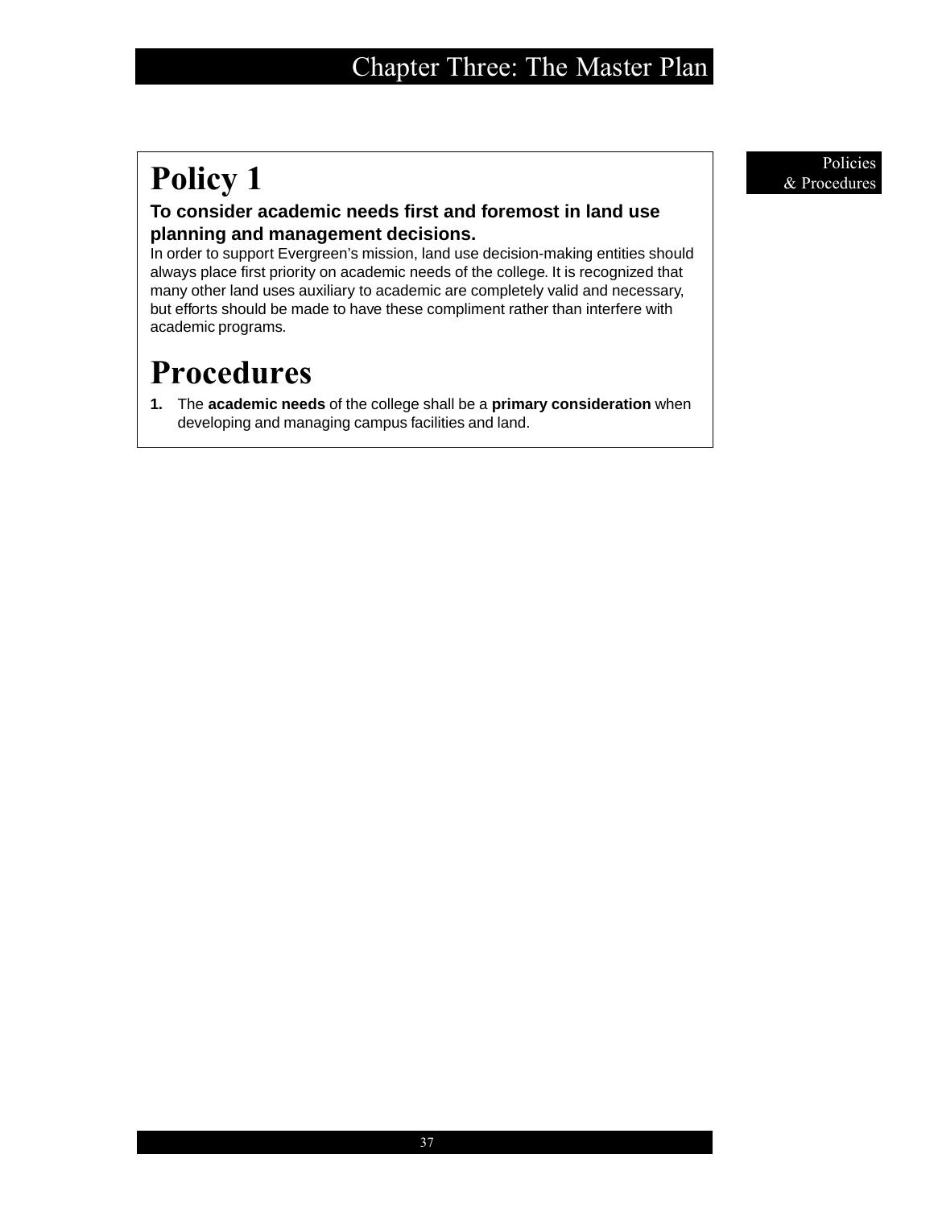# Policy 1

**To consider academic needs first and foremost in land use planning and management decisions.**

In order to support Evergreen's mission, land use decision-making entities should always place first priority on academic needs of the college. It is recognized that many other land uses auxiliary to academic are completely valid and necessary, but efforts should be made to have these compliment rather than interfere with academic programs.

# Procedures

1. The **academic needs** of the college shall be a **primary consideration** when developing and managing campus facilities and land.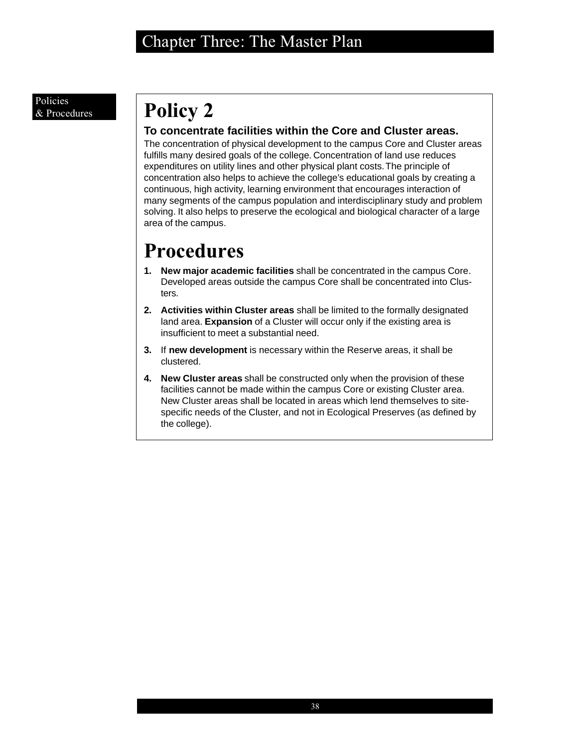Policies & Procedures

# Policy 2

**To concentrate facilities within the Core and Cluster areas.**

The concentration of physical development to the campus Core and Cluster areas fulfills many desired goals of the college. Concentration of land use reduces expenditures on utility lines and other physical plant costs. The principle of concentration also helps to achieve the college's educational goals by creating a continuous, high activity, learning environment that encourages interaction of many segments of the campus population and interdisciplinary study and problem solving. It also helps to preserve the ecological and biological character of a large area of the campus.

# Procedures

1. **New major academic facilities** shall be concentrated in the campus Core. Developed areas outside the campus Core shall be concentrated into Clusters.
2. **Activities within Cluster areas** shall be limited to the formally designated land area. **Expansion** of a Cluster will occur only if the existing area is insufficient to meet a substantial need.
3. If **new development** is necessary within the Reserve areas, it shall be clustered.
4. **New Cluster areas** shall be constructed only when the provision of these facilities cannot be made within the campus Core or existing Cluster area. New Cluster areas shall be located in areas which lend themselves to site-specific needs of the Cluster, and not in Ecological Preserves (as defined by the college).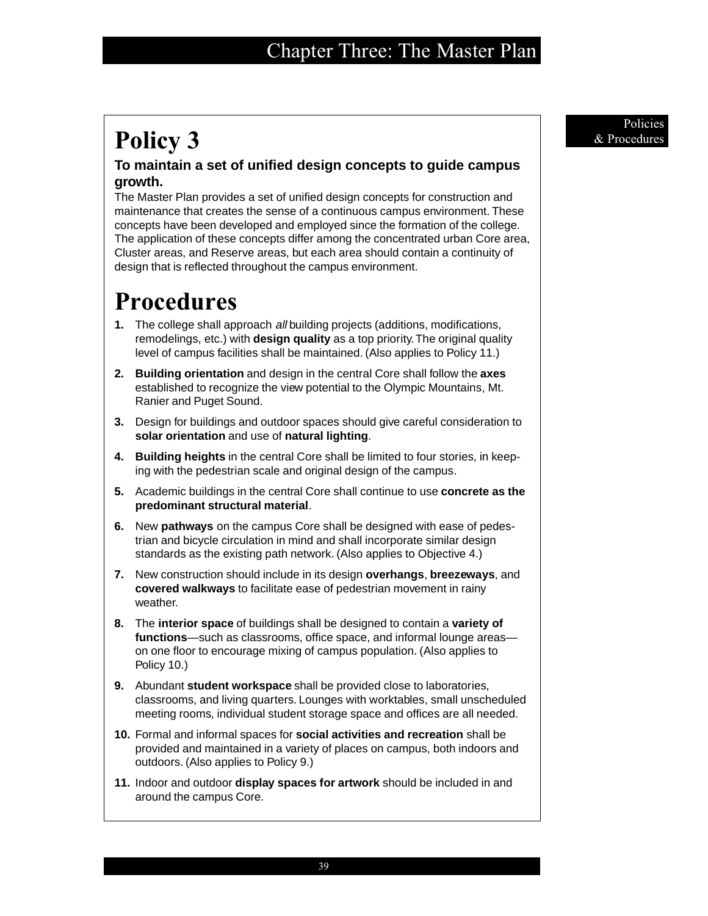# Policy 3

### To maintain a set of unified design concepts to guide campus growth.

The Master Plan provides a set of unified design concepts for construction and maintenance that creates the sense of a continuous campus environment. These concepts have been developed and employed since the formation of the college. The application of these concepts differ among the concentrated urban Core area, Cluster areas, and Reserve areas, but each area should contain a continuity of design that is reflected throughout the campus environment.

# Procedures

1. The college shall approach *all* building projects (additions, modifications, remodelings, etc.) with **design quality** as a top priority. The original quality level of campus facilities shall be maintained. (Also applies to Policy 11.)
2. **Building orientation** and design in the central Core shall follow the **axes** established to recognize the view potential to the Olympic Mountains, Mt. Ranier and Puget Sound.
3. Design for buildings and outdoor spaces should give careful consideration to **solar orientation** and use of **natural lighting**.
4. **Building heights** in the central Core shall be limited to four stories, in keeping with the pedestrian scale and original design of the campus.
5. Academic buildings in the central Core shall continue to use **concrete as the predominant structural material**.
6. New **pathways** on the campus Core shall be designed with ease of pedestrian and bicycle circulation in mind and shall incorporate similar design standards as the existing path network. (Also applies to Objective 4.)
7. New construction should include in its design **overhangs**, **breezeways**, and **covered walkways** to facilitate ease of pedestrian movement in rainy weather.
8. The **interior space** of buildings shall be designed to contain a **variety of functions**—such as classrooms, office space, and informal lounge areas—on one floor to encourage mixing of campus population. (Also applies to Policy 10.)
9. Abundant **student workspace** shall be provided close to laboratories, classrooms, and living quarters. Lounges with worktables, small unscheduled meeting rooms, individual student storage space and offices are all needed.
10. Formal and informal spaces for **social activities and recreation** shall be provided and maintained in a variety of places on campus, both indoors and outdoors. (Also applies to Policy 9.)
11. Indoor and outdoor **display spaces for artwork** should be included in and around the campus Core.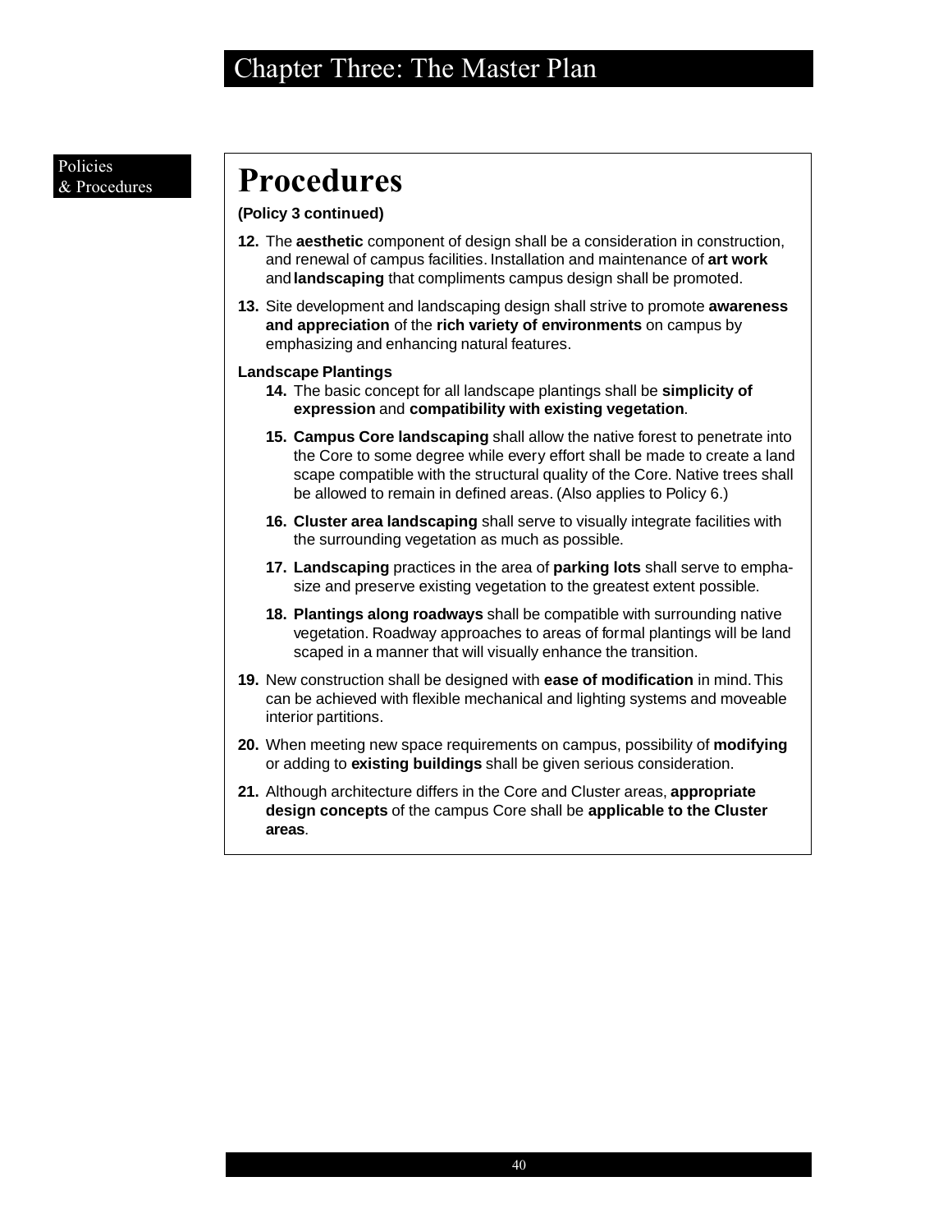Policies & Procedures

# Procedures

**(Policy 3 continued)**

**12.** The **aesthetic** component of design shall be a consideration in construction, and renewal of campus facilities. Installation and maintenance of **art work** and **landscaping** that compliments campus design shall be promoted.

**13.** Site development and landscaping design shall strive to promote **awareness and appreciation** of the **rich variety of environments** on campus by emphasizing and enhancing natural features.

**Landscape Plantings**

**14.** The basic concept for all landscape plantings shall be **simplicity of expression** and **compatibility with existing vegetation**.

**15.** **Campus Core landscaping** shall allow the native forest to penetrate into the Core to some degree while every effort shall be made to create a land scape compatible with the structural quality of the Core. Native trees shall be allowed to remain in defined areas. (Also applies to Policy 6.)

**16.** **Cluster area landscaping** shall serve to visually integrate facilities with the surrounding vegetation as much as possible.

**17.** **Landscaping** practices in the area of **parking lots** shall serve to emphasize and preserve existing vegetation to the greatest extent possible.

**18.** **Plantings along roadways** shall be compatible with surrounding native vegetation. Roadway approaches to areas of formal plantings will be land scaped in a manner that will visually enhance the transition.

**19.** New construction shall be designed with **ease of modification** in mind. This can be achieved with flexible mechanical and lighting systems and moveable interior partitions.

**20.** When meeting new space requirements on campus, possibility of **modifying** or adding to **existing buildings** shall be given serious consideration.

**21.** Although architecture differs in the Core and Cluster areas, **appropriate design concepts** of the campus Core shall be **applicable to the Cluster areas**.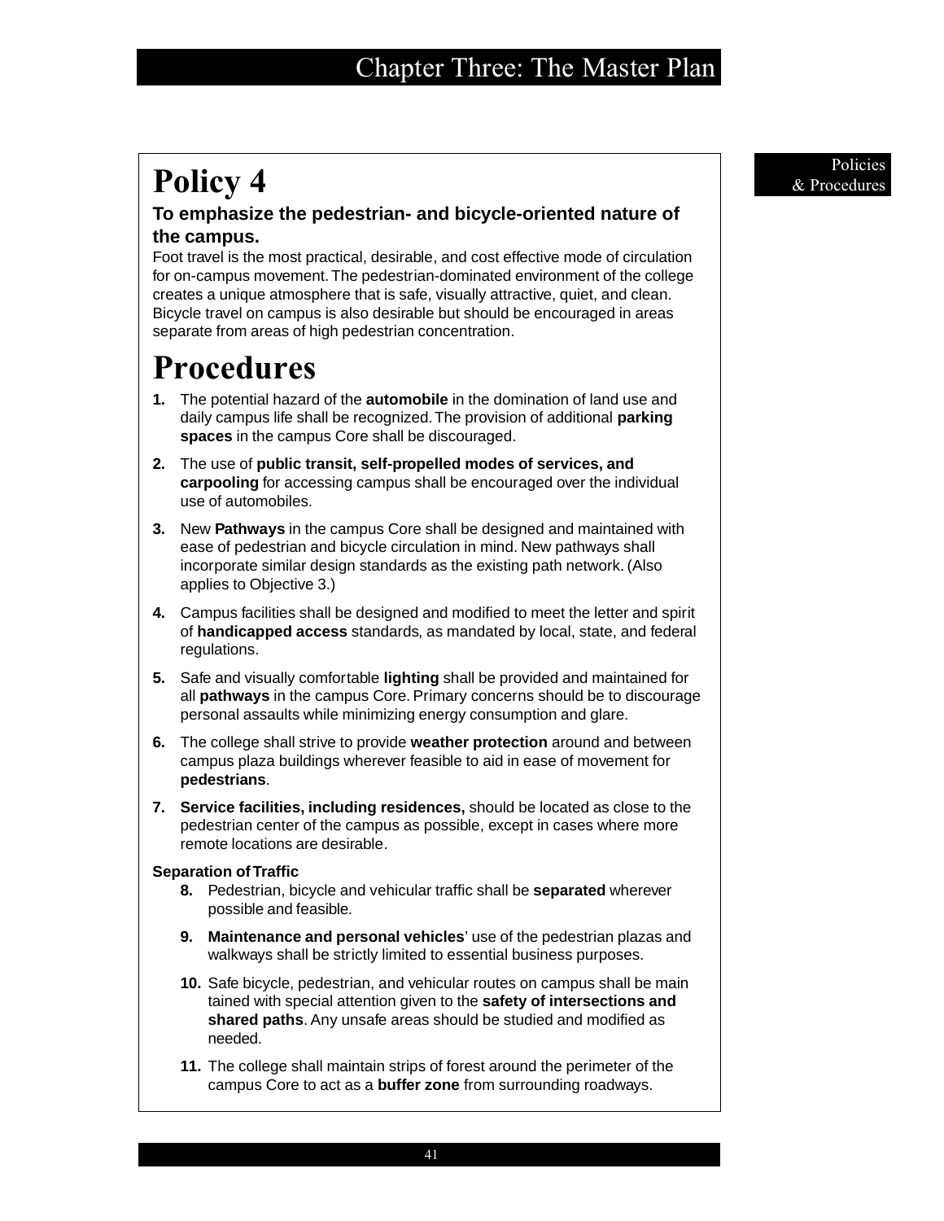# Policy 4

### To emphasize the pedestrian- and bicycle-oriented nature of the campus.

Foot travel is the most practical, desirable, and cost effective mode of circulation for on-campus movement. The pedestrian-dominated environment of the college creates a unique atmosphere that is safe, visually attractive, quiet, and clean. Bicycle travel on campus is also desirable but should be encouraged in areas separate from areas of high pedestrian concentration.

# Procedures

1. The potential hazard of the **automobile** in the domination of land use and daily campus life shall be recognized. The provision of additional **parking spaces** in the campus Core shall be discouraged.
2. The use of **public transit, self-propelled modes of services, and carpooling** for accessing campus shall be encouraged over the individual use of automobiles.
3. New **Pathways** in the campus Core shall be designed and maintained with ease of pedestrian and bicycle circulation in mind. New pathways shall incorporate similar design standards as the existing path network. (Also applies to Objective 3.)
4. Campus facilities shall be designed and modified to meet the letter and spirit of **handicapped access** standards, as mandated by local, state, and federal regulations.
5. Safe and visually comfortable **lighting** shall be provided and maintained for all **pathways** in the campus Core. Primary concerns should be to discourage personal assaults while minimizing energy consumption and glare.
6. The college shall strive to provide **weather protection** around and between campus plaza buildings wherever feasible to aid in ease of movement for **pedestrians**.
7. **Service facilities, including residences,** should be located as close to the pedestrian center of the campus as possible, except in cases where more remote locations are desirable.

**Separation of Traffic**

8. Pedestrian, bicycle and vehicular traffic shall be **separated** wherever possible and feasible.
9. **Maintenance and personal vehicles**' use of the pedestrian plazas and walkways shall be strictly limited to essential business purposes.
10. Safe bicycle, pedestrian, and vehicular routes on campus shall be main tained with special attention given to the **safety of intersections and shared paths**. Any unsafe areas should be studied and modified as needed.
11. The college shall maintain strips of forest around the perimeter of the campus Core to act as a **buffer zone** from surrounding roadways.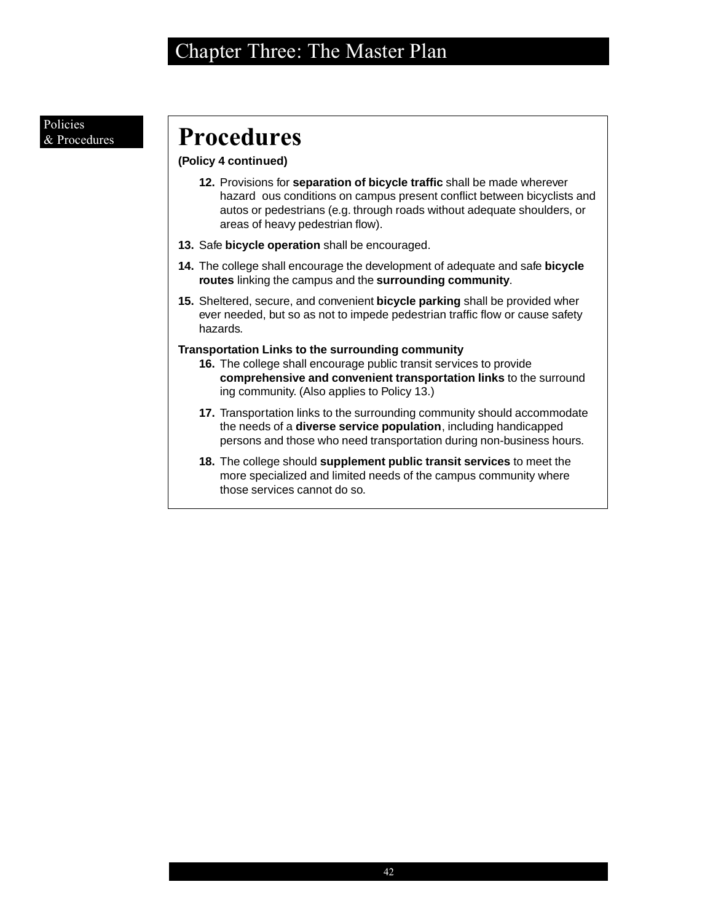Policies
& Procedures

# Procedures

**(Policy 4 continued)**

12. Provisions for **separation of bicycle traffic** shall be made wherever hazardous conditions on campus present conflict between bicyclists and autos or pedestrians (e.g. through roads without adequate shoulders, or areas of heavy pedestrian flow).
13. Safe **bicycle operation** shall be encouraged.
14. The college shall encourage the development of adequate and safe **bicycle routes** linking the campus and the **surrounding community**.
15. Sheltered, secure, and convenient **bicycle parking** shall be provided wherever needed, but so as not to impede pedestrian traffic flow or cause safety hazards.

**Transportation Links to the surrounding community**

16. The college shall encourage public transit services to provide **comprehensive and convenient transportation links** to the surrounding community. (Also applies to Policy 13.)
17. Transportation links to the surrounding community should accommodate the needs of a **diverse service population**, including handicapped persons and those who need transportation during non-business hours.
18. The college should **supplement public transit services** to meet the more specialized and limited needs of the campus community where those services cannot do so.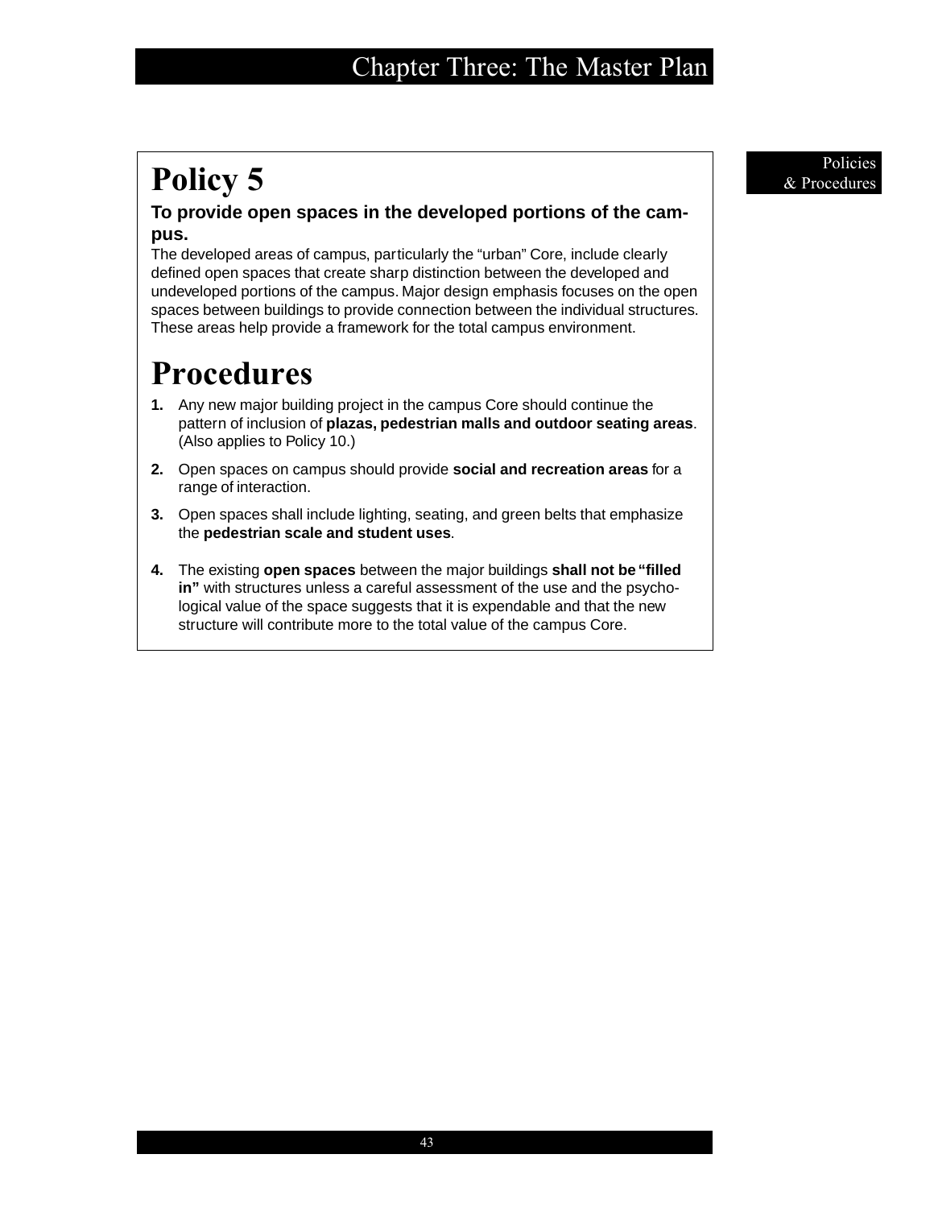# Policy 5

**To provide open spaces in the developed portions of the campus.**

The developed areas of campus, particularly the "urban" Core, include clearly defined open spaces that create sharp distinction between the developed and undeveloped portions of the campus. Major design emphasis focuses on the open spaces between buildings to provide connection between the individual structures. These areas help provide a framework for the total campus environment.

# Procedures

1. Any new major building project in the campus Core should continue the pattern of inclusion of **plazas, pedestrian malls and outdoor seating areas**. (Also applies to Policy 10.)
2. Open spaces on campus should provide **social and recreation areas** for a range of interaction.
3. Open spaces shall include lighting, seating, and green belts that emphasize the **pedestrian scale and student uses**.
4. The existing **open spaces** between the major buildings **shall not be "filled in"** with structures unless a careful assessment of the use and the psychological value of the space suggests that it is expendable and that the new structure will contribute more to the total value of the campus Core.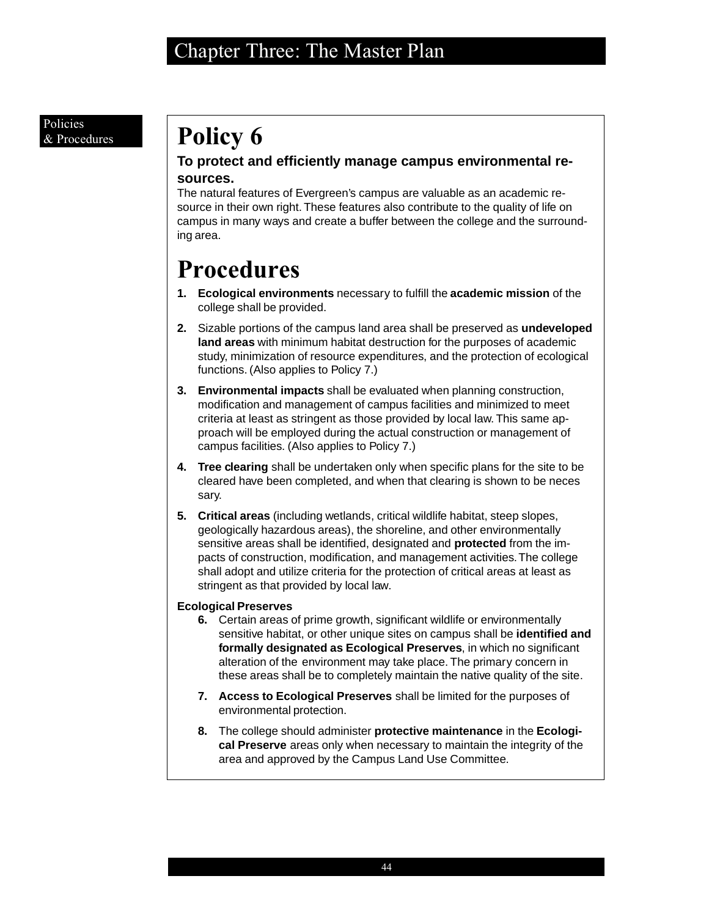Policies & Procedures

# Policy 6

**To protect and efficiently manage campus environmental resources.**

The natural features of Evergreen's campus are valuable as an academic resource in their own right. These features also contribute to the quality of life on campus in many ways and create a buffer between the college and the surrounding area.

# Procedures

1. **Ecological environments** necessary to fulfill the **academic mission** of the college shall be provided.
2. Sizable portions of the campus land area shall be preserved as **undeveloped land areas** with minimum habitat destruction for the purposes of academic study, minimization of resource expenditures, and the protection of ecological functions. (Also applies to Policy 7.)
3. **Environmental impacts** shall be evaluated when planning construction, modification and management of campus facilities and minimized to meet criteria at least as stringent as those provided by local law. This same approach will be employed during the actual construction or management of campus facilities. (Also applies to Policy 7.)
4. **Tree clearing** shall be undertaken only when specific plans for the site to be cleared have been completed, and when that clearing is shown to be necessary.
5. **Critical areas** (including wetlands, critical wildlife habitat, steep slopes, geologically hazardous areas), the shoreline, and other environmentally sensitive areas shall be identified, designated and **protected** from the impacts of construction, modification, and management activities. The college shall adopt and utilize criteria for the protection of critical areas at least as stringent as that provided by local law.

**Ecological Preserves**

6. Certain areas of prime growth, significant wildlife or environmentally sensitive habitat, or other unique sites on campus shall be **identified and formally designated as Ecological Preserves**, in which no significant alteration of the environment may take place. The primary concern in these areas shall be to completely maintain the native quality of the site.
7. **Access to Ecological Preserves** shall be limited for the purposes of environmental protection.
8. The college should administer **protective maintenance** in the **Ecological Preserve** areas only when necessary to maintain the integrity of the area and approved by the Campus Land Use Committee.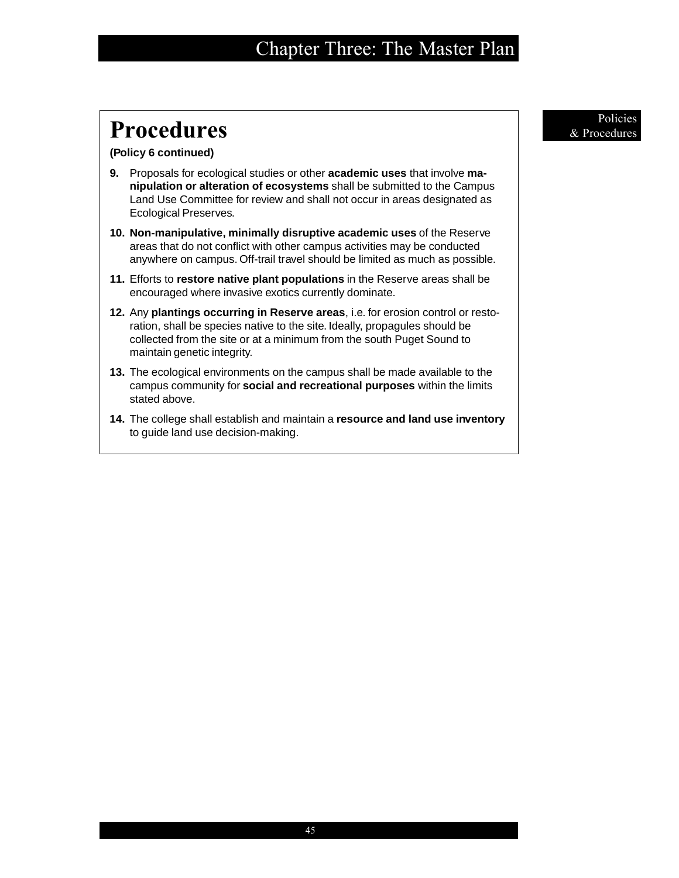# Procedures

**(Policy 6 continued)**

9. Proposals for ecological studies or other **academic uses** that involve **manipulation or alteration of ecosystems** shall be submitted to the Campus Land Use Committee for review and shall not occur in areas designated as Ecological Preserves.

10. **Non-manipulative, minimally disruptive academic uses** of the Reserve areas that do not conflict with other campus activities may be conducted anywhere on campus. Off-trail travel should be limited as much as possible.

11. Efforts to **restore native plant populations** in the Reserve areas shall be encouraged where invasive exotics currently dominate.

12. Any **plantings occurring in Reserve areas**, i.e. for erosion control or restoration, shall be species native to the site. Ideally, propagules should be collected from the site or at a minimum from the south Puget Sound to maintain genetic integrity.

13. The ecological environments on the campus shall be made available to the campus community for **social and recreational purposes** within the limits stated above.

14. The college shall establish and maintain a **resource and land use inventory** to guide land use decision-making.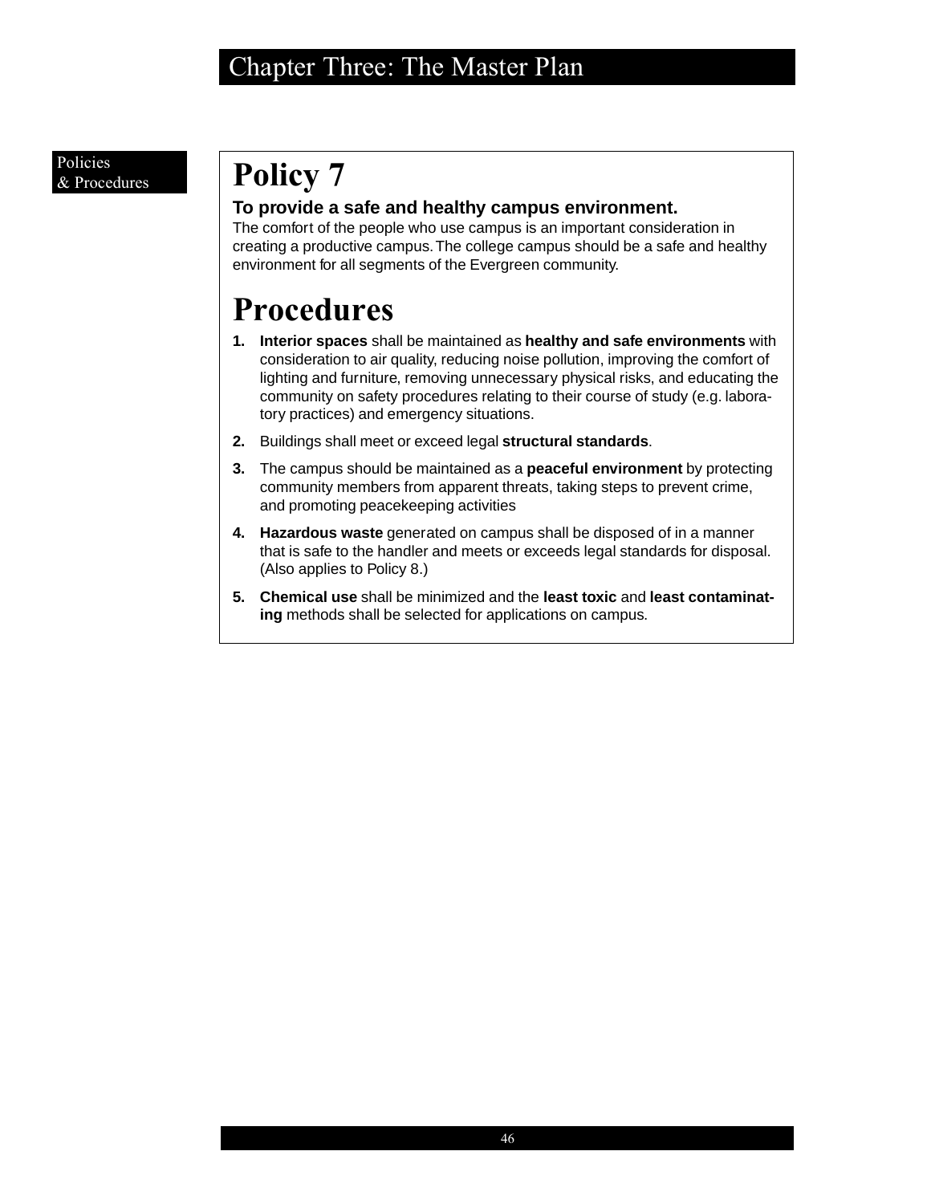Policies & Procedures

# Policy 7

**To provide a safe and healthy campus environment.**

The comfort of the people who use campus is an important consideration in creating a productive campus. The college campus should be a safe and healthy environment for all segments of the Evergreen community.

# Procedures

1. **Interior spaces** shall be maintained as **healthy and safe environments** with consideration to air quality, reducing noise pollution, improving the comfort of lighting and furniture, removing unnecessary physical risks, and educating the community on safety procedures relating to their course of study (e.g. laboratory practices) and emergency situations.
2. Buildings shall meet or exceed legal **structural standards**.
3. The campus should be maintained as a **peaceful environment** by protecting community members from apparent threats, taking steps to prevent crime, and promoting peacekeeping activities
4. **Hazardous waste** generated on campus shall be disposed of in a manner that is safe to the handler and meets or exceeds legal standards for disposal. (Also applies to Policy 8.)
5. **Chemical use** shall be minimized and the **least toxic** and **least contaminating** methods shall be selected for applications on campus.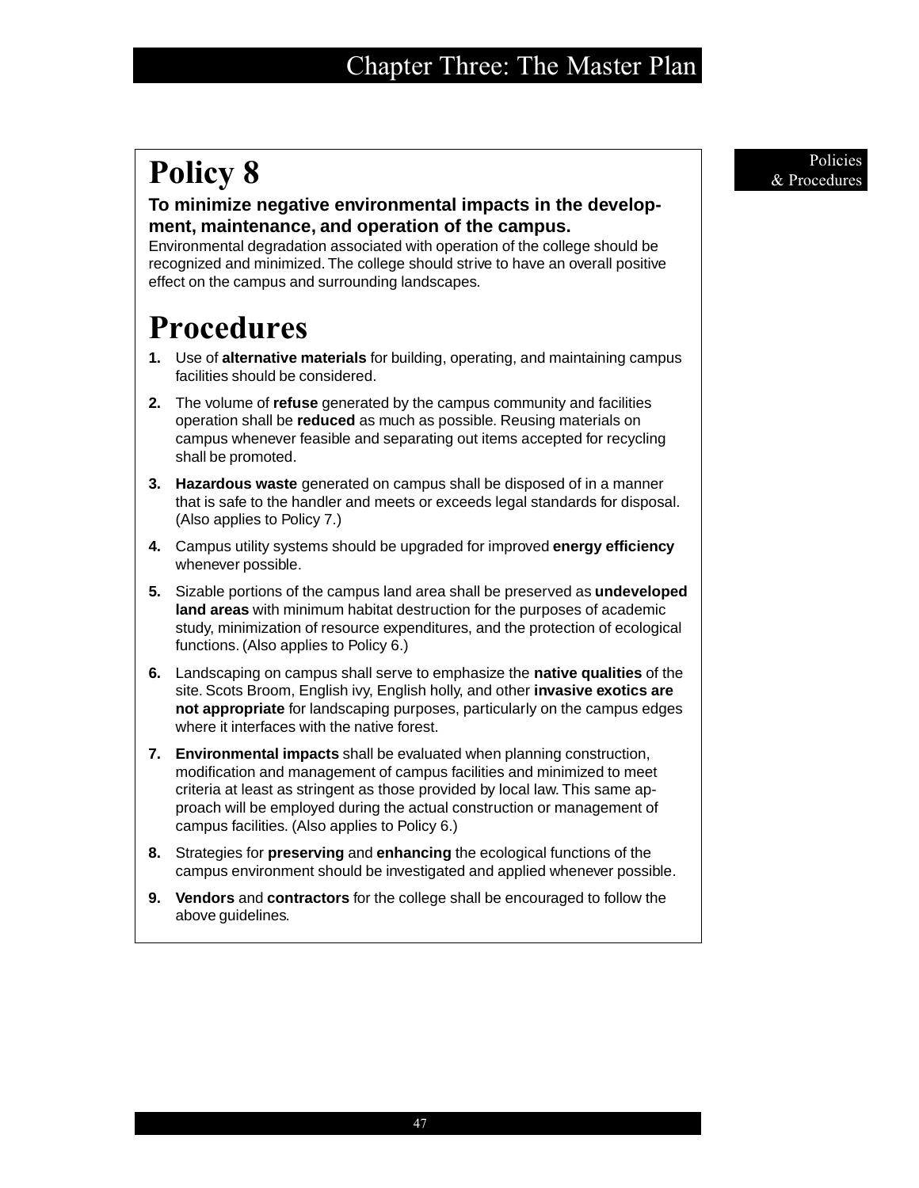# Policy 8

**To minimize negative environmental impacts in the development, maintenance, and operation of the campus.**

Environmental degradation associated with operation of the college should be recognized and minimized. The college should strive to have an overall positive effect on the campus and surrounding landscapes.

# Procedures

1. Use of **alternative materials** for building, operating, and maintaining campus facilities should be considered.
2. The volume of **refuse** generated by the campus community and facilities operation shall be **reduced** as much as possible. Reusing materials on campus whenever feasible and separating out items accepted for recycling shall be promoted.
3. **Hazardous waste** generated on campus shall be disposed of in a manner that is safe to the handler and meets or exceeds legal standards for disposal. (Also applies to Policy 7.)
4. Campus utility systems should be upgraded for improved **energy efficiency** whenever possible.
5. Sizable portions of the campus land area shall be preserved as **undeveloped land areas** with minimum habitat destruction for the purposes of academic study, minimization of resource expenditures, and the protection of ecological functions. (Also applies to Policy 6.)
6. Landscaping on campus shall serve to emphasize the **native qualities** of the site. Scots Broom, English ivy, English holly, and other **invasive exotics are not appropriate** for landscaping purposes, particularly on the campus edges where it interfaces with the native forest.
7. **Environmental impacts** shall be evaluated when planning construction, modification and management of campus facilities and minimized to meet criteria at least as stringent as those provided by local law. This same approach will be employed during the actual construction or management of campus facilities. (Also applies to Policy 6.)
8. Strategies for **preserving** and **enhancing** the ecological functions of the campus environment should be investigated and applied whenever possible.
9. **Vendors** and **contractors** for the college shall be encouraged to follow the above guidelines.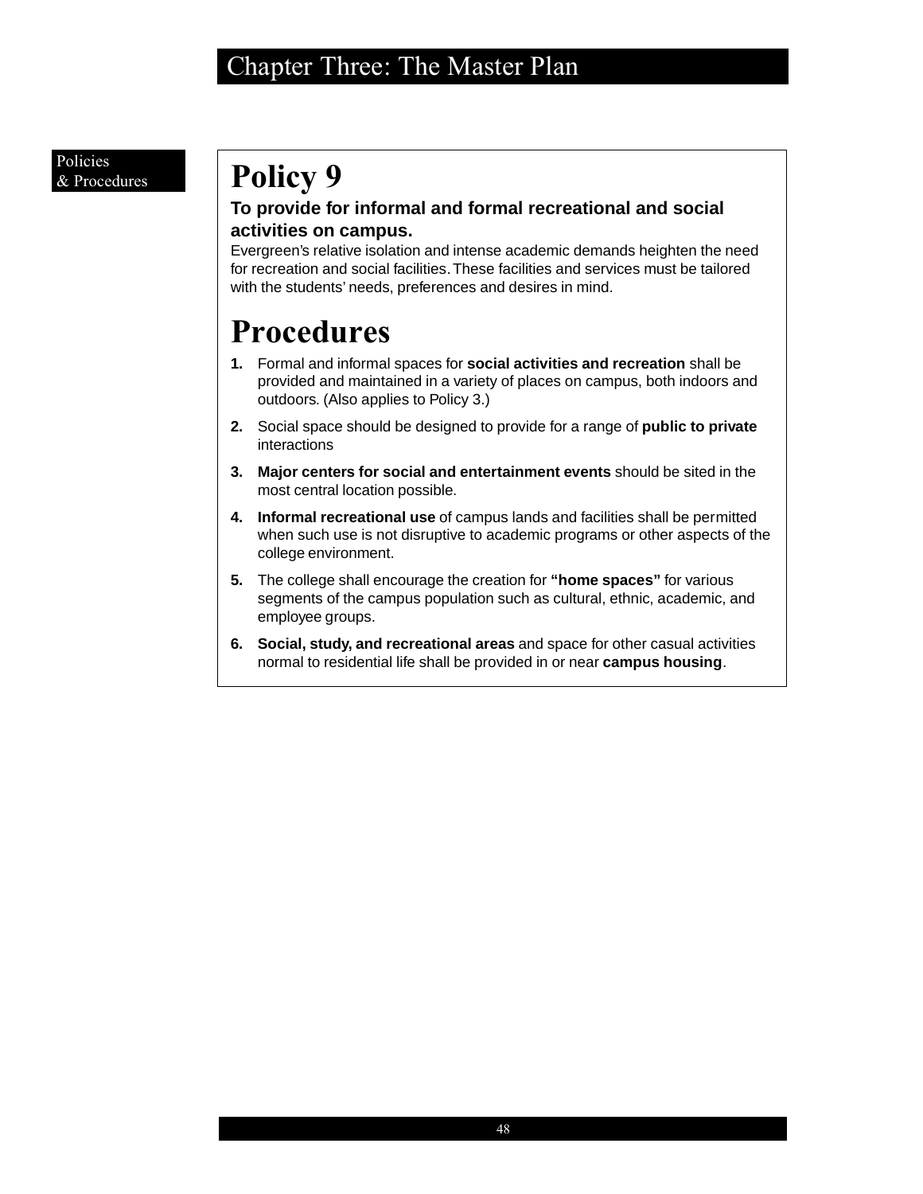Policies & Procedures

# Policy 9

**To provide for informal and formal recreational and social activities on campus.**

Evergreen's relative isolation and intense academic demands heighten the need for recreation and social facilities. These facilities and services must be tailored with the students' needs, preferences and desires in mind.

# Procedures

1. Formal and informal spaces for **social activities and recreation** shall be provided and maintained in a variety of places on campus, both indoors and outdoors. (Also applies to Policy 3.)
2. Social space should be designed to provide for a range of **public to private** interactions
3. **Major centers for social and entertainment events** should be sited in the most central location possible.
4. **Informal recreational use** of campus lands and facilities shall be permitted when such use is not disruptive to academic programs or other aspects of the college environment.
5. The college shall encourage the creation for **"home spaces"** for various segments of the campus population such as cultural, ethnic, academic, and employee groups.
6. **Social, study, and recreational areas** and space for other casual activities normal to residential life shall be provided in or near **campus housing**.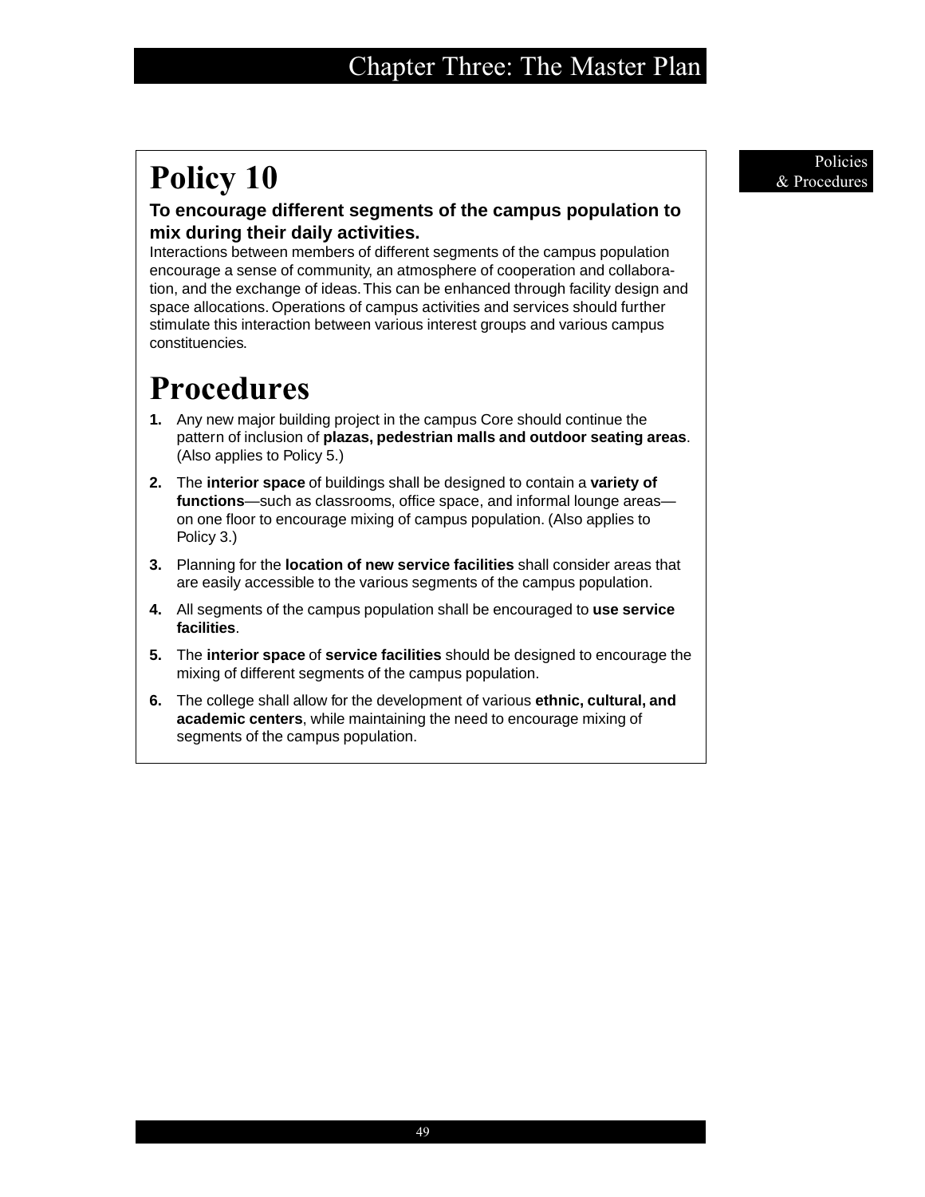# Policy 10

**To encourage different segments of the campus population to mix during their daily activities.**

Interactions between members of different segments of the campus population encourage a sense of community, an atmosphere of cooperation and collaboration, and the exchange of ideas. This can be enhanced through facility design and space allocations. Operations of campus activities and services should further stimulate this interaction between various interest groups and various campus constituencies.

# Procedures

1. Any new major building project in the campus Core should continue the pattern of inclusion of **plazas, pedestrian malls and outdoor seating areas**. (Also applies to Policy 5.)
2. The **interior space** of buildings shall be designed to contain a **variety of functions**—such as classrooms, office space, and informal lounge areas—on one floor to encourage mixing of campus population. (Also applies to Policy 3.)
3. Planning for the **location of new service facilities** shall consider areas that are easily accessible to the various segments of the campus population.
4. All segments of the campus population shall be encouraged to **use service facilities**.
5. The **interior space** of **service facilities** should be designed to encourage the mixing of different segments of the campus population.
6. The college shall allow for the development of various **ethnic, cultural, and academic centers**, while maintaining the need to encourage mixing of segments of the campus population.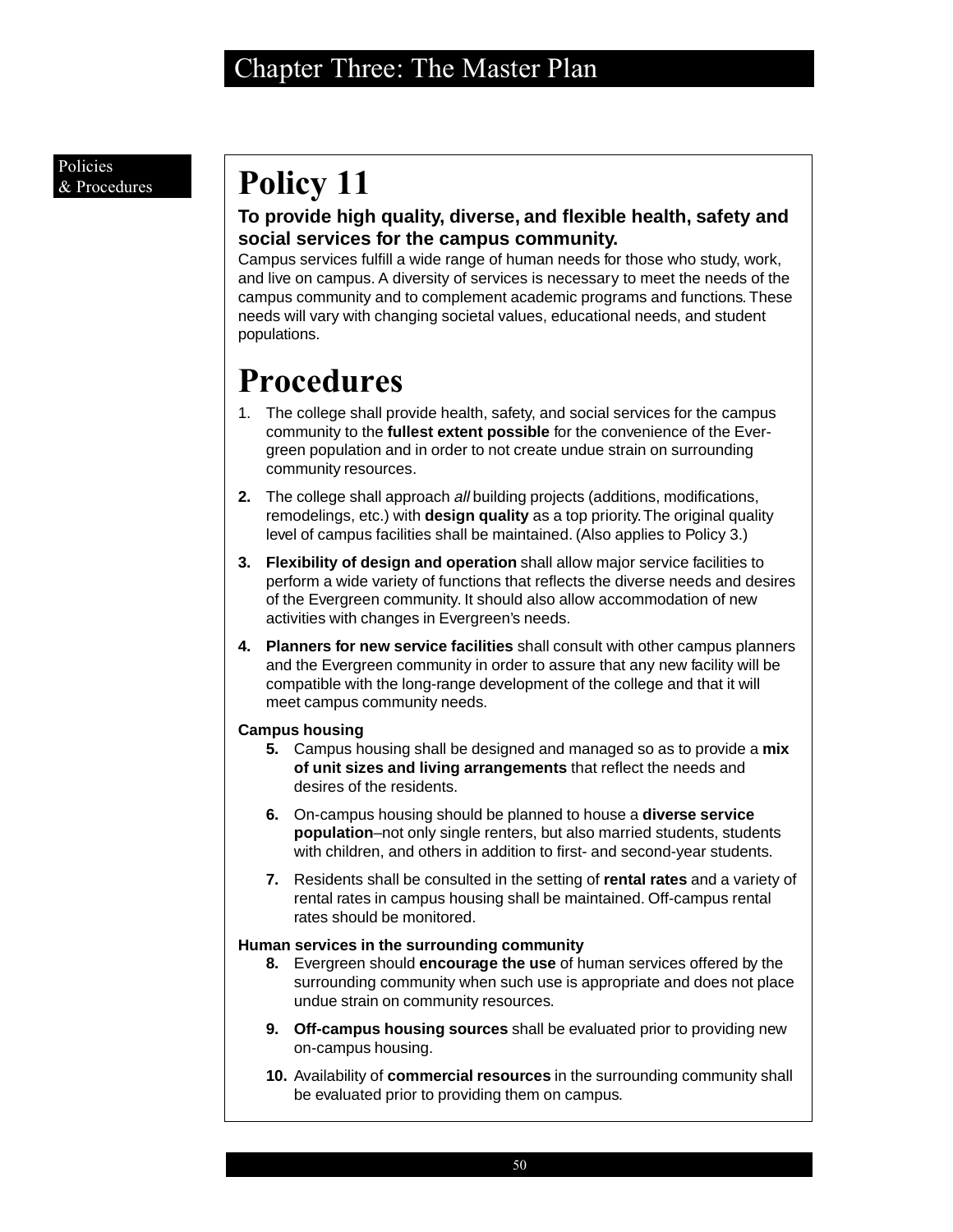Policies
& Procedures

# Policy 11

**To provide high quality, diverse, and flexible health, safety and social services for the campus community.**

Campus services fulfill a wide range of human needs for those who study, work, and live on campus. A diversity of services is necessary to meet the needs of the campus community and to complement academic programs and functions. These needs will vary with changing societal values, educational needs, and student populations.

# Procedures

1. The college shall provide health, safety, and social services for the campus community to the **fullest extent possible** for the convenience of the Evergreen population and in order to not create undue strain on surrounding community resources.

2. The college shall approach *all* building projects (additions, modifications, remodelings, etc.) with **design quality** as a top priority. The original quality level of campus facilities shall be maintained. (Also applies to Policy 3.)

3. **Flexibility of design and operation** shall allow major service facilities to perform a wide variety of functions that reflects the diverse needs and desires of the Evergreen community. It should also allow accommodation of new activities with changes in Evergreen's needs.

4. **Planners for new service facilities** shall consult with other campus planners and the Evergreen community in order to assure that any new facility will be compatible with the long-range development of the college and that it will meet campus community needs.

**Campus housing**

5. Campus housing shall be designed and managed so as to provide a **mix of unit sizes and living arrangements** that reflect the needs and desires of the residents.

6. On-campus housing should be planned to house a **diverse service population**–not only single renters, but also married students, students with children, and others in addition to first- and second-year students.

7. Residents shall be consulted in the setting of **rental rates** and a variety of rental rates in campus housing shall be maintained. Off-campus rental rates should be monitored.

**Human services in the surrounding community**

8. Evergreen should **encourage the use** of human services offered by the surrounding community when such use is appropriate and does not place undue strain on community resources.

9. **Off-campus housing sources** shall be evaluated prior to providing new on-campus housing.

10. Availability of **commercial resources** in the surrounding community shall be evaluated prior to providing them on campus.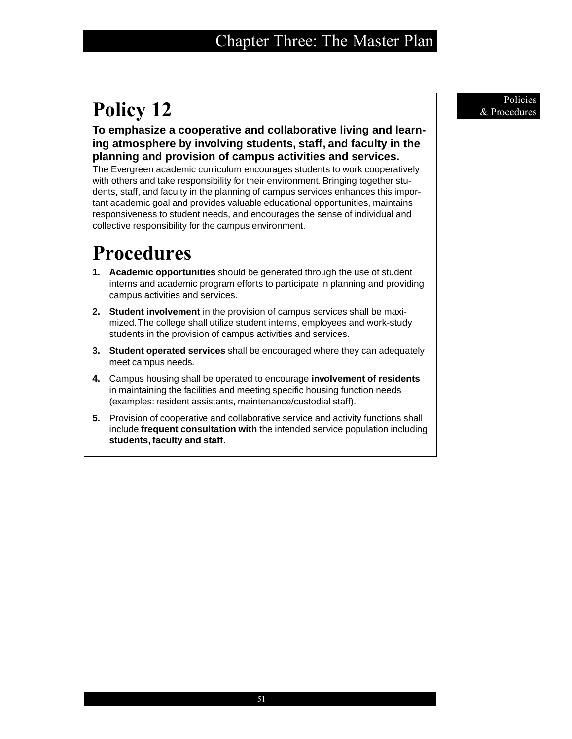# Policy 12

**To emphasize a cooperative and collaborative living and learning atmosphere by involving students, staff, and faculty in the planning and provision of campus activities and services.**

The Evergreen academic curriculum encourages students to work cooperatively with others and take responsibility for their environment. Bringing together students, staff, and faculty in the planning of campus services enhances this important academic goal and provides valuable educational opportunities, maintains responsiveness to student needs, and encourages the sense of individual and collective responsibility for the campus environment.

# Procedures

1. **Academic opportunities** should be generated through the use of student interns and academic program efforts to participate in planning and providing campus activities and services.
2. **Student involvement** in the provision of campus services shall be maximized. The college shall utilize student interns, employees and work-study students in the provision of campus activities and services.
3. **Student operated services** shall be encouraged where they can adequately meet campus needs.
4. Campus housing shall be operated to encourage **involvement of residents** in maintaining the facilities and meeting specific housing function needs (examples: resident assistants, maintenance/custodial staff).
5. Provision of cooperative and collaborative service and activity functions shall include **frequent consultation with** the intended service population including **students, faculty and staff**.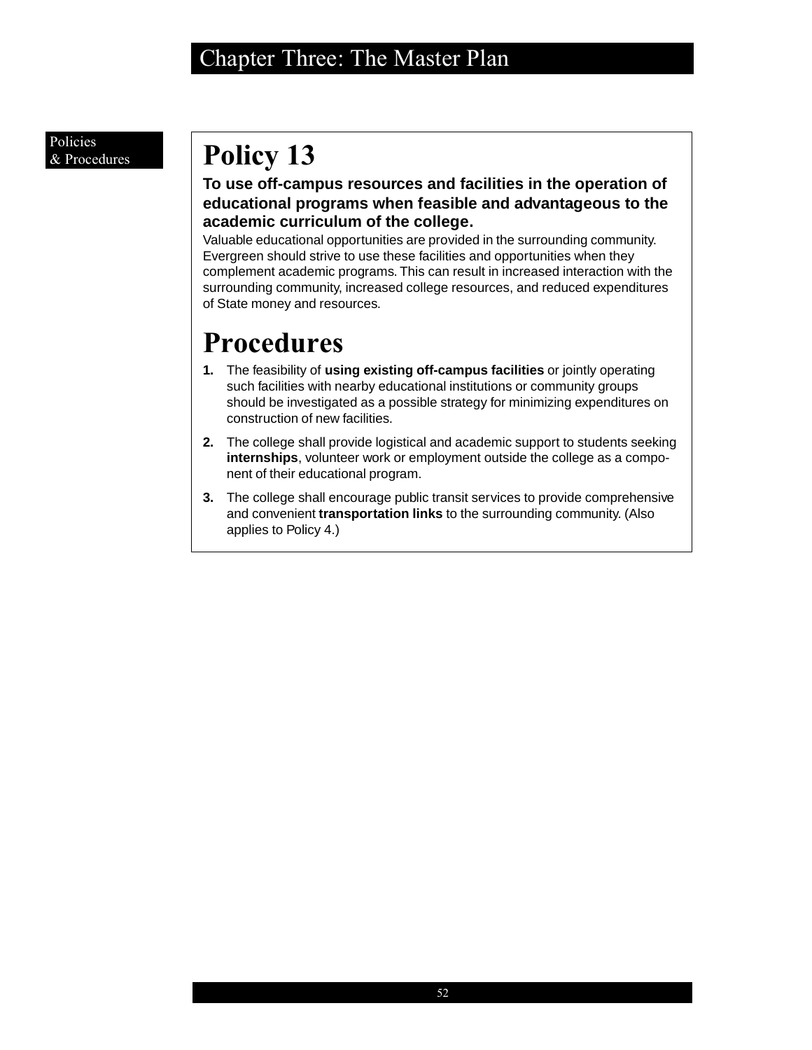Policies & Procedures

# Policy 13

**To use off-campus resources and facilities in the operation of educational programs when feasible and advantageous to the academic curriculum of the college.**

Valuable educational opportunities are provided in the surrounding community. Evergreen should strive to use these facilities and opportunities when they complement academic programs. This can result in increased interaction with the surrounding community, increased college resources, and reduced expenditures of State money and resources.

# Procedures

1. The feasibility of **using existing off-campus facilities** or jointly operating such facilities with nearby educational institutions or community groups should be investigated as a possible strategy for minimizing expenditures on construction of new facilities.
2. The college shall provide logistical and academic support to students seeking **internships**, volunteer work or employment outside the college as a component of their educational program.
3. The college shall encourage public transit services to provide comprehensive and convenient **transportation links** to the surrounding community. (Also applies to Policy 4.)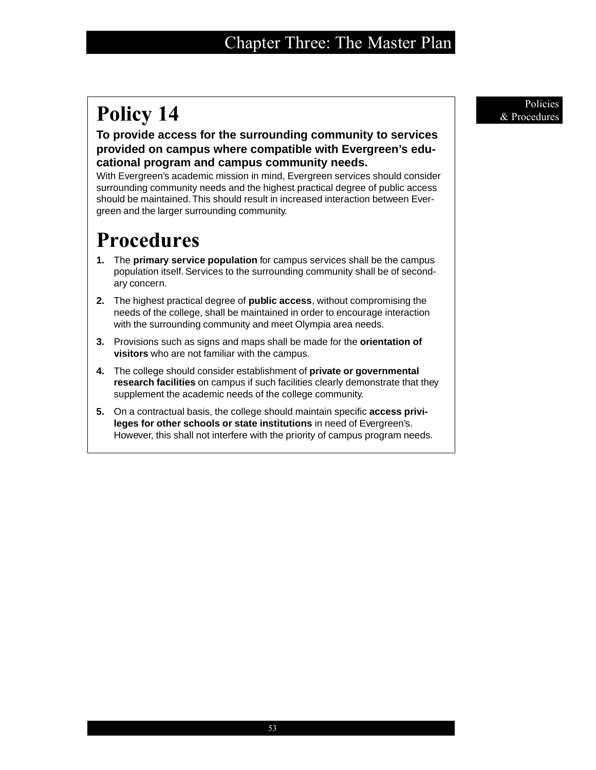# Policy 14

**To provide access for the surrounding community to services provided on campus where compatible with Evergreen's educational program and campus community needs.**

With Evergreen's academic mission in mind, Evergreen services should consider surrounding community needs and the highest practical degree of public access should be maintained. This should result in increased interaction between Evergreen and the larger surrounding community.

# Procedures

1. The **primary service population** for campus services shall be the campus population itself. Services to the surrounding community shall be of secondary concern.
2. The highest practical degree of **public access**, without compromising the needs of the college, shall be maintained in order to encourage interaction with the surrounding community and meet Olympia area needs.
3. Provisions such as signs and maps shall be made for the **orientation of visitors** who are not familiar with the campus.
4. The college should consider establishment of **private or governmental research facilities** on campus if such facilities clearly demonstrate that they supplement the academic needs of the college community.
5. On a contractual basis, the college should maintain specific **access privileges for other schools or state institutions** in need of Evergreen's. However, this shall not interfere with the priority of campus program needs.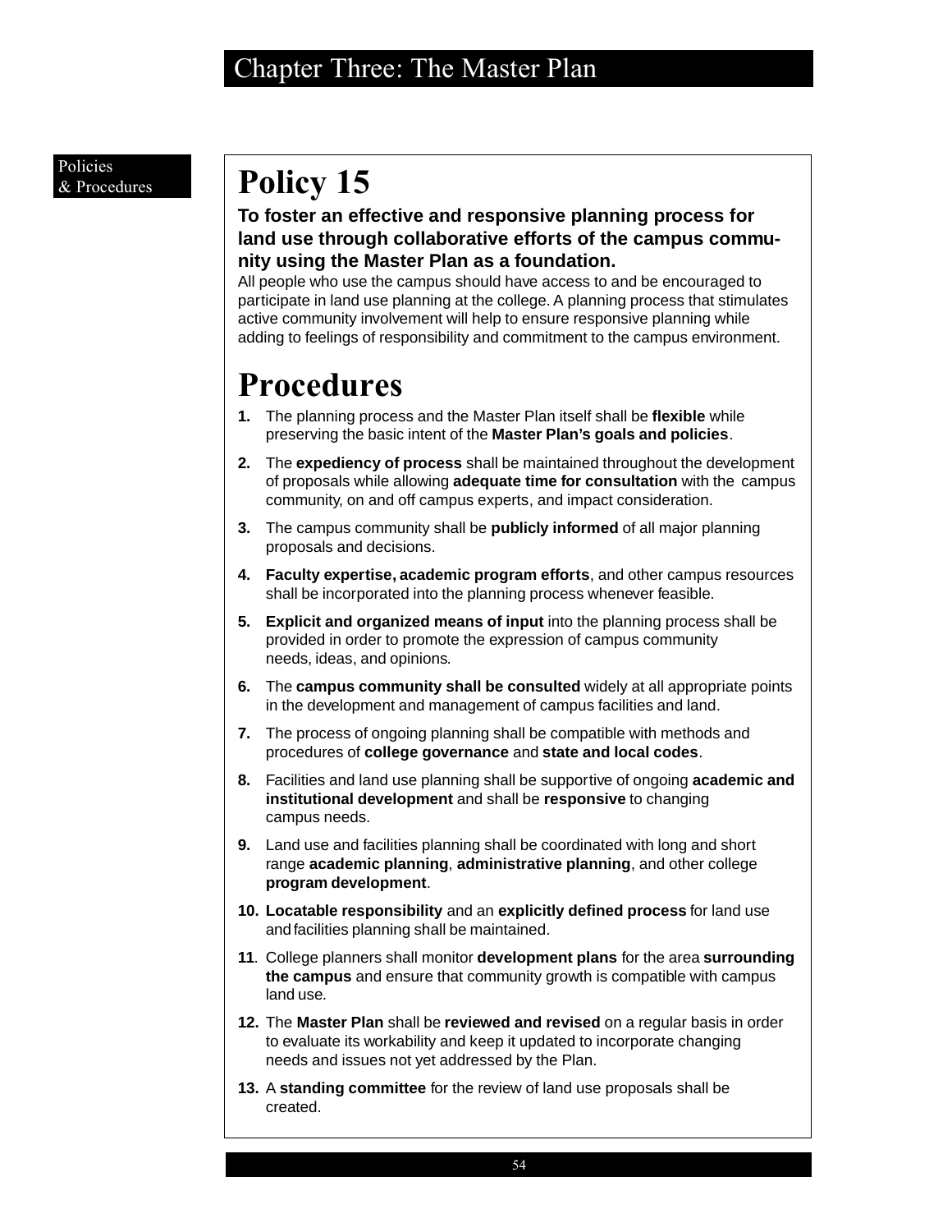Policies & Procedures

# Policy 15

**To foster an effective and responsive planning process for land use through collaborative efforts of the campus community using the Master Plan as a foundation.**

All people who use the campus should have access to and be encouraged to participate in land use planning at the college. A planning process that stimulates active community involvement will help to ensure responsive planning while adding to feelings of responsibility and commitment to the campus environment.

# Procedures

1. The planning process and the Master Plan itself shall be **flexible** while preserving the basic intent of the **Master Plan's goals and policies**.
2. The **expediency of process** shall be maintained throughout the development of proposals while allowing **adequate time for consultation** with the campus community, on and off campus experts, and impact consideration.
3. The campus community shall be **publicly informed** of all major planning proposals and decisions.
4. **Faculty expertise, academic program efforts**, and other campus resources shall be incorporated into the planning process whenever feasible.
5. **Explicit and organized means of input** into the planning process shall be provided in order to promote the expression of campus community needs, ideas, and opinions.
6. The **campus community shall be consulted** widely at all appropriate points in the development and management of campus facilities and land.
7. The process of ongoing planning shall be compatible with methods and procedures of **college governance** and **state and local codes**.
8. Facilities and land use planning shall be supportive of ongoing **academic and institutional development** and shall be **responsive** to changing campus needs.
9. Land use and facilities planning shall be coordinated with long and short range **academic planning**, **administrative planning**, and other college **program development**.
10. **Locatable responsibility** and an **explicitly defined process** for land use and facilities planning shall be maintained.
11. College planners shall monitor **development plans** for the area **surrounding the campus** and ensure that community growth is compatible with campus land use.
12. The **Master Plan** shall be **reviewed and revised** on a regular basis in order to evaluate its workability and keep it updated to incorporate changing needs and issues not yet addressed by the Plan.
13. A **standing committee** for the review of land use proposals shall be created.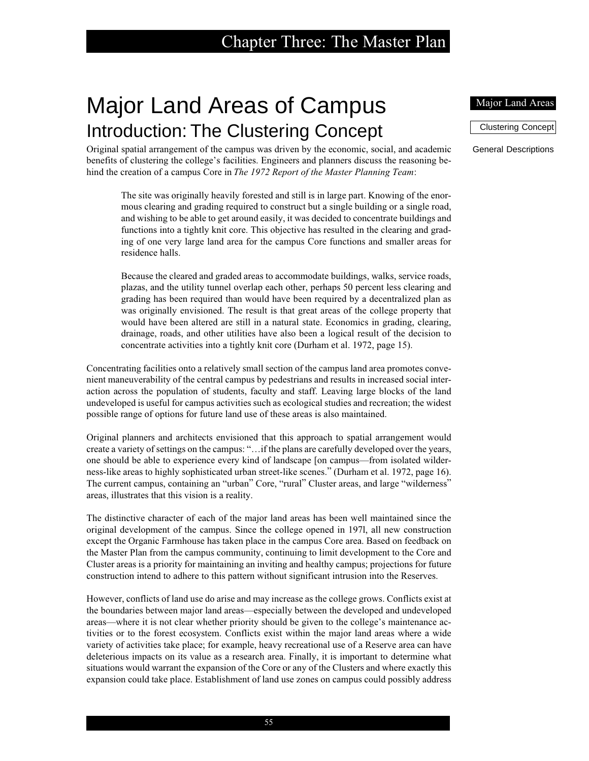# Major Land Areas of Campus

## Introduction: The Clustering Concept

Original spatial arrangement of the campus was driven by the economic, social, and academic benefits of clustering the college's facilities. Engineers and planners discuss the reasoning behind the creation of a campus Core in *The 1972 Report of the Master Planning Team*:

> The site was originally heavily forested and still is in large part. Knowing of the enormous clearing and grading required to construct but a single building or a single road, and wishing to be able to get around easily, it was decided to concentrate buildings and functions into a tightly knit core. This objective has resulted in the clearing and grading of one very large land area for the campus Core functions and smaller areas for residence halls.
>
> Because the cleared and graded areas to accommodate buildings, walks, service roads, plazas, and the utility tunnel overlap each other, perhaps 50 percent less clearing and grading has been required than would have been required by a decentralized plan as was originally envisioned. The result is that great areas of the college property that would have been altered are still in a natural state. Economics in grading, clearing, drainage, roads, and other utilities have also been a logical result of the decision to concentrate activities into a tightly knit core (Durham et al. 1972, page 15).

Concentrating facilities onto a relatively small section of the campus land area promotes convenient maneuverability of the central campus by pedestrians and results in increased social interaction across the population of students, faculty and staff. Leaving large blocks of the land undeveloped is useful for campus activities such as ecological studies and recreation; the widest possible range of options for future land use of these areas is also maintained.

Original planners and architects envisioned that this approach to spatial arrangement would create a variety of settings on the campus: "…if the plans are carefully developed over the years, one should be able to experience every kind of landscape [on campus—from isolated wilderness-like areas to highly sophisticated urban street-like scenes." (Durham et al. 1972, page 16). The current campus, containing an "urban" Core, "rural" Cluster areas, and large "wilderness" areas, illustrates that this vision is a reality.

The distinctive character of each of the major land areas has been well maintained since the original development of the campus. Since the college opened in 197l, all new construction except the Organic Farmhouse has taken place in the campus Core area. Based on feedback on the Master Plan from the campus community, continuing to limit development to the Core and Cluster areas is a priority for maintaining an inviting and healthy campus; projections for future construction intend to adhere to this pattern without significant intrusion into the Reserves.

However, conflicts of land use do arise and may increase as the college grows. Conflicts exist at the boundaries between major land areas—especially between the developed and undeveloped areas—where it is not clear whether priority should be given to the college's maintenance activities or to the forest ecosystem. Conflicts exist within the major land areas where a wide variety of activities take place; for example, heavy recreational use of a Reserve area can have deleterious impacts on its value as a research area. Finally, it is important to determine what situations would warrant the expansion of the Core or any of the Clusters and where exactly this expansion could take place. Establishment of land use zones on campus could possibly address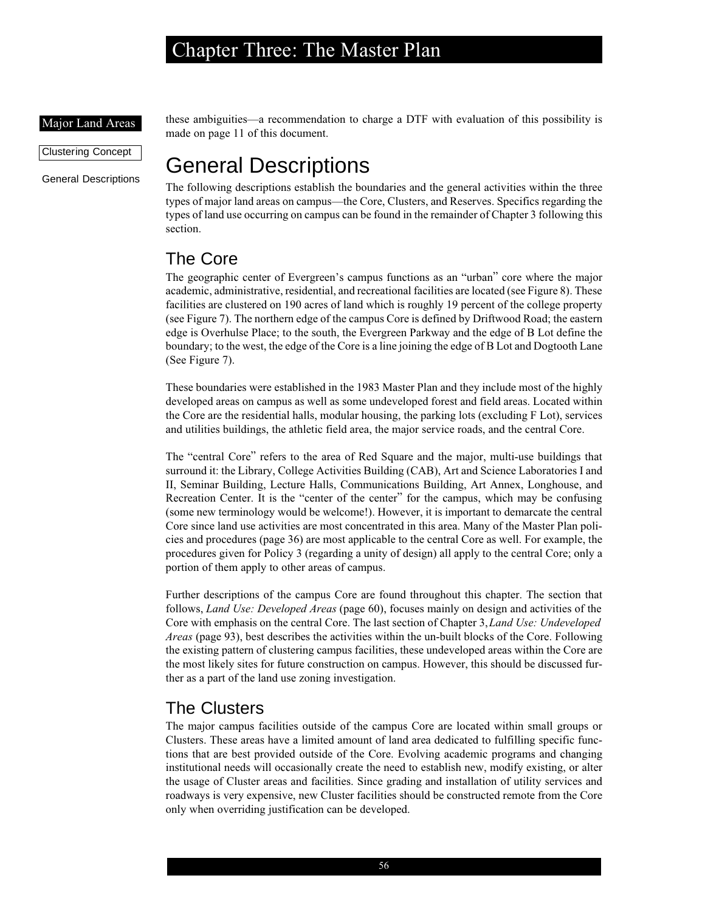these ambiguities—a recommendation to charge a DTF with evaluation of this possibility is made on page 11 of this document.

# General Descriptions

The following descriptions establish the boundaries and the general activities within the three types of major land areas on campus—the Core, Clusters, and Reserves. Specifics regarding the types of land use occurring on campus can be found in the remainder of Chapter 3 following this section.

## The Core

The geographic center of Evergreen's campus functions as an "urban" core where the major academic, administrative, residential, and recreational facilities are located (see Figure 8). These facilities are clustered on 190 acres of land which is roughly 19 percent of the college property (see Figure 7). The northern edge of the campus Core is defined by Driftwood Road; the eastern edge is Overhulse Place; to the south, the Evergreen Parkway and the edge of B Lot define the boundary; to the west, the edge of the Core is a line joining the edge of B Lot and Dogtooth Lane (See Figure 7).

These boundaries were established in the 1983 Master Plan and they include most of the highly developed areas on campus as well as some undeveloped forest and field areas. Located within the Core are the residential halls, modular housing, the parking lots (excluding F Lot), services and utilities buildings, the athletic field area, the major service roads, and the central Core.

The "central Core" refers to the area of Red Square and the major, multi-use buildings that surround it: the Library, College Activities Building (CAB), Art and Science Laboratories I and II, Seminar Building, Lecture Halls, Communications Building, Art Annex, Longhouse, and Recreation Center. It is the "center of the center" for the campus, which may be confusing (some new terminology would be welcome!). However, it is important to demarcate the central Core since land use activities are most concentrated in this area. Many of the Master Plan policies and procedures (page 36) are most applicable to the central Core as well. For example, the procedures given for Policy 3 (regarding a unity of design) all apply to the central Core; only a portion of them apply to other areas of campus.

Further descriptions of the campus Core are found throughout this chapter. The section that follows, *Land Use: Developed Areas* (page 60), focuses mainly on design and activities of the Core with emphasis on the central Core. The last section of Chapter 3, *Land Use: Undeveloped Areas* (page 93), best describes the activities within the un-built blocks of the Core. Following the existing pattern of clustering campus facilities, these undeveloped areas within the Core are the most likely sites for future construction on campus. However, this should be discussed further as a part of the land use zoning investigation.

## The Clusters

The major campus facilities outside of the campus Core are located within small groups or Clusters. These areas have a limited amount of land area dedicated to fulfilling specific functions that are best provided outside of the Core. Evolving academic programs and changing institutional needs will occasionally create the need to establish new, modify existing, or alter the usage of Cluster areas and facilities. Since grading and installation of utility services and roadways is very expensive, new Cluster facilities should be constructed remote from the Core only when overriding justification can be developed.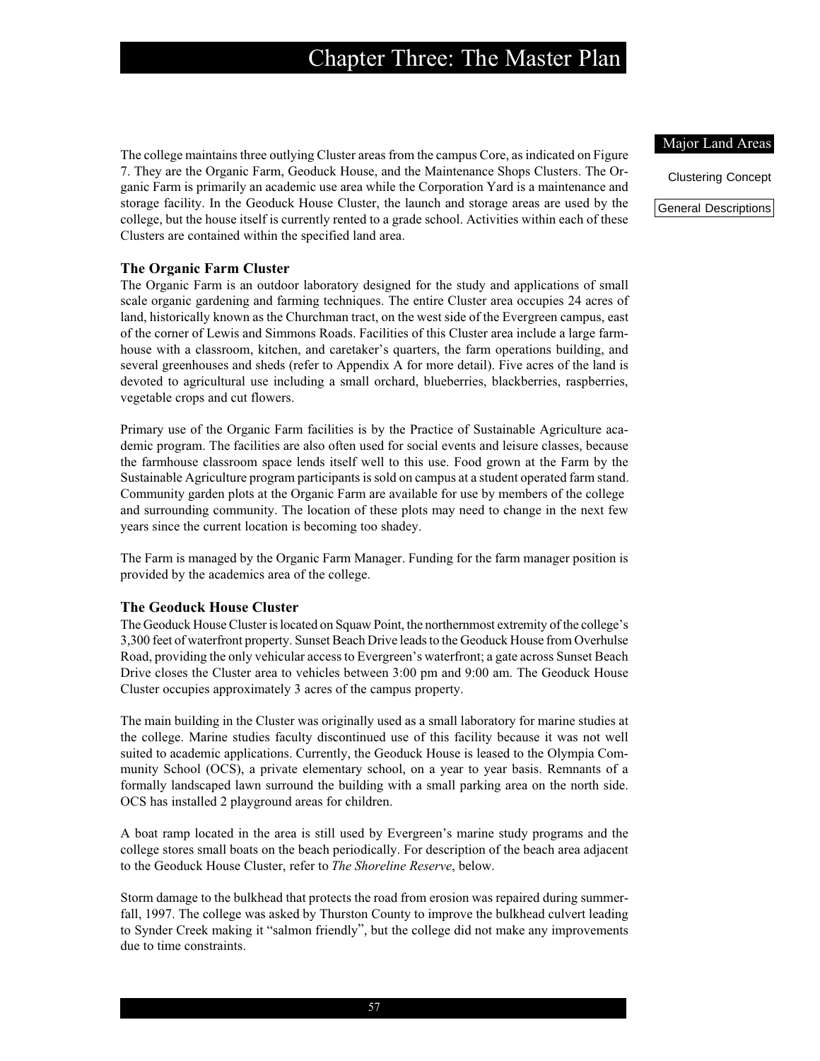The college maintains three outlying Cluster areas from the campus Core, as indicated on Figure 7. They are the Organic Farm, Geoduck House, and the Maintenance Shops Clusters. The Organic Farm is primarily an academic use area while the Corporation Yard is a maintenance and storage facility. In the Geoduck House Cluster, the launch and storage areas are used by the college, but the house itself is currently rented to a grade school. Activities within each of these Clusters are contained within the specified land area.

### The Organic Farm Cluster

The Organic Farm is an outdoor laboratory designed for the study and applications of small scale organic gardening and farming techniques. The entire Cluster area occupies 24 acres of land, historically known as the Churchman tract, on the west side of the Evergreen campus, east of the corner of Lewis and Simmons Roads. Facilities of this Cluster area include a large farmhouse with a classroom, kitchen, and caretaker's quarters, the farm operations building, and several greenhouses and sheds (refer to Appendix A for more detail). Five acres of the land is devoted to agricultural use including a small orchard, blueberries, blackberries, raspberries, vegetable crops and cut flowers.

Primary use of the Organic Farm facilities is by the Practice of Sustainable Agriculture academic program. The facilities are also often used for social events and leisure classes, because the farmhouse classroom space lends itself well to this use. Food grown at the Farm by the Sustainable Agriculture program participants is sold on campus at a student operated farm stand. Community garden plots at the Organic Farm are available for use by members of the college and surrounding community. The location of these plots may need to change in the next few years since the current location is becoming too shadey.

The Farm is managed by the Organic Farm Manager. Funding for the farm manager position is provided by the academics area of the college.

### The Geoduck House Cluster

The Geoduck House Cluster is located on Squaw Point, the northernmost extremity of the college's 3,300 feet of waterfront property. Sunset Beach Drive leads to the Geoduck House from Overhulse Road, providing the only vehicular access to Evergreen's waterfront; a gate across Sunset Beach Drive closes the Cluster area to vehicles between 3:00 pm and 9:00 am. The Geoduck House Cluster occupies approximately 3 acres of the campus property.

The main building in the Cluster was originally used as a small laboratory for marine studies at the college. Marine studies faculty discontinued use of this facility because it was not well suited to academic applications. Currently, the Geoduck House is leased to the Olympia Community School (OCS), a private elementary school, on a year to year basis. Remnants of a formally landscaped lawn surround the building with a small parking area on the north side. OCS has installed 2 playground areas for children.

A boat ramp located in the area is still used by Evergreen's marine study programs and the college stores small boats on the beach periodically. For description of the beach area adjacent to the Geoduck House Cluster, refer to *The Shoreline Reserve*, below.

Storm damage to the bulkhead that protects the road from erosion was repaired during summer-fall, 1997. The college was asked by Thurston County to improve the bulkhead culvert leading to Synder Creek making it "salmon friendly", but the college did not make any improvements due to time constraints.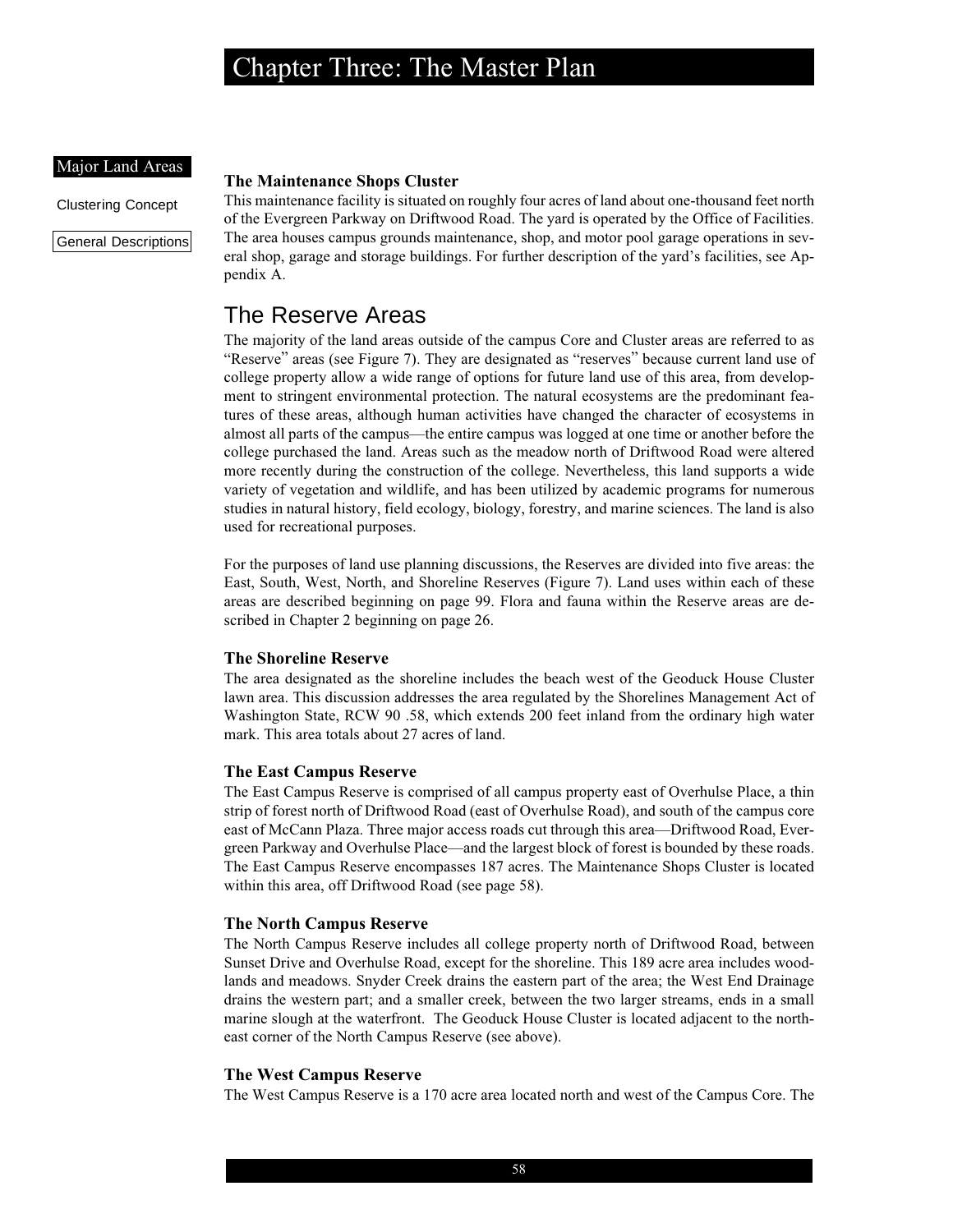Major Land Areas

Clustering Concept

General Descriptions

### The Maintenance Shops Cluster

This maintenance facility is situated on roughly four acres of land about one-thousand feet north of the Evergreen Parkway on Driftwood Road. The yard is operated by the Office of Facilities. The area houses campus grounds maintenance, shop, and motor pool garage operations in several shop, garage and storage buildings. For further description of the yard's facilities, see Appendix A.

## The Reserve Areas

The majority of the land areas outside of the campus Core and Cluster areas are referred to as "Reserve" areas (see Figure 7). They are designated as "reserves" because current land use of college property allow a wide range of options for future land use of this area, from development to stringent environmental protection. The natural ecosystems are the predominant features of these areas, although human activities have changed the character of ecosystems in almost all parts of the campus—the entire campus was logged at one time or another before the college purchased the land. Areas such as the meadow north of Driftwood Road were altered more recently during the construction of the college. Nevertheless, this land supports a wide variety of vegetation and wildlife, and has been utilized by academic programs for numerous studies in natural history, field ecology, biology, forestry, and marine sciences. The land is also used for recreational purposes.

For the purposes of land use planning discussions, the Reserves are divided into five areas: the East, South, West, North, and Shoreline Reserves (Figure 7). Land uses within each of these areas are described beginning on page 99. Flora and fauna within the Reserve areas are described in Chapter 2 beginning on page 26.

### The Shoreline Reserve

The area designated as the shoreline includes the beach west of the Geoduck House Cluster lawn area. This discussion addresses the area regulated by the Shorelines Management Act of Washington State, RCW 90 .58, which extends 200 feet inland from the ordinary high water mark. This area totals about 27 acres of land.

### The East Campus Reserve

The East Campus Reserve is comprised of all campus property east of Overhulse Place, a thin strip of forest north of Driftwood Road (east of Overhulse Road), and south of the campus core east of McCann Plaza. Three major access roads cut through this area—Driftwood Road, Evergreen Parkway and Overhulse Place—and the largest block of forest is bounded by these roads. The East Campus Reserve encompasses 187 acres. The Maintenance Shops Cluster is located within this area, off Driftwood Road (see page 58).

### The North Campus Reserve

The North Campus Reserve includes all college property north of Driftwood Road, between Sunset Drive and Overhulse Road, except for the shoreline. This 189 acre area includes woodlands and meadows. Snyder Creek drains the eastern part of the area; the West End Drainage drains the western part; and a smaller creek, between the two larger streams, ends in a small marine slough at the waterfront. The Geoduck House Cluster is located adjacent to the northeast corner of the North Campus Reserve (see above).

### The West Campus Reserve

The West Campus Reserve is a 170 acre area located north and west of the Campus Core. The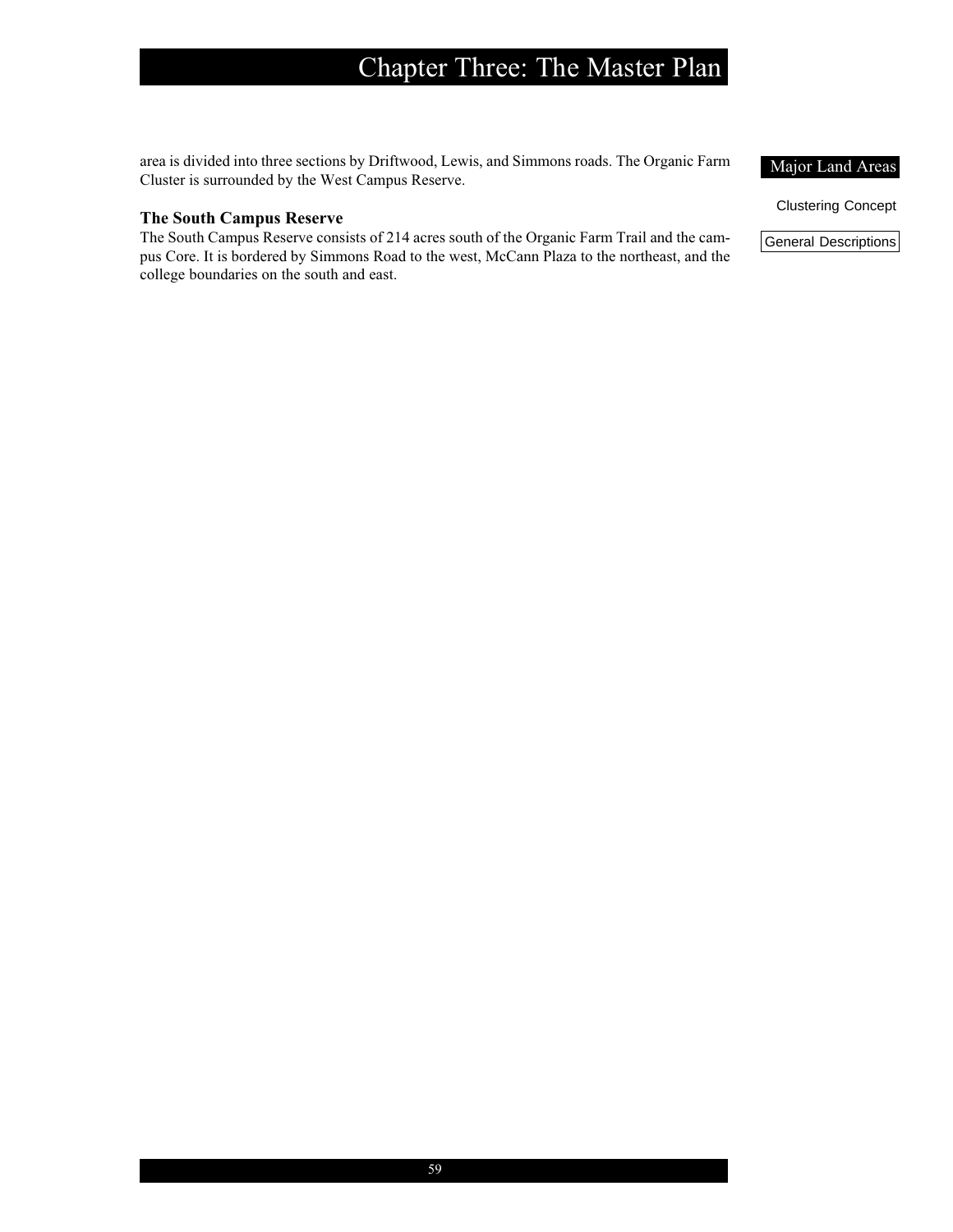area is divided into three sections by Driftwood, Lewis, and Simmons roads. The Organic Farm Cluster is surrounded by the West Campus Reserve.

### The South Campus Reserve

The South Campus Reserve consists of 214 acres south of the Organic Farm Trail and the campus Core. It is bordered by Simmons Road to the west, McCann Plaza to the northeast, and the college boundaries on the south and east.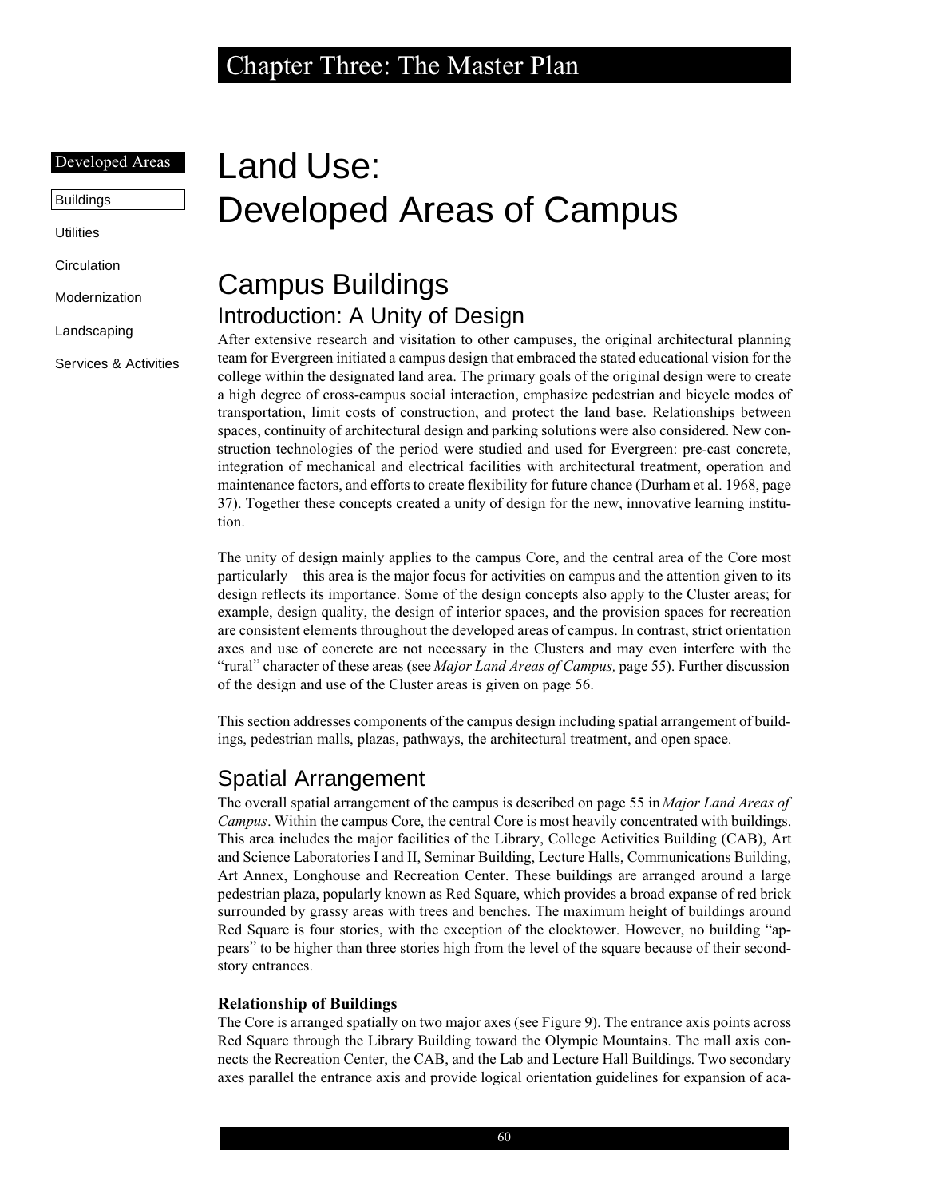# Land Use: Developed Areas of Campus

## Campus Buildings

### Introduction: A Unity of Design

After extensive research and visitation to other campuses, the original architectural planning team for Evergreen initiated a campus design that embraced the stated educational vision for the college within the designated land area. The primary goals of the original design were to create a high degree of cross-campus social interaction, emphasize pedestrian and bicycle modes of transportation, limit costs of construction, and protect the land base. Relationships between spaces, continuity of architectural design and parking solutions were also considered. New construction technologies of the period were studied and used for Evergreen: pre-cast concrete, integration of mechanical and electrical facilities with architectural treatment, operation and maintenance factors, and efforts to create flexibility for future chance (Durham et al. 1968, page 37). Together these concepts created a unity of design for the new, innovative learning institution.

The unity of design mainly applies to the campus Core, and the central area of the Core most particularly—this area is the major focus for activities on campus and the attention given to its design reflects its importance. Some of the design concepts also apply to the Cluster areas; for example, design quality, the design of interior spaces, and the provision spaces for recreation are consistent elements throughout the developed areas of campus. In contrast, strict orientation axes and use of concrete are not necessary in the Clusters and may even interfere with the "rural" character of these areas (see *Major Land Areas of Campus,* page 55). Further discussion of the design and use of the Cluster areas is given on page 56.

This section addresses components of the campus design including spatial arrangement of buildings, pedestrian malls, plazas, pathways, the architectural treatment, and open space.

### Spatial Arrangement

The overall spatial arrangement of the campus is described on page 55 in *Major Land Areas of Campus*. Within the campus Core, the central Core is most heavily concentrated with buildings. This area includes the major facilities of the Library, College Activities Building (CAB), Art and Science Laboratories I and II, Seminar Building, Lecture Halls, Communications Building, Art Annex, Longhouse and Recreation Center. These buildings are arranged around a large pedestrian plaza, popularly known as Red Square, which provides a broad expanse of red brick surrounded by grassy areas with trees and benches. The maximum height of buildings around Red Square is four stories, with the exception of the clocktower. However, no building "appears" to be higher than three stories high from the level of the square because of their second-story entrances.

**Relationship of Buildings**

The Core is arranged spatially on two major axes (see Figure 9). The entrance axis points across Red Square through the Library Building toward the Olympic Mountains. The mall axis connects the Recreation Center, the CAB, and the Lab and Lecture Hall Buildings. Two secondary axes parallel the entrance axis and provide logical orientation guidelines for expansion of aca-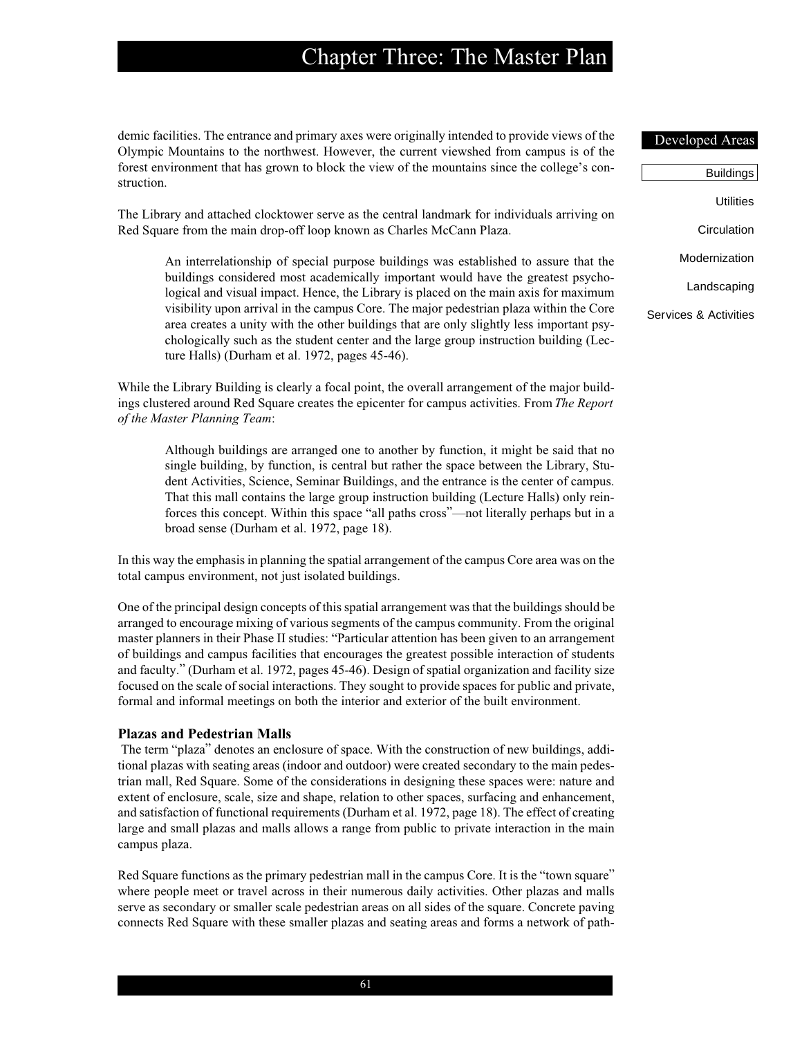demic facilities. The entrance and primary axes were originally intended to provide views of the Olympic Mountains to the northwest. However, the current viewshed from campus is of the forest environment that has grown to block the view of the mountains since the college's construction.

The Library and attached clocktower serve as the central landmark for individuals arriving on Red Square from the main drop-off loop known as Charles McCann Plaza.

> An interrelationship of special purpose buildings was established to assure that the buildings considered most academically important would have the greatest psychological and visual impact. Hence, the Library is placed on the main axis for maximum visibility upon arrival in the campus Core. The major pedestrian plaza within the Core area creates a unity with the other buildings that are only slightly less important psychologically such as the student center and the large group instruction building (Lecture Halls) (Durham et al. 1972, pages 45-46).

While the Library Building is clearly a focal point, the overall arrangement of the major buildings clustered around Red Square creates the epicenter for campus activities. From *The Report of the Master Planning Team*:

> Although buildings are arranged one to another by function, it might be said that no single building, by function, is central but rather the space between the Library, Student Activities, Science, Seminar Buildings, and the entrance is the center of campus. That this mall contains the large group instruction building (Lecture Halls) only reinforces this concept. Within this space "all paths cross"—not literally perhaps but in a broad sense (Durham et al. 1972, page 18).

In this way the emphasis in planning the spatial arrangement of the campus Core area was on the total campus environment, not just isolated buildings.

One of the principal design concepts of this spatial arrangement was that the buildings should be arranged to encourage mixing of various segments of the campus community. From the original master planners in their Phase II studies: "Particular attention has been given to an arrangement of buildings and campus facilities that encourages the greatest possible interaction of students and faculty." (Durham et al. 1972, pages 45-46). Design of spatial organization and facility size focused on the scale of social interactions. They sought to provide spaces for public and private, formal and informal meetings on both the interior and exterior of the built environment.

### Plazas and Pedestrian Malls

The term "plaza" denotes an enclosure of space. With the construction of new buildings, additional plazas with seating areas (indoor and outdoor) were created secondary to the main pedestrian mall, Red Square. Some of the considerations in designing these spaces were: nature and extent of enclosure, scale, size and shape, relation to other spaces, surfacing and enhancement, and satisfaction of functional requirements (Durham et al. 1972, page 18). The effect of creating large and small plazas and malls allows a range from public to private interaction in the main campus plaza.

Red Square functions as the primary pedestrian mall in the campus Core. It is the "town square" where people meet or travel across in their numerous daily activities. Other plazas and malls serve as secondary or smaller scale pedestrian areas on all sides of the square. Concrete paving connects Red Square with these smaller plazas and seating areas and forms a network of path-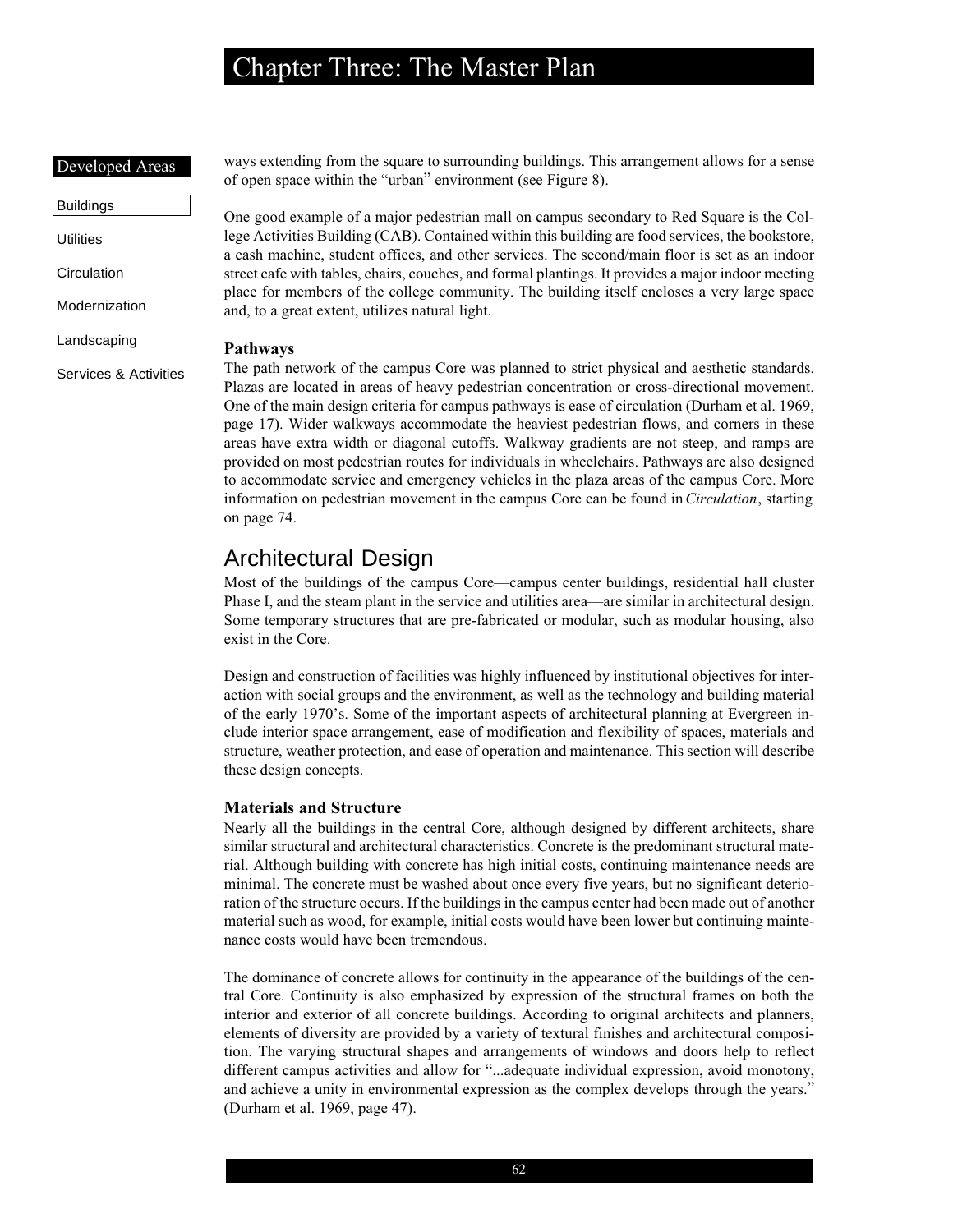ways extending from the square to surrounding buildings. This arrangement allows for a sense of open space within the "urban" environment (see Figure 8).

One good example of a major pedestrian mall on campus secondary to Red Square is the College Activities Building (CAB). Contained within this building are food services, the bookstore, a cash machine, student offices, and other services. The second/main floor is set as an indoor street cafe with tables, chairs, couches, and formal plantings. It provides a major indoor meeting place for members of the college community. The building itself encloses a very large space and, to a great extent, utilizes natural light.

### Pathways

The path network of the campus Core was planned to strict physical and aesthetic standards. Plazas are located in areas of heavy pedestrian concentration or cross-directional movement. One of the main design criteria for campus pathways is ease of circulation (Durham et al. 1969, page 17). Wider walkways accommodate the heaviest pedestrian flows, and corners in these areas have extra width or diagonal cutoffs. Walkway gradients are not steep, and ramps are provided on most pedestrian routes for individuals in wheelchairs. Pathways are also designed to accommodate service and emergency vehicles in the plaza areas of the campus Core. More information on pedestrian movement in the campus Core can be found in *Circulation*, starting on page 74.

## Architectural Design

Most of the buildings of the campus Core—campus center buildings, residential hall cluster Phase I, and the steam plant in the service and utilities area—are similar in architectural design. Some temporary structures that are pre-fabricated or modular, such as modular housing, also exist in the Core.

Design and construction of facilities was highly influenced by institutional objectives for interaction with social groups and the environment, as well as the technology and building material of the early 1970's. Some of the important aspects of architectural planning at Evergreen include interior space arrangement, ease of modification and flexibility of spaces, materials and structure, weather protection, and ease of operation and maintenance. This section will describe these design concepts.

### Materials and Structure

Nearly all the buildings in the central Core, although designed by different architects, share similar structural and architectural characteristics. Concrete is the predominant structural material. Although building with concrete has high initial costs, continuing maintenance needs are minimal. The concrete must be washed about once every five years, but no significant deterioration of the structure occurs. If the buildings in the campus center had been made out of another material such as wood, for example, initial costs would have been lower but continuing maintenance costs would have been tremendous.

The dominance of concrete allows for continuity in the appearance of the buildings of the central Core. Continuity is also emphasized by expression of the structural frames on both the interior and exterior of all concrete buildings. According to original architects and planners, elements of diversity are provided by a variety of textural finishes and architectural composition. The varying structural shapes and arrangements of windows and doors help to reflect different campus activities and allow for "...adequate individual expression, avoid monotony, and achieve a unity in environmental expression as the complex develops through the years." (Durham et al. 1969, page 47).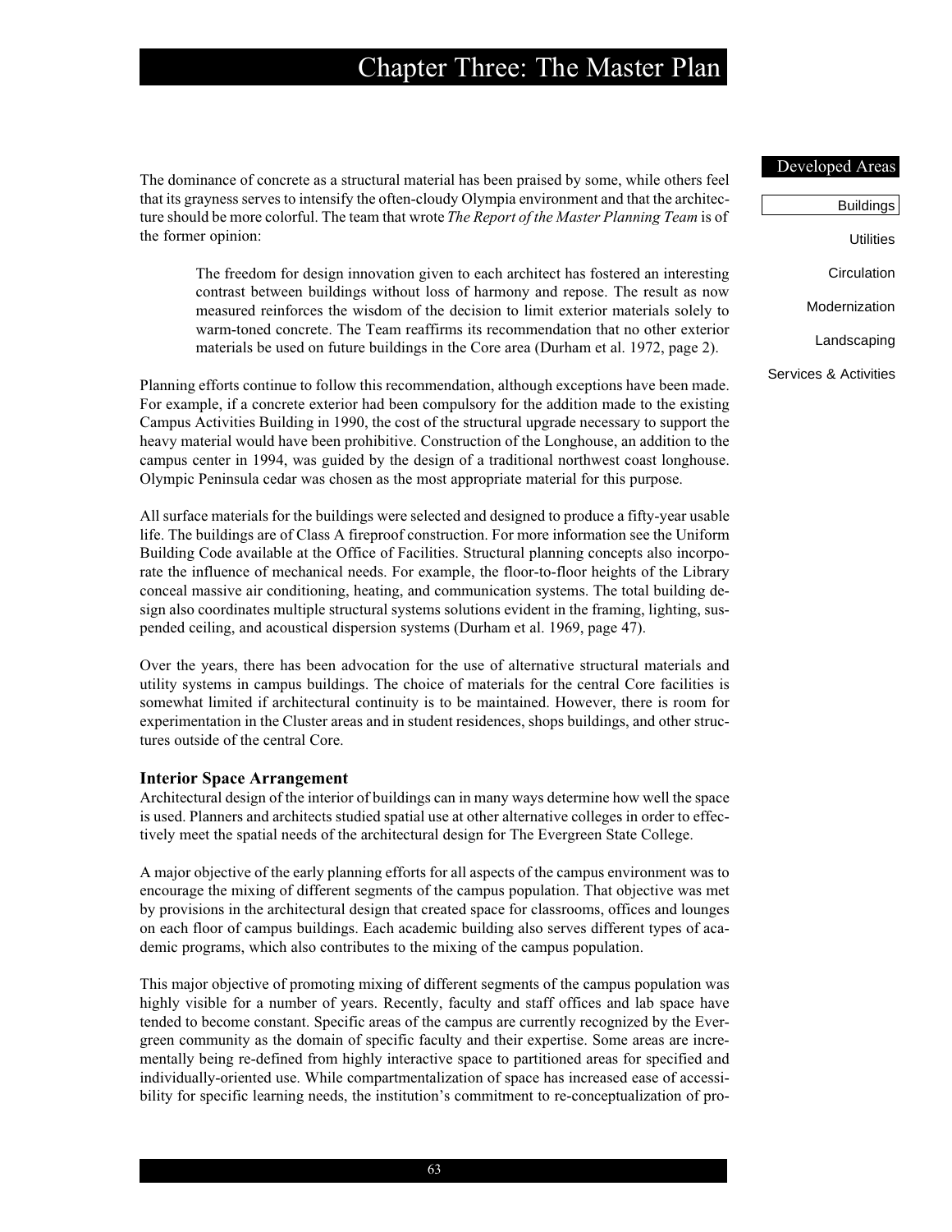The dominance of concrete as a structural material has been praised by some, while others feel that its grayness serves to intensify the often-cloudy Olympia environment and that the architecture should be more colorful. The team that wrote *The Report of the Master Planning Team* is of the former opinion:

> The freedom for design innovation given to each architect has fostered an interesting contrast between buildings without loss of harmony and repose. The result as now measured reinforces the wisdom of the decision to limit exterior materials solely to warm-toned concrete. The Team reaffirms its recommendation that no other exterior materials be used on future buildings in the Core area (Durham et al. 1972, page 2).

Planning efforts continue to follow this recommendation, although exceptions have been made. For example, if a concrete exterior had been compulsory for the addition made to the existing Campus Activities Building in 1990, the cost of the structural upgrade necessary to support the heavy material would have been prohibitive. Construction of the Longhouse, an addition to the campus center in 1994, was guided by the design of a traditional northwest coast longhouse. Olympic Peninsula cedar was chosen as the most appropriate material for this purpose.

All surface materials for the buildings were selected and designed to produce a fifty-year usable life. The buildings are of Class A fireproof construction. For more information see the Uniform Building Code available at the Office of Facilities. Structural planning concepts also incorporate the influence of mechanical needs. For example, the floor-to-floor heights of the Library conceal massive air conditioning, heating, and communication systems. The total building design also coordinates multiple structural systems solutions evident in the framing, lighting, suspended ceiling, and acoustical dispersion systems (Durham et al. 1969, page 47).

Over the years, there has been advocation for the use of alternative structural materials and utility systems in campus buildings. The choice of materials for the central Core facilities is somewhat limited if architectural continuity is to be maintained. However, there is room for experimentation in the Cluster areas and in student residences, shops buildings, and other structures outside of the central Core.

### Interior Space Arrangement

Architectural design of the interior of buildings can in many ways determine how well the space is used. Planners and architects studied spatial use at other alternative colleges in order to effectively meet the spatial needs of the architectural design for The Evergreen State College.

A major objective of the early planning efforts for all aspects of the campus environment was to encourage the mixing of different segments of the campus population. That objective was met by provisions in the architectural design that created space for classrooms, offices and lounges on each floor of campus buildings. Each academic building also serves different types of academic programs, which also contributes to the mixing of the campus population.

This major objective of promoting mixing of different segments of the campus population was highly visible for a number of years. Recently, faculty and staff offices and lab space have tended to become constant. Specific areas of the campus are currently recognized by the Evergreen community as the domain of specific faculty and their expertise. Some areas are incrementally being re-defined from highly interactive space to partitioned areas for specified and individually-oriented use. While compartmentalization of space has increased ease of accessibility for specific learning needs, the institution's commitment to re-conceptualization of pro-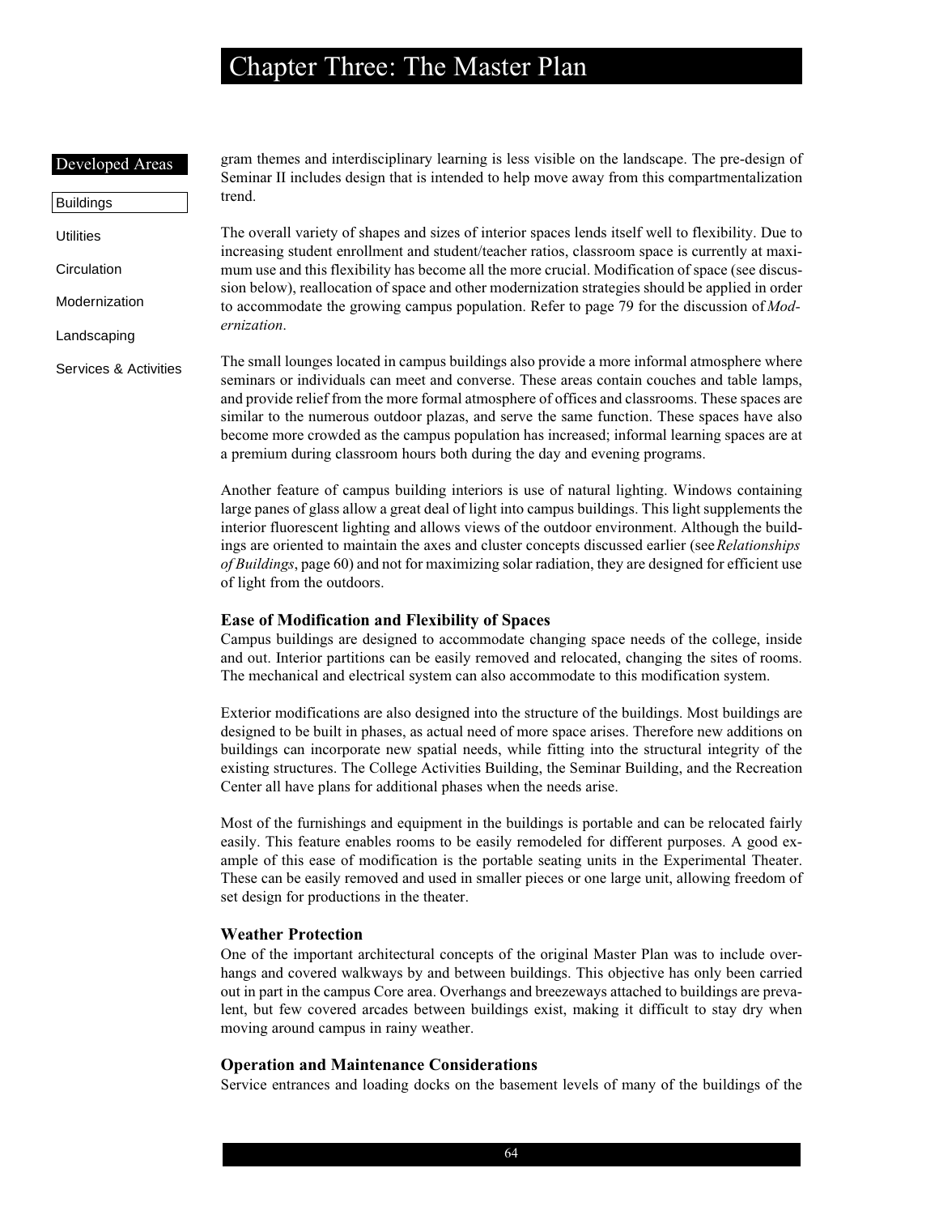gram themes and interdisciplinary learning is less visible on the landscape. The pre-design of Seminar II includes design that is intended to help move away from this compartmentalization trend.

The overall variety of shapes and sizes of interior spaces lends itself well to flexibility. Due to increasing student enrollment and student/teacher ratios, classroom space is currently at maximum use and this flexibility has become all the more crucial. Modification of space (see discussion below), reallocation of space and other modernization strategies should be applied in order to accommodate the growing campus population. Refer to page 79 for the discussion of *Modernization*.

The small lounges located in campus buildings also provide a more informal atmosphere where seminars or individuals can meet and converse. These areas contain couches and table lamps, and provide relief from the more formal atmosphere of offices and classrooms. These spaces are similar to the numerous outdoor plazas, and serve the same function. These spaces have also become more crowded as the campus population has increased; informal learning spaces are at a premium during classroom hours both during the day and evening programs.

Another feature of campus building interiors is use of natural lighting. Windows containing large panes of glass allow a great deal of light into campus buildings. This light supplements the interior fluorescent lighting and allows views of the outdoor environment. Although the buildings are oriented to maintain the axes and cluster concepts discussed earlier (see *Relationships of Buildings*, page 60) and not for maximizing solar radiation, they are designed for efficient use of light from the outdoors.

### Ease of Modification and Flexibility of Spaces

Campus buildings are designed to accommodate changing space needs of the college, inside and out. Interior partitions can be easily removed and relocated, changing the sites of rooms. The mechanical and electrical system can also accommodate to this modification system.

Exterior modifications are also designed into the structure of the buildings. Most buildings are designed to be built in phases, as actual need of more space arises. Therefore new additions on buildings can incorporate new spatial needs, while fitting into the structural integrity of the existing structures. The College Activities Building, the Seminar Building, and the Recreation Center all have plans for additional phases when the needs arise.

Most of the furnishings and equipment in the buildings is portable and can be relocated fairly easily. This feature enables rooms to be easily remodeled for different purposes. A good example of this ease of modification is the portable seating units in the Experimental Theater. These can be easily removed and used in smaller pieces or one large unit, allowing freedom of set design for productions in the theater.

### Weather Protection

One of the important architectural concepts of the original Master Plan was to include overhangs and covered walkways by and between buildings. This objective has only been carried out in part in the campus Core area. Overhangs and breezeways attached to buildings are prevalent, but few covered arcades between buildings exist, making it difficult to stay dry when moving around campus in rainy weather.

### Operation and Maintenance Considerations

Service entrances and loading docks on the basement levels of many of the buildings of the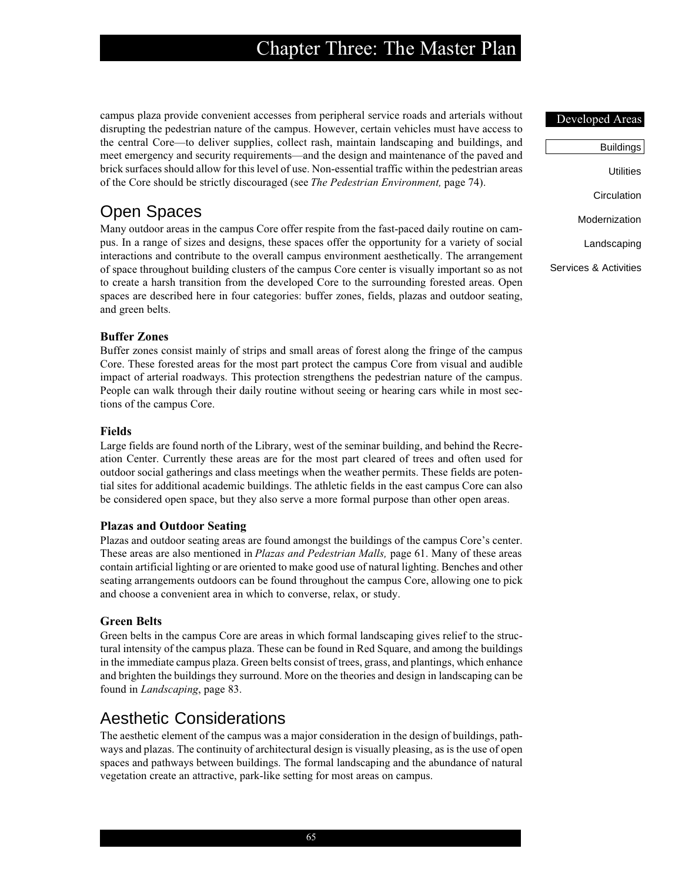campus plaza provide convenient accesses from peripheral service roads and arterials without disrupting the pedestrian nature of the campus. However, certain vehicles must have access to the central Core—to deliver supplies, collect rash, maintain landscaping and buildings, and meet emergency and security requirements—and the design and maintenance of the paved and brick surfaces should allow for this level of use. Non-essential traffic within the pedestrian areas of the Core should be strictly discouraged (see *The Pedestrian Environment,* page 74).

## Open Spaces

Many outdoor areas in the campus Core offer respite from the fast-paced daily routine on campus. In a range of sizes and designs, these spaces offer the opportunity for a variety of social interactions and contribute to the overall campus environment aesthetically. The arrangement of space throughout building clusters of the campus Core center is visually important so as not to create a harsh transition from the developed Core to the surrounding forested areas. Open spaces are described here in four categories: buffer zones, fields, plazas and outdoor seating, and green belts.

### Buffer Zones

Buffer zones consist mainly of strips and small areas of forest along the fringe of the campus Core. These forested areas for the most part protect the campus Core from visual and audible impact of arterial roadways. This protection strengthens the pedestrian nature of the campus. People can walk through their daily routine without seeing or hearing cars while in most sections of the campus Core.

### Fields

Large fields are found north of the Library, west of the seminar building, and behind the Recreation Center. Currently these areas are for the most part cleared of trees and often used for outdoor social gatherings and class meetings when the weather permits. These fields are potential sites for additional academic buildings. The athletic fields in the east campus Core can also be considered open space, but they also serve a more formal purpose than other open areas.

### Plazas and Outdoor Seating

Plazas and outdoor seating areas are found amongst the buildings of the campus Core's center. These areas are also mentioned in *Plazas and Pedestrian Malls,* page 61. Many of these areas contain artificial lighting or are oriented to make good use of natural lighting. Benches and other seating arrangements outdoors can be found throughout the campus Core, allowing one to pick and choose a convenient area in which to converse, relax, or study.

### Green Belts

Green belts in the campus Core are areas in which formal landscaping gives relief to the structural intensity of the campus plaza. These can be found in Red Square, and among the buildings in the immediate campus plaza. Green belts consist of trees, grass, and plantings, which enhance and brighten the buildings they surround. More on the theories and design in landscaping can be found in *Landscaping*, page 83.

## Aesthetic Considerations

The aesthetic element of the campus was a major consideration in the design of buildings, pathways and plazas. The continuity of architectural design is visually pleasing, as is the use of open spaces and pathways between buildings. The formal landscaping and the abundance of natural vegetation create an attractive, park-like setting for most areas on campus.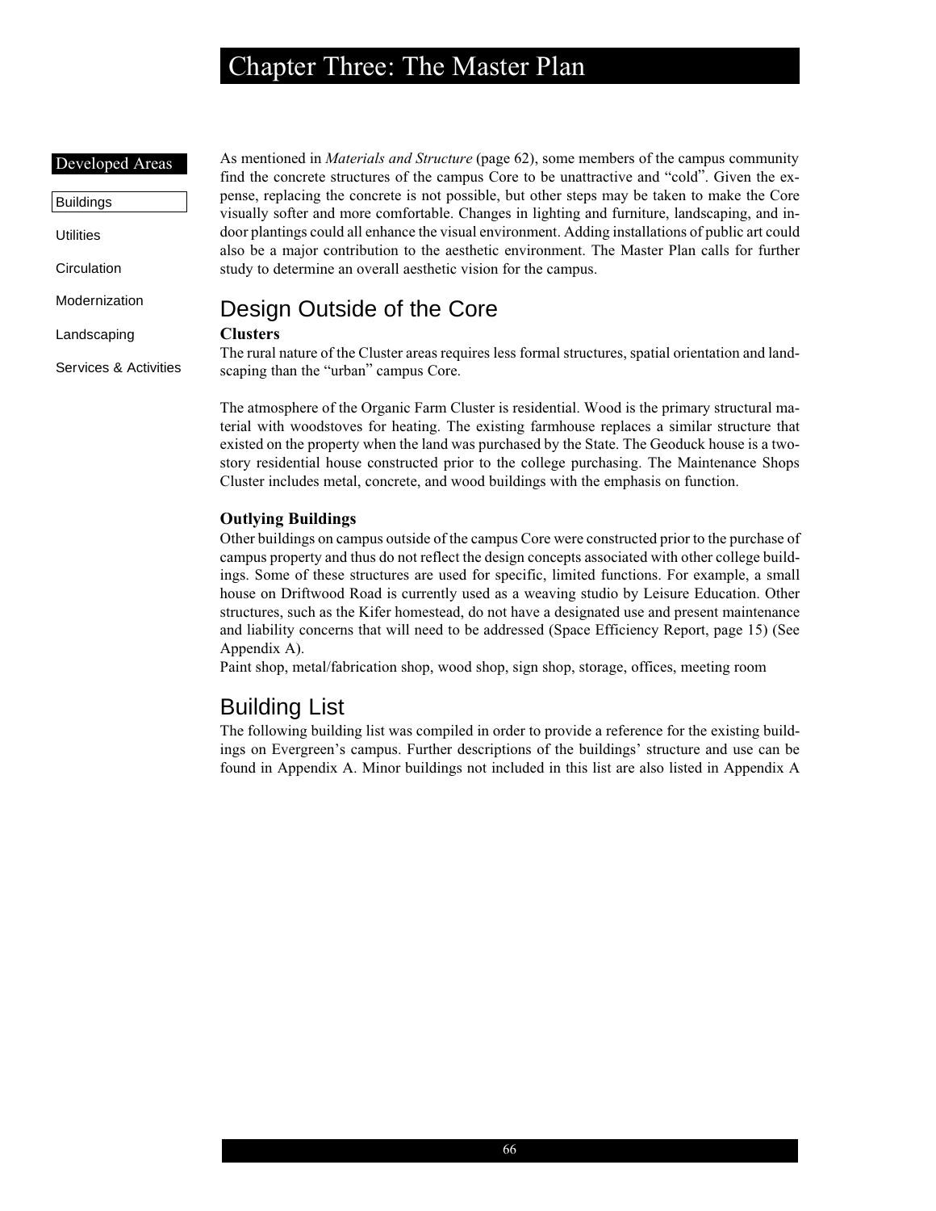As mentioned in *Materials and Structure* (page 62), some members of the campus community find the concrete structures of the campus Core to be unattractive and "cold". Given the expense, replacing the concrete is not possible, but other steps may be taken to make the Core visually softer and more comfortable. Changes in lighting and furniture, landscaping, and indoor plantings could all enhance the visual environment. Adding installations of public art could also be a major contribution to the aesthetic environment. The Master Plan calls for further study to determine an overall aesthetic vision for the campus.

## Design Outside of the Core

### Clusters

The rural nature of the Cluster areas requires less formal structures, spatial orientation and landscaping than the "urban" campus Core.

The atmosphere of the Organic Farm Cluster is residential. Wood is the primary structural material with woodstoves for heating. The existing farmhouse replaces a similar structure that existed on the property when the land was purchased by the State. The Geoduck house is a two-story residential house constructed prior to the college purchasing. The Maintenance Shops Cluster includes metal, concrete, and wood buildings with the emphasis on function.

### Outlying Buildings

Other buildings on campus outside of the campus Core were constructed prior to the purchase of campus property and thus do not reflect the design concepts associated with other college buildings. Some of these structures are used for specific, limited functions. For example, a small house on Driftwood Road is currently used as a weaving studio by Leisure Education. Other structures, such as the Kifer homestead, do not have a designated use and present maintenance and liability concerns that will need to be addressed (Space Efficiency Report, page 15) (See Appendix A).

Paint shop, metal/fabrication shop, wood shop, sign shop, storage, offices, meeting room

## Building List

The following building list was compiled in order to provide a reference for the existing buildings on Evergreen's campus. Further descriptions of the buildings' structure and use can be found in Appendix A. Minor buildings not included in this list are also listed in Appendix A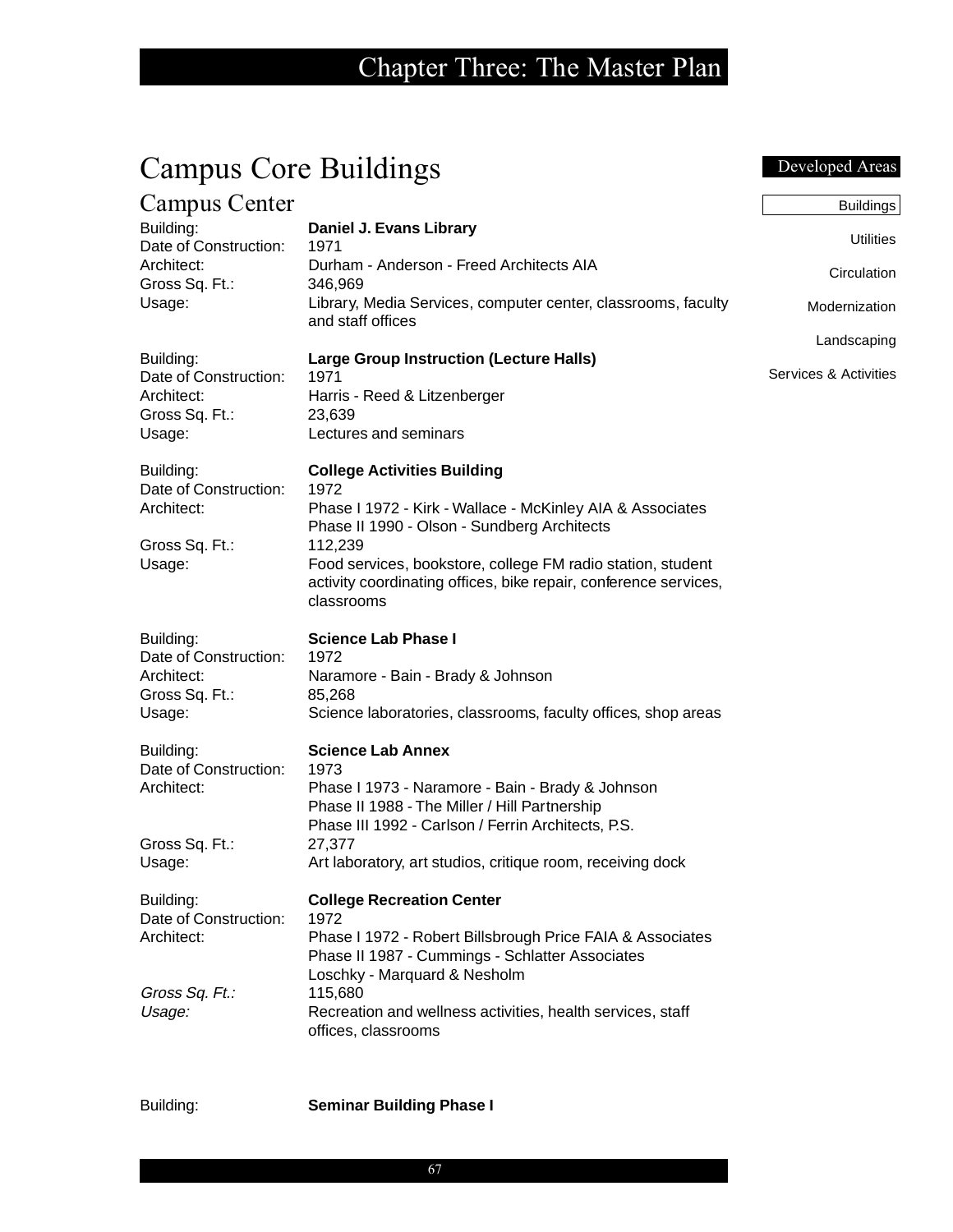# Campus Core Buildings

## Campus Center

Building: **Daniel J. Evans Library**
Date of Construction: 1971
Architect: Durham - Anderson - Freed Architects AIA
Gross Sq. Ft.: 346,969
Usage: Library, Media Services, computer center, classrooms, faculty and staff offices

Building: **Large Group Instruction (Lecture Halls)**
Date of Construction: 1971
Architect: Harris - Reed & Litzenberger
Gross Sq. Ft.: 23,639
Usage: Lectures and seminars

Building: **College Activities Building**
Date of Construction: 1972
Architect: Phase I 1972 - Kirk - Wallace - McKinley AIA & Associates
Phase II 1990 - Olson - Sundberg Architects
Gross Sq. Ft.: 112,239
Usage: Food services, bookstore, college FM radio station, student activity coordinating offices, bike repair, conference services, classrooms

Building: **Science Lab Phase I**
Date of Construction: 1972
Architect: Naramore - Bain - Brady & Johnson
Gross Sq. Ft.: 85,268
Usage: Science laboratories, classrooms, faculty offices, shop areas

Building: **Science Lab Annex**
Date of Construction: 1973
Architect: Phase I 1973 - Naramore - Bain - Brady & Johnson
Phase II 1988 - The Miller / Hill Partnership
Phase III 1992 - Carlson / Ferrin Architects, P.S.
Gross Sq. Ft.: 27,377
Usage: Art laboratory, art studios, critique room, receiving dock

Building: **College Recreation Center**
Date of Construction: 1972
Architect: Phase I 1972 - Robert Billsbrough Price FAIA & Associates
Phase II 1987 - Cummings - Schlatter Associates
Loschky - Marquard & Nesholm
*Gross Sq. Ft.:* 115,680
*Usage:* Recreation and wellness activities, health services, staff offices, classrooms

Building: **Seminar Building Phase I**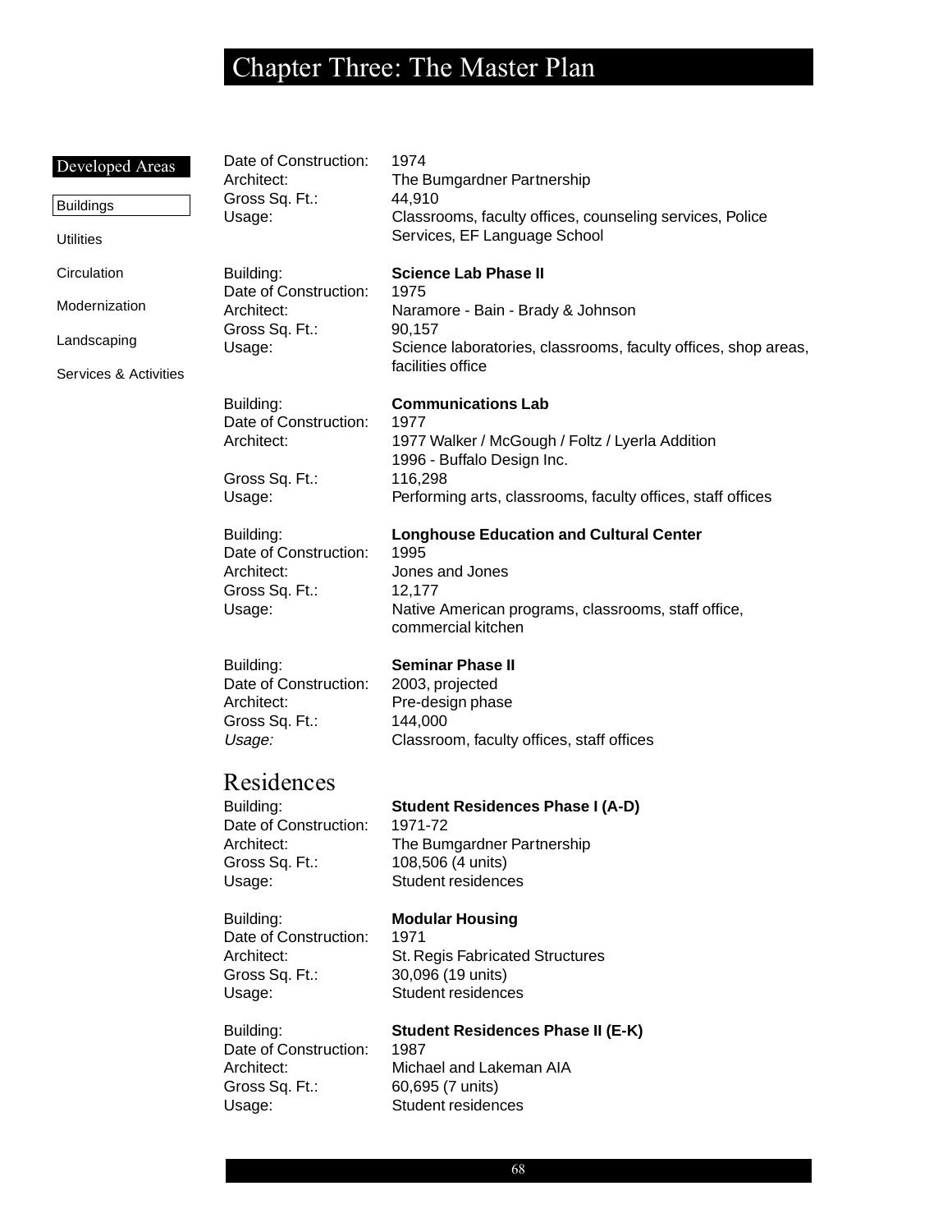Developed Areas

Buildings

Utilities

Circulation

Modernization

Landscaping

Services & Activities

Date of Construction: 1974
Architect: The Bumgardner Partnership
Gross Sq. Ft.: 44,910
Usage: Classrooms, faculty offices, counseling services, Police Services, EF Language School

Building: **Science Lab Phase II**
Date of Construction: 1975
Architect: Naramore - Bain - Brady & Johnson
Gross Sq. Ft.: 90,157
Usage: Science laboratories, classrooms, faculty offices, shop areas, facilities office

Building: **Communications Lab**
Date of Construction: 1977
Architect: 1977 Walker / McGough / Foltz / Lyerla Addition
1996 - Buffalo Design Inc.
Gross Sq. Ft.: 116,298
Usage: Performing arts, classrooms, faculty offices, staff offices

Building: **Longhouse Education and Cultural Center**
Date of Construction: 1995
Architect: Jones and Jones
Gross Sq. Ft.: 12,177
Usage: Native American programs, classrooms, staff office, commercial kitchen

Building: **Seminar Phase II**
Date of Construction: 2003, projected
Architect: Pre-design phase
Gross Sq. Ft.: 144,000
*Usage:* Classroom, faculty offices, staff offices

## Residences

Building: **Student Residences Phase I (A-D)**
Date of Construction: 1971-72
Architect: The Bumgardner Partnership
Gross Sq. Ft.: 108,506 (4 units)
Usage: Student residences

Building: **Modular Housing**
Date of Construction: 1971
Architect: St. Regis Fabricated Structures
Gross Sq. Ft.: 30,096 (19 units)
Usage: Student residences

Building: **Student Residences Phase II (E-K)**
Date of Construction: 1987
Architect: Michael and Lakeman AIA
Gross Sq. Ft.: 60,695 (7 units)
Usage: Student residences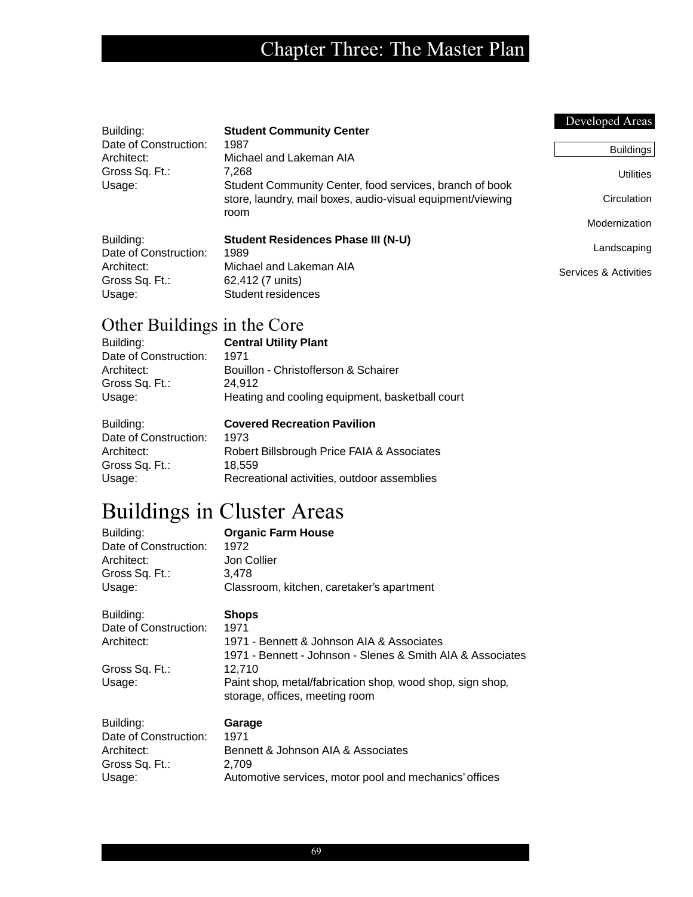Developed Areas

Buildings

Utilities

Circulation

Modernization

Landscaping

Services & Activities

Building: **Student Community Center**
Date of Construction: 1987
Architect: Michael and Lakeman AIA
Gross Sq. Ft.: 7,268
Usage: Student Community Center, food services, branch of book store, laundry, mail boxes, audio-visual equipment/viewing room

Building: **Student Residences Phase III (N-U)**
Date of Construction: 1989
Architect: Michael and Lakeman AIA
Gross Sq. Ft.: 62,412 (7 units)
Usage: Student residences

## Other Buildings in the Core

Building: **Central Utility Plant**
Date of Construction: 1971
Architect: Bouillon - Christofferson & Schairer
Gross Sq. Ft.: 24,912
Usage: Heating and cooling equipment, basketball court

Building: **Covered Recreation Pavilion**
Date of Construction: 1973
Architect: Robert Billsbrough Price FAIA & Associates
Gross Sq. Ft.: 18,559
Usage: Recreational activities, outdoor assemblies

# Buildings in Cluster Areas

Building: **Organic Farm House**
Date of Construction: 1972
Architect: Jon Collier
Gross Sq. Ft.: 3,478
Usage: Classroom, kitchen, caretaker's apartment

Building: **Shops**
Date of Construction: 1971
Architect: 1971 - Bennett & Johnson AIA & Associates
1971 - Bennett - Johnson - Slenes & Smith AIA & Associates
Gross Sq. Ft.: 12,710
Usage: Paint shop, metal/fabrication shop, wood shop, sign shop, storage, offices, meeting room

Building: **Garage**
Date of Construction: 1971
Architect: Bennett & Johnson AIA & Associates
Gross Sq. Ft.: 2,709
Usage: Automotive services, motor pool and mechanics' offices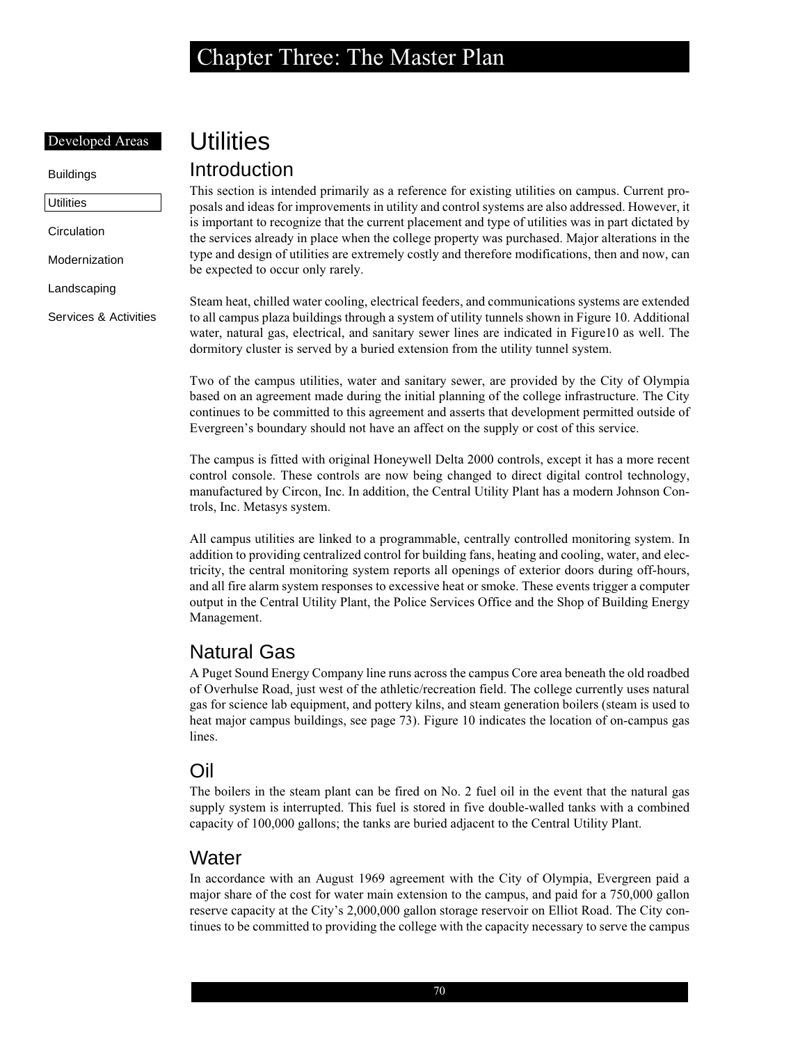# Utilities

## Introduction

This section is intended primarily as a reference for existing utilities on campus. Current proposals and ideas for improvements in utility and control systems are also addressed. However, it is important to recognize that the current placement and type of utilities was in part dictated by the services already in place when the college property was purchased. Major alterations in the type and design of utilities are extremely costly and therefore modifications, then and now, can be expected to occur only rarely.

Steam heat, chilled water cooling, electrical feeders, and communications systems are extended to all campus plaza buildings through a system of utility tunnels shown in Figure 10. Additional water, natural gas, electrical, and sanitary sewer lines are indicated in Figure10 as well. The dormitory cluster is served by a buried extension from the utility tunnel system.

Two of the campus utilities, water and sanitary sewer, are provided by the City of Olympia based on an agreement made during the initial planning of the college infrastructure. The City continues to be committed to this agreement and asserts that development permitted outside of Evergreen's boundary should not have an affect on the supply or cost of this service.

The campus is fitted with original Honeywell Delta 2000 controls, except it has a more recent control console. These controls are now being changed to direct digital control technology, manufactured by Circon, Inc. In addition, the Central Utility Plant has a modern Johnson Controls, Inc. Metasys system.

All campus utilities are linked to a programmable, centrally controlled monitoring system. In addition to providing centralized control for building fans, heating and cooling, water, and electricity, the central monitoring system reports all openings of exterior doors during off-hours, and all fire alarm system responses to excessive heat or smoke. These events trigger a computer output in the Central Utility Plant, the Police Services Office and the Shop of Building Energy Management.

## Natural Gas

A Puget Sound Energy Company line runs across the campus Core area beneath the old roadbed of Overhulse Road, just west of the athletic/recreation field. The college currently uses natural gas for science lab equipment, and pottery kilns, and steam generation boilers (steam is used to heat major campus buildings, see page 73). Figure 10 indicates the location of on-campus gas lines.

## Oil

The boilers in the steam plant can be fired on No. 2 fuel oil in the event that the natural gas supply system is interrupted. This fuel is stored in five double-walled tanks with a combined capacity of 100,000 gallons; the tanks are buried adjacent to the Central Utility Plant.

## Water

In accordance with an August 1969 agreement with the City of Olympia, Evergreen paid a major share of the cost for water main extension to the campus, and paid for a 750,000 gallon reserve capacity at the City's 2,000,000 gallon storage reservoir on Elliot Road. The City continues to be committed to providing the college with the capacity necessary to serve the campus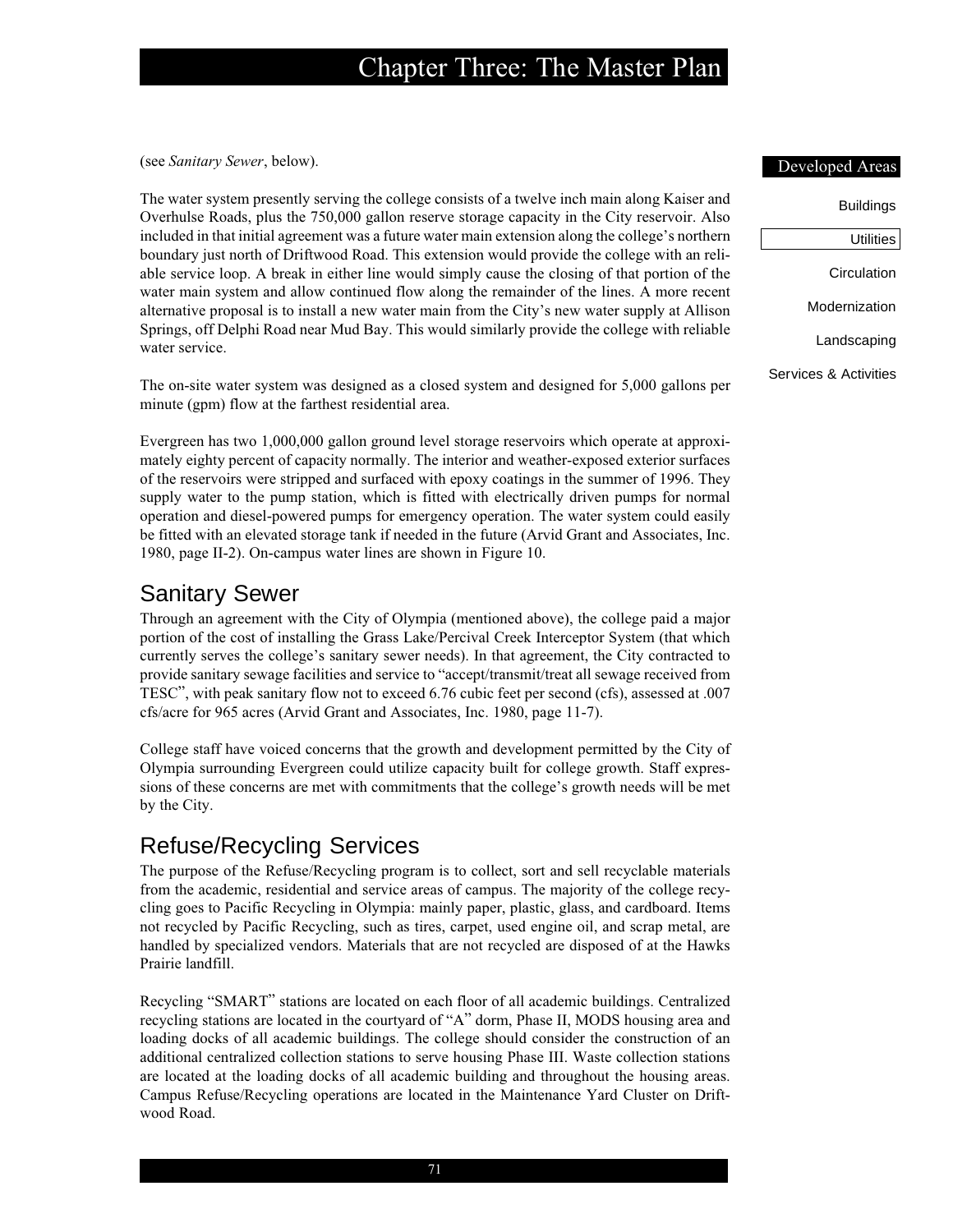(see *Sanitary Sewer*, below).

The water system presently serving the college consists of a twelve inch main along Kaiser and Overhulse Roads, plus the 750,000 gallon reserve storage capacity in the City reservoir. Also included in that initial agreement was a future water main extension along the college's northern boundary just north of Driftwood Road. This extension would provide the college with an reliable service loop. A break in either line would simply cause the closing of that portion of the water main system and allow continued flow along the remainder of the lines. A more recent alternative proposal is to install a new water main from the City's new water supply at Allison Springs, off Delphi Road near Mud Bay. This would similarly provide the college with reliable water service.

The on-site water system was designed as a closed system and designed for 5,000 gallons per minute (gpm) flow at the farthest residential area.

Evergreen has two 1,000,000 gallon ground level storage reservoirs which operate at approximately eighty percent of capacity normally. The interior and weather-exposed exterior surfaces of the reservoirs were stripped and surfaced with epoxy coatings in the summer of 1996. They supply water to the pump station, which is fitted with electrically driven pumps for normal operation and diesel-powered pumps for emergency operation. The water system could easily be fitted with an elevated storage tank if needed in the future (Arvid Grant and Associates, Inc. 1980, page II-2). On-campus water lines are shown in Figure 10.

## Sanitary Sewer

Through an agreement with the City of Olympia (mentioned above), the college paid a major portion of the cost of installing the Grass Lake/Percival Creek Interceptor System (that which currently serves the college's sanitary sewer needs). In that agreement, the City contracted to provide sanitary sewage facilities and service to "accept/transmit/treat all sewage received from TESC", with peak sanitary flow not to exceed 6.76 cubic feet per second (cfs), assessed at .007 cfs/acre for 965 acres (Arvid Grant and Associates, Inc. 1980, page 11-7).

College staff have voiced concerns that the growth and development permitted by the City of Olympia surrounding Evergreen could utilize capacity built for college growth. Staff expressions of these concerns are met with commitments that the college's growth needs will be met by the City.

## Refuse/Recycling Services

The purpose of the Refuse/Recycling program is to collect, sort and sell recyclable materials from the academic, residential and service areas of campus. The majority of the college recycling goes to Pacific Recycling in Olympia: mainly paper, plastic, glass, and cardboard. Items not recycled by Pacific Recycling, such as tires, carpet, used engine oil, and scrap metal, are handled by specialized vendors. Materials that are not recycled are disposed of at the Hawks Prairie landfill.

Recycling "SMART" stations are located on each floor of all academic buildings. Centralized recycling stations are located in the courtyard of "A" dorm, Phase II, MODS housing area and loading docks of all academic buildings. The college should consider the construction of an additional centralized collection stations to serve housing Phase III. Waste collection stations are located at the loading docks of all academic building and throughout the housing areas. Campus Refuse/Recycling operations are located in the Maintenance Yard Cluster on Driftwood Road.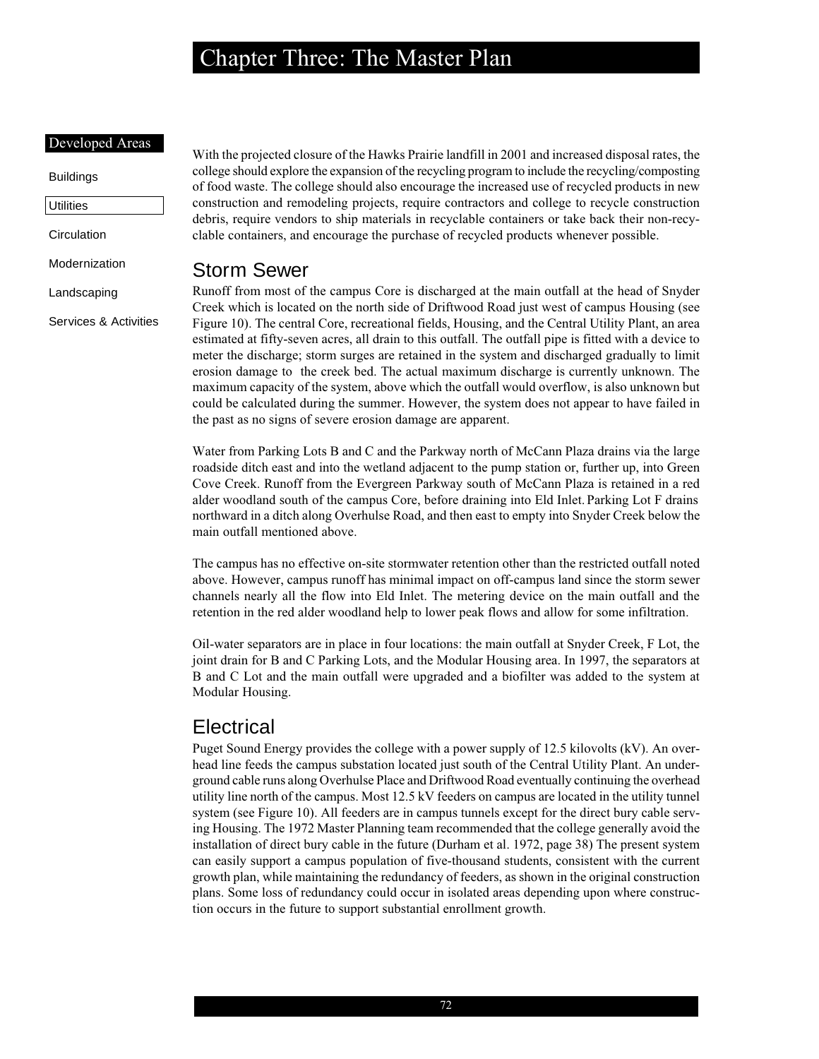With the projected closure of the Hawks Prairie landfill in 2001 and increased disposal rates, the college should explore the expansion of the recycling program to include the recycling/composting of food waste. The college should also encourage the increased use of recycled products in new construction and remodeling projects, require contractors and college to recycle construction debris, require vendors to ship materials in recyclable containers or take back their non-recyclable containers, and encourage the purchase of recycled products whenever possible.

## Storm Sewer

Runoff from most of the campus Core is discharged at the main outfall at the head of Snyder Creek which is located on the north side of Driftwood Road just west of campus Housing (see Figure 10). The central Core, recreational fields, Housing, and the Central Utility Plant, an area estimated at fifty-seven acres, all drain to this outfall. The outfall pipe is fitted with a device to meter the discharge; storm surges are retained in the system and discharged gradually to limit erosion damage to the creek bed. The actual maximum discharge is currently unknown. The maximum capacity of the system, above which the outfall would overflow, is also unknown but could be calculated during the summer. However, the system does not appear to have failed in the past as no signs of severe erosion damage are apparent.

Water from Parking Lots B and C and the Parkway north of McCann Plaza drains via the large roadside ditch east and into the wetland adjacent to the pump station or, further up, into Green Cove Creek. Runoff from the Evergreen Parkway south of McCann Plaza is retained in a red alder woodland south of the campus Core, before draining into Eld Inlet. Parking Lot F drains northward in a ditch along Overhulse Road, and then east to empty into Snyder Creek below the main outfall mentioned above.

The campus has no effective on-site stormwater retention other than the restricted outfall noted above. However, campus runoff has minimal impact on off-campus land since the storm sewer channels nearly all the flow into Eld Inlet. The metering device on the main outfall and the retention in the red alder woodland help to lower peak flows and allow for some infiltration.

Oil-water separators are in place in four locations: the main outfall at Snyder Creek, F Lot, the joint drain for B and C Parking Lots, and the Modular Housing area. In 1997, the separators at B and C Lot and the main outfall were upgraded and a biofilter was added to the system at Modular Housing.

## Electrical

Puget Sound Energy provides the college with a power supply of 12.5 kilovolts (kV). An overhead line feeds the campus substation located just south of the Central Utility Plant. An underground cable runs along Overhulse Place and Driftwood Road eventually continuing the overhead utility line north of the campus. Most 12.5 kV feeders on campus are located in the utility tunnel system (see Figure 10). All feeders are in campus tunnels except for the direct bury cable serving Housing. The 1972 Master Planning team recommended that the college generally avoid the installation of direct bury cable in the future (Durham et al. 1972, page 38) The present system can easily support a campus population of five-thousand students, consistent with the current growth plan, while maintaining the redundancy of feeders, as shown in the original construction plans. Some loss of redundancy could occur in isolated areas depending upon where construction occurs in the future to support substantial enrollment growth.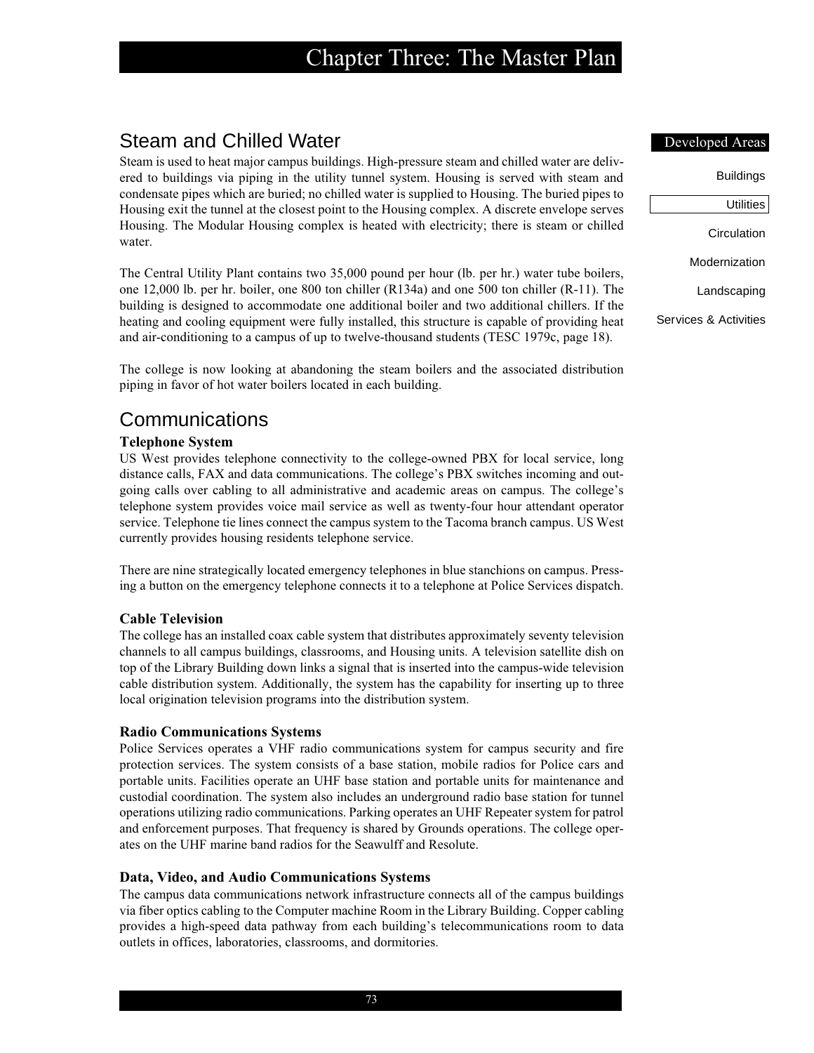## Steam and Chilled Water

Steam is used to heat major campus buildings. High-pressure steam and chilled water are delivered to buildings via piping in the utility tunnel system. Housing is served with steam and condensate pipes which are buried; no chilled water is supplied to Housing. The buried pipes to Housing exit the tunnel at the closest point to the Housing complex. A discrete envelope serves Housing. The Modular Housing complex is heated with electricity; there is steam or chilled water.

The Central Utility Plant contains two 35,000 pound per hour (lb. per hr.) water tube boilers, one 12,000 lb. per hr. boiler, one 800 ton chiller (R134a) and one 500 ton chiller (R-11). The building is designed to accommodate one additional boiler and two additional chillers. If the heating and cooling equipment were fully installed, this structure is capable of providing heat and air-conditioning to a campus of up to twelve-thousand students (TESC 1979c, page 18).

The college is now looking at abandoning the steam boilers and the associated distribution piping in favor of hot water boilers located in each building.

## Communications

### Telephone System

US West provides telephone connectivity to the college-owned PBX for local service, long distance calls, FAX and data communications. The college's PBX switches incoming and outgoing calls over cabling to all administrative and academic areas on campus. The college's telephone system provides voice mail service as well as twenty-four hour attendant operator service. Telephone tie lines connect the campus system to the Tacoma branch campus. US West currently provides housing residents telephone service.

There are nine strategically located emergency telephones in blue stanchions on campus. Pressing a button on the emergency telephone connects it to a telephone at Police Services dispatch.

### Cable Television

The college has an installed coax cable system that distributes approximately seventy television channels to all campus buildings, classrooms, and Housing units. A television satellite dish on top of the Library Building down links a signal that is inserted into the campus-wide television cable distribution system. Additionally, the system has the capability for inserting up to three local origination television programs into the distribution system.

### Radio Communications Systems

Police Services operates a VHF radio communications system for campus security and fire protection services. The system consists of a base station, mobile radios for Police cars and portable units. Facilities operate an UHF base station and portable units for maintenance and custodial coordination. The system also includes an underground radio base station for tunnel operations utilizing radio communications. Parking operates an UHF Repeater system for patrol and enforcement purposes. That frequency is shared by Grounds operations. The college operates on the UHF marine band radios for the Seawulff and Resolute.

### Data, Video, and Audio Communications Systems

The campus data communications network infrastructure connects all of the campus buildings via fiber optics cabling to the Computer machine Room in the Library Building. Copper cabling provides a high-speed data pathway from each building's telecommunications room to data outlets in offices, laboratories, classrooms, and dormitories.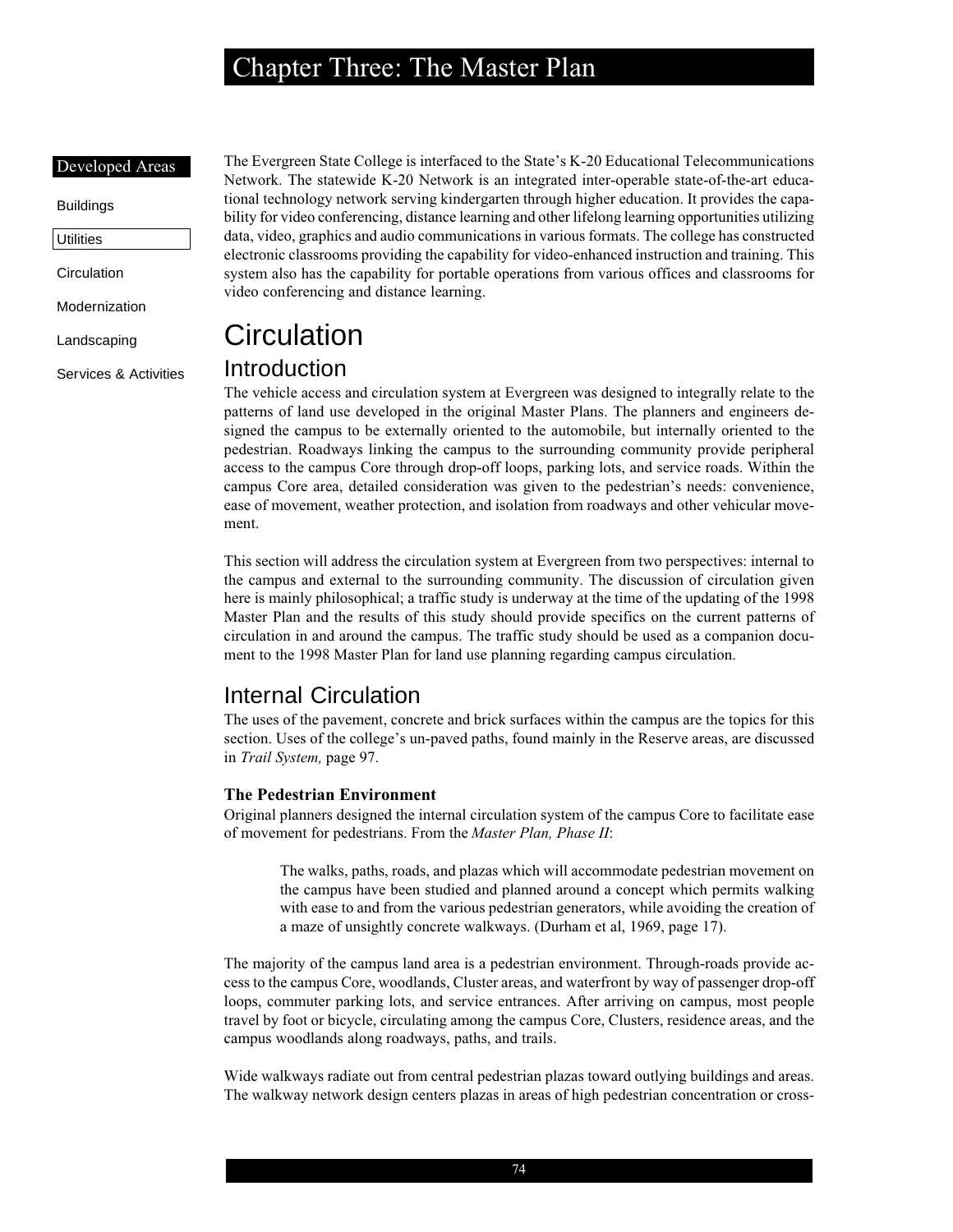The Evergreen State College is interfaced to the State's K-20 Educational Telecommunications Network. The statewide K-20 Network is an integrated inter-operable state-of-the-art educational technology network serving kindergarten through higher education. It provides the capability for video conferencing, distance learning and other lifelong learning opportunities utilizing data, video, graphics and audio communications in various formats. The college has constructed electronic classrooms providing the capability for video-enhanced instruction and training. This system also has the capability for portable operations from various offices and classrooms for video conferencing and distance learning.

# Circulation

## Introduction

The vehicle access and circulation system at Evergreen was designed to integrally relate to the patterns of land use developed in the original Master Plans. The planners and engineers designed the campus to be externally oriented to the automobile, but internally oriented to the pedestrian. Roadways linking the campus to the surrounding community provide peripheral access to the campus Core through drop-off loops, parking lots, and service roads. Within the campus Core area, detailed consideration was given to the pedestrian's needs: convenience, ease of movement, weather protection, and isolation from roadways and other vehicular movement.

This section will address the circulation system at Evergreen from two perspectives: internal to the campus and external to the surrounding community. The discussion of circulation given here is mainly philosophical; a traffic study is underway at the time of the updating of the 1998 Master Plan and the results of this study should provide specifics on the current patterns of circulation in and around the campus. The traffic study should be used as a companion document to the 1998 Master Plan for land use planning regarding campus circulation.

## Internal Circulation

The uses of the pavement, concrete and brick surfaces within the campus are the topics for this section. Uses of the college's un-paved paths, found mainly in the Reserve areas, are discussed in *Trail System,* page 97.

### The Pedestrian Environment

Original planners designed the internal circulation system of the campus Core to facilitate ease of movement for pedestrians. From the *Master Plan, Phase II*:

> The walks, paths, roads, and plazas which will accommodate pedestrian movement on the campus have been studied and planned around a concept which permits walking with ease to and from the various pedestrian generators, while avoiding the creation of a maze of unsightly concrete walkways. (Durham et al, 1969, page 17).

The majority of the campus land area is a pedestrian environment. Through-roads provide access to the campus Core, woodlands, Cluster areas, and waterfront by way of passenger drop-off loops, commuter parking lots, and service entrances. After arriving on campus, most people travel by foot or bicycle, circulating among the campus Core, Clusters, residence areas, and the campus woodlands along roadways, paths, and trails.

Wide walkways radiate out from central pedestrian plazas toward outlying buildings and areas. The walkway network design centers plazas in areas of high pedestrian concentration or cross-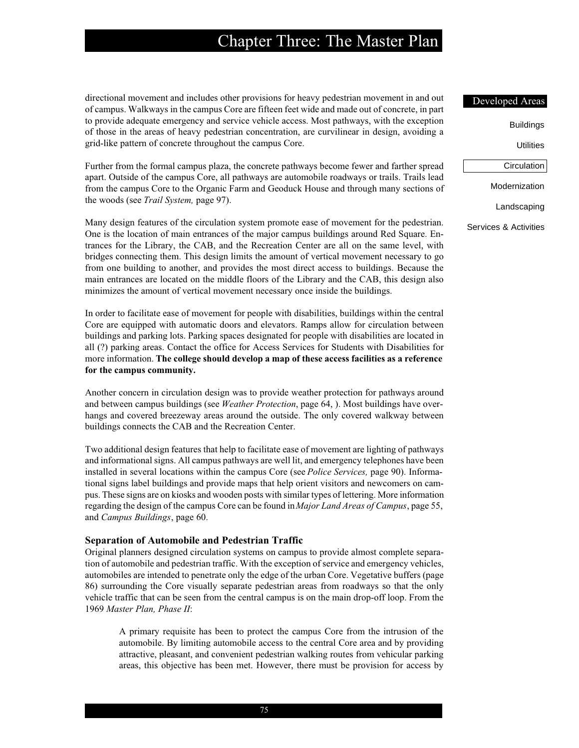directional movement and includes other provisions for heavy pedestrian movement in and out of campus. Walkways in the campus Core are fifteen feet wide and made out of concrete, in part to provide adequate emergency and service vehicle access. Most pathways, with the exception of those in the areas of heavy pedestrian concentration, are curvilinear in design, avoiding a grid-like pattern of concrete throughout the campus Core.

Further from the formal campus plaza, the concrete pathways become fewer and farther spread apart. Outside of the campus Core, all pathways are automobile roadways or trails. Trails lead from the campus Core to the Organic Farm and Geoduck House and through many sections of the woods (see *Trail System,* page 97).

Many design features of the circulation system promote ease of movement for the pedestrian. One is the location of main entrances of the major campus buildings around Red Square. Entrances for the Library, the CAB, and the Recreation Center are all on the same level, with bridges connecting them. This design limits the amount of vertical movement necessary to go from one building to another, and provides the most direct access to buildings. Because the main entrances are located on the middle floors of the Library and the CAB, this design also minimizes the amount of vertical movement necessary once inside the buildings.

In order to facilitate ease of movement for people with disabilities, buildings within the central Core are equipped with automatic doors and elevators. Ramps allow for circulation between buildings and parking lots. Parking spaces designated for people with disabilities are located in all (?) parking areas. Contact the office for Access Services for Students with Disabilities for more information. **The college should develop a map of these access facilities as a reference for the campus community.**

Another concern in circulation design was to provide weather protection for pathways around and between campus buildings (see *Weather Protection*, page 64, ). Most buildings have overhangs and covered breezeway areas around the outside. The only covered walkway between buildings connects the CAB and the Recreation Center.

Two additional design features that help to facilitate ease of movement are lighting of pathways and informational signs. All campus pathways are well lit, and emergency telephones have been installed in several locations within the campus Core (see *Police Services,* page 90). Informational signs label buildings and provide maps that help orient visitors and newcomers on campus. These signs are on kiosks and wooden posts with similar types of lettering. More information regarding the design of the campus Core can be found in *Major Land Areas of Campus*, page 55, and *Campus Buildings*, page 60.

### Separation of Automobile and Pedestrian Traffic

Original planners designed circulation systems on campus to provide almost complete separation of automobile and pedestrian traffic. With the exception of service and emergency vehicles, automobiles are intended to penetrate only the edge of the urban Core. Vegetative buffers (page 86) surrounding the Core visually separate pedestrian areas from roadways so that the only vehicle traffic that can be seen from the central campus is on the main drop-off loop. From the 1969 *Master Plan, Phase II*:

> A primary requisite has been to protect the campus Core from the intrusion of the automobile. By limiting automobile access to the central Core area and by providing attractive, pleasant, and convenient pedestrian walking routes from vehicular parking areas, this objective has been met. However, there must be provision for access by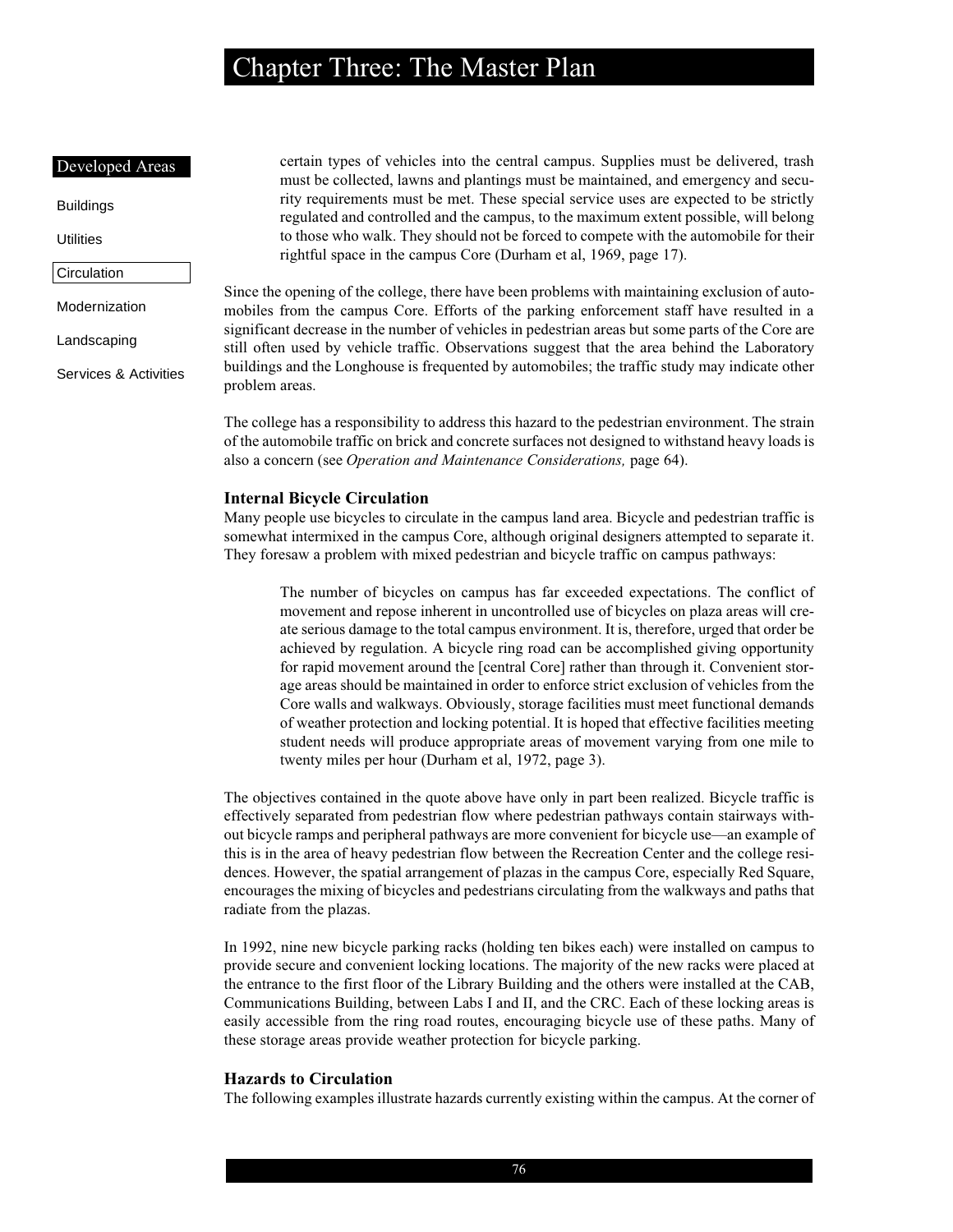> certain types of vehicles into the central campus. Supplies must be delivered, trash must be collected, lawns and plantings must be maintained, and emergency and security requirements must be met. These special service uses are expected to be strictly regulated and controlled and the campus, to the maximum extent possible, will belong to those who walk. They should not be forced to compete with the automobile for their rightful space in the campus Core (Durham et al, 1969, page 17).

Since the opening of the college, there have been problems with maintaining exclusion of automobiles from the campus Core. Efforts of the parking enforcement staff have resulted in a significant decrease in the number of vehicles in pedestrian areas but some parts of the Core are still often used by vehicle traffic. Observations suggest that the area behind the Laboratory buildings and the Longhouse is frequented by automobiles; the traffic study may indicate other problem areas.

The college has a responsibility to address this hazard to the pedestrian environment. The strain of the automobile traffic on brick and concrete surfaces not designed to withstand heavy loads is also a concern (see *Operation and Maintenance Considerations,* page 64).

### Internal Bicycle Circulation

Many people use bicycles to circulate in the campus land area. Bicycle and pedestrian traffic is somewhat intermixed in the campus Core, although original designers attempted to separate it. They foresaw a problem with mixed pedestrian and bicycle traffic on campus pathways:

> The number of bicycles on campus has far exceeded expectations. The conflict of movement and repose inherent in uncontrolled use of bicycles on plaza areas will create serious damage to the total campus environment. It is, therefore, urged that order be achieved by regulation. A bicycle ring road can be accomplished giving opportunity for rapid movement around the [central Core] rather than through it. Convenient storage areas should be maintained in order to enforce strict exclusion of vehicles from the Core walls and walkways. Obviously, storage facilities must meet functional demands of weather protection and locking potential. It is hoped that effective facilities meeting student needs will produce appropriate areas of movement varying from one mile to twenty miles per hour (Durham et al, 1972, page 3).

The objectives contained in the quote above have only in part been realized. Bicycle traffic is effectively separated from pedestrian flow where pedestrian pathways contain stairways without bicycle ramps and peripheral pathways are more convenient for bicycle use—an example of this is in the area of heavy pedestrian flow between the Recreation Center and the college residences. However, the spatial arrangement of plazas in the campus Core, especially Red Square, encourages the mixing of bicycles and pedestrians circulating from the walkways and paths that radiate from the plazas.

In 1992, nine new bicycle parking racks (holding ten bikes each) were installed on campus to provide secure and convenient locking locations. The majority of the new racks were placed at the entrance to the first floor of the Library Building and the others were installed at the CAB, Communications Building, between Labs I and II, and the CRC. Each of these locking areas is easily accessible from the ring road routes, encouraging bicycle use of these paths. Many of these storage areas provide weather protection for bicycle parking.

### Hazards to Circulation

The following examples illustrate hazards currently existing within the campus. At the corner of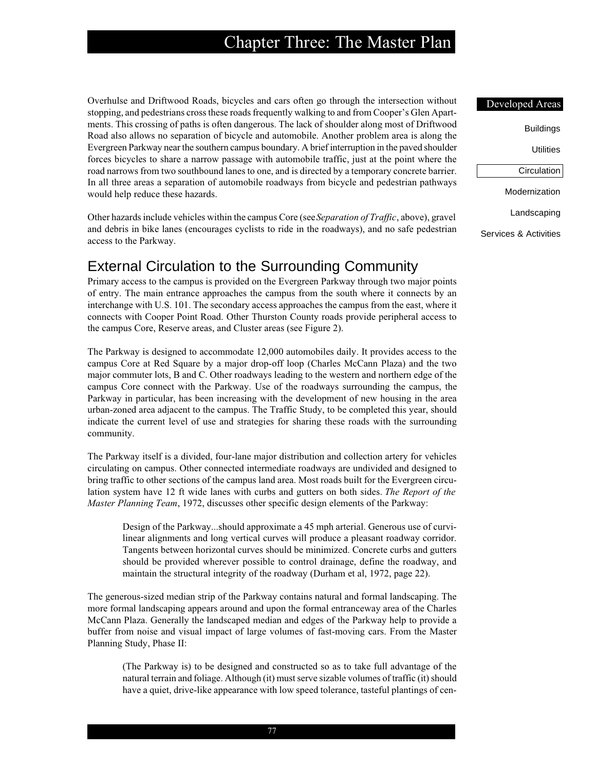Overhulse and Driftwood Roads, bicycles and cars often go through the intersection without stopping, and pedestrians cross these roads frequently walking to and from Cooper's Glen Apartments. This crossing of paths is often dangerous. The lack of shoulder along most of Driftwood Road also allows no separation of bicycle and automobile. Another problem area is along the Evergreen Parkway near the southern campus boundary. A brief interruption in the paved shoulder forces bicycles to share a narrow passage with automobile traffic, just at the point where the road narrows from two southbound lanes to one, and is directed by a temporary concrete barrier. In all three areas a separation of automobile roadways from bicycle and pedestrian pathways would help reduce these hazards.

Other hazards include vehicles within the campus Core (see *Separation of Traffic*, above), gravel and debris in bike lanes (encourages cyclists to ride in the roadways), and no safe pedestrian access to the Parkway.

## External Circulation to the Surrounding Community

Primary access to the campus is provided on the Evergreen Parkway through two major points of entry. The main entrance approaches the campus from the south where it connects by an interchange with U.S. 101. The secondary access approaches the campus from the east, where it connects with Cooper Point Road. Other Thurston County roads provide peripheral access to the campus Core, Reserve areas, and Cluster areas (see Figure 2).

The Parkway is designed to accommodate 12,000 automobiles daily. It provides access to the campus Core at Red Square by a major drop-off loop (Charles McCann Plaza) and the two major commuter lots, B and C. Other roadways leading to the western and northern edge of the campus Core connect with the Parkway. Use of the roadways surrounding the campus, the Parkway in particular, has been increasing with the development of new housing in the area urban-zoned area adjacent to the campus. The Traffic Study, to be completed this year, should indicate the current level of use and strategies for sharing these roads with the surrounding community.

The Parkway itself is a divided, four-lane major distribution and collection artery for vehicles circulating on campus. Other connected intermediate roadways are undivided and designed to bring traffic to other sections of the campus land area. Most roads built for the Evergreen circulation system have 12 ft wide lanes with curbs and gutters on both sides. *The Report of the Master Planning Team*, 1972, discusses other specific design elements of the Parkway:

> Design of the Parkway...should approximate a 45 mph arterial. Generous use of curvilinear alignments and long vertical curves will produce a pleasant roadway corridor. Tangents between horizontal curves should be minimized. Concrete curbs and gutters should be provided wherever possible to control drainage, define the roadway, and maintain the structural integrity of the roadway (Durham et al, 1972, page 22).

The generous-sized median strip of the Parkway contains natural and formal landscaping. The more formal landscaping appears around and upon the formal entranceway area of the Charles McCann Plaza. Generally the landscaped median and edges of the Parkway help to provide a buffer from noise and visual impact of large volumes of fast-moving cars. From the Master Planning Study, Phase II:

> (The Parkway is) to be designed and constructed so as to take full advantage of the natural terrain and foliage. Although (it) must serve sizable volumes of traffic (it) should have a quiet, drive-like appearance with low speed tolerance, tasteful plantings of cen-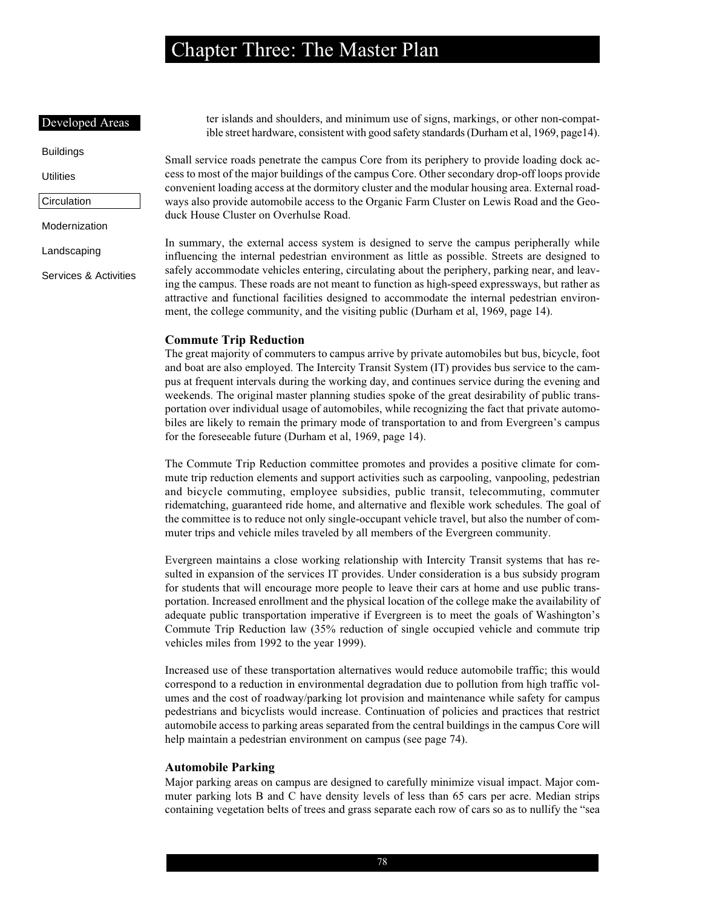ter islands and shoulders, and minimum use of signs, markings, or other non-compatible street hardware, consistent with good safety standards (Durham et al, 1969, page14).

Small service roads penetrate the campus Core from its periphery to provide loading dock access to most of the major buildings of the campus Core. Other secondary drop-off loops provide convenient loading access at the dormitory cluster and the modular housing area. External roadways also provide automobile access to the Organic Farm Cluster on Lewis Road and the Geoduck House Cluster on Overhulse Road.

In summary, the external access system is designed to serve the campus peripherally while influencing the internal pedestrian environment as little as possible. Streets are designed to safely accommodate vehicles entering, circulating about the periphery, parking near, and leaving the campus. These roads are not meant to function as high-speed expressways, but rather as attractive and functional facilities designed to accommodate the internal pedestrian environment, the college community, and the visiting public (Durham et al, 1969, page 14).

### Commute Trip Reduction

The great majority of commuters to campus arrive by private automobiles but bus, bicycle, foot and boat are also employed. The Intercity Transit System (IT) provides bus service to the campus at frequent intervals during the working day, and continues service during the evening and weekends. The original master planning studies spoke of the great desirability of public transportation over individual usage of automobiles, while recognizing the fact that private automobiles are likely to remain the primary mode of transportation to and from Evergreen's campus for the foreseeable future (Durham et al, 1969, page 14).

The Commute Trip Reduction committee promotes and provides a positive climate for commute trip reduction elements and support activities such as carpooling, vanpooling, pedestrian and bicycle commuting, employee subsidies, public transit, telecommuting, commuter ridematching, guaranteed ride home, and alternative and flexible work schedules. The goal of the committee is to reduce not only single-occupant vehicle travel, but also the number of commuter trips and vehicle miles traveled by all members of the Evergreen community.

Evergreen maintains a close working relationship with Intercity Transit systems that has resulted in expansion of the services IT provides. Under consideration is a bus subsidy program for students that will encourage more people to leave their cars at home and use public transportation. Increased enrollment and the physical location of the college make the availability of adequate public transportation imperative if Evergreen is to meet the goals of Washington's Commute Trip Reduction law (35% reduction of single occupied vehicle and commute trip vehicles miles from 1992 to the year 1999).

Increased use of these transportation alternatives would reduce automobile traffic; this would correspond to a reduction in environmental degradation due to pollution from high traffic volumes and the cost of roadway/parking lot provision and maintenance while safety for campus pedestrians and bicyclists would increase. Continuation of policies and practices that restrict automobile access to parking areas separated from the central buildings in the campus Core will help maintain a pedestrian environment on campus (see page 74).

### Automobile Parking

Major parking areas on campus are designed to carefully minimize visual impact. Major commuter parking lots B and C have density levels of less than 65 cars per acre. Median strips containing vegetation belts of trees and grass separate each row of cars so as to nullify the "sea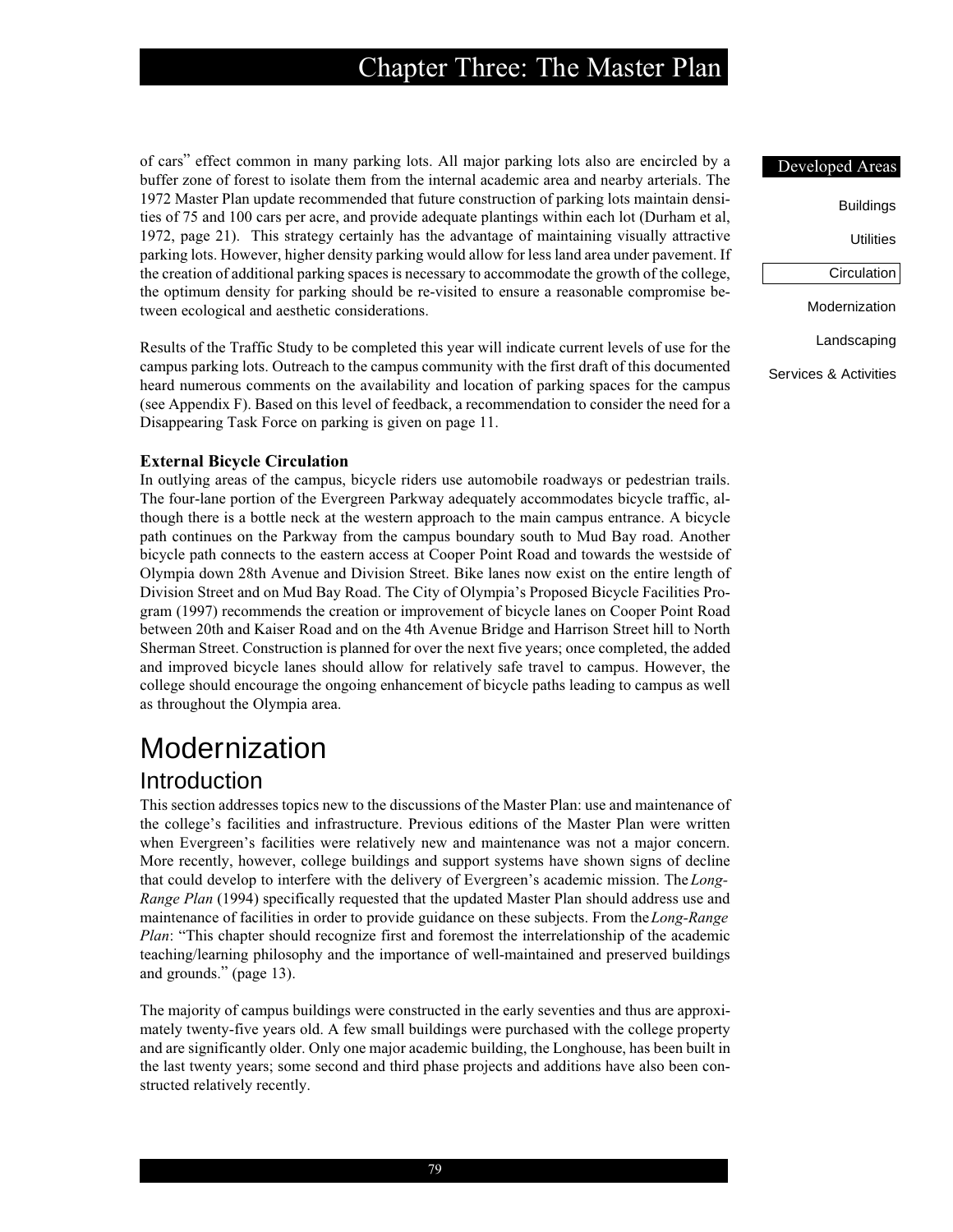of cars" effect common in many parking lots. All major parking lots also are encircled by a buffer zone of forest to isolate them from the internal academic area and nearby arterials. The 1972 Master Plan update recommended that future construction of parking lots maintain densities of 75 and 100 cars per acre, and provide adequate plantings within each lot (Durham et al, 1972, page 21). This strategy certainly has the advantage of maintaining visually attractive parking lots. However, higher density parking would allow for less land area under pavement. If the creation of additional parking spaces is necessary to accommodate the growth of the college, the optimum density for parking should be re-visited to ensure a reasonable compromise between ecological and aesthetic considerations.

Results of the Traffic Study to be completed this year will indicate current levels of use for the campus parking lots. Outreach to the campus community with the first draft of this documented heard numerous comments on the availability and location of parking spaces for the campus (see Appendix F). Based on this level of feedback, a recommendation to consider the need for a Disappearing Task Force on parking is given on page 11.

**External Bicycle Circulation**

In outlying areas of the campus, bicycle riders use automobile roadways or pedestrian trails. The four-lane portion of the Evergreen Parkway adequately accommodates bicycle traffic, although there is a bottle neck at the western approach to the main campus entrance. A bicycle path continues on the Parkway from the campus boundary south to Mud Bay road. Another bicycle path connects to the eastern access at Cooper Point Road and towards the westside of Olympia down 28th Avenue and Division Street. Bike lanes now exist on the entire length of Division Street and on Mud Bay Road. The City of Olympia's Proposed Bicycle Facilities Program (1997) recommends the creation or improvement of bicycle lanes on Cooper Point Road between 20th and Kaiser Road and on the 4th Avenue Bridge and Harrison Street hill to North Sherman Street. Construction is planned for over the next five years; once completed, the added and improved bicycle lanes should allow for relatively safe travel to campus. However, the college should encourage the ongoing enhancement of bicycle paths leading to campus as well as throughout the Olympia area.

# Modernization

## Introduction

This section addresses topics new to the discussions of the Master Plan: use and maintenance of the college's facilities and infrastructure. Previous editions of the Master Plan were written when Evergreen's facilities were relatively new and maintenance was not a major concern. More recently, however, college buildings and support systems have shown signs of decline that could develop to interfere with the delivery of Evergreen's academic mission. The *Long-Range Plan* (1994) specifically requested that the updated Master Plan should address use and maintenance of facilities in order to provide guidance on these subjects. From the *Long-Range Plan*: "This chapter should recognize first and foremost the interrelationship of the academic teaching/learning philosophy and the importance of well-maintained and preserved buildings and grounds." (page 13).

The majority of campus buildings were constructed in the early seventies and thus are approximately twenty-five years old. A few small buildings were purchased with the college property and are significantly older. Only one major academic building, the Longhouse, has been built in the last twenty years; some second and third phase projects and additions have also been constructed relatively recently.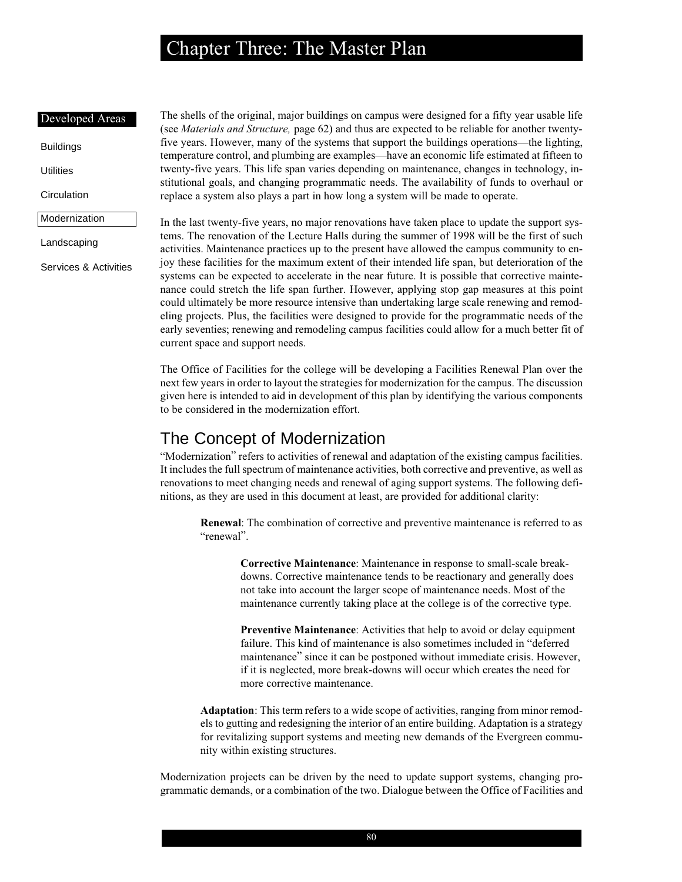The shells of the original, major buildings on campus were designed for a fifty year usable life (see *Materials and Structure,* page 62) and thus are expected to be reliable for another twenty-five years. However, many of the systems that support the buildings operations—the lighting, temperature control, and plumbing are examples—have an economic life estimated at fifteen to twenty-five years. This life span varies depending on maintenance, changes in technology, institutional goals, and changing programmatic needs. The availability of funds to overhaul or replace a system also plays a part in how long a system will be made to operate.

In the last twenty-five years, no major renovations have taken place to update the support systems. The renovation of the Lecture Halls during the summer of 1998 will be the first of such activities. Maintenance practices up to the present have allowed the campus community to enjoy these facilities for the maximum extent of their intended life span, but deterioration of the systems can be expected to accelerate in the near future. It is possible that corrective maintenance could stretch the life span further. However, applying stop gap measures at this point could ultimately be more resource intensive than undertaking large scale renewing and remodeling projects. Plus, the facilities were designed to provide for the programmatic needs of the early seventies; renewing and remodeling campus facilities could allow for a much better fit of current space and support needs.

The Office of Facilities for the college will be developing a Facilities Renewal Plan over the next few years in order to layout the strategies for modernization for the campus. The discussion given here is intended to aid in development of this plan by identifying the various components to be considered in the modernization effort.

## The Concept of Modernization

"Modernization" refers to activities of renewal and adaptation of the existing campus facilities. It includes the full spectrum of maintenance activities, both corrective and preventive, as well as renovations to meet changing needs and renewal of aging support systems. The following definitions, as they are used in this document at least, are provided for additional clarity:

> **Renewal**: The combination of corrective and preventive maintenance is referred to as "renewal".
>
> > **Corrective Maintenance**: Maintenance in response to small-scale break-downs. Corrective maintenance tends to be reactionary and generally does not take into account the larger scope of maintenance needs. Most of the maintenance currently taking place at the college is of the corrective type.
> >
> > **Preventive Maintenance**: Activities that help to avoid or delay equipment failure. This kind of maintenance is also sometimes included in "deferred maintenance" since it can be postponed without immediate crisis. However, if it is neglected, more break-downs will occur which creates the need for more corrective maintenance.
>
> **Adaptation**: This term refers to a wide scope of activities, ranging from minor remodels to gutting and redesigning the interior of an entire building. Adaptation is a strategy for revitalizing support systems and meeting new demands of the Evergreen community within existing structures.

Modernization projects can be driven by the need to update support systems, changing programmatic demands, or a combination of the two. Dialogue between the Office of Facilities and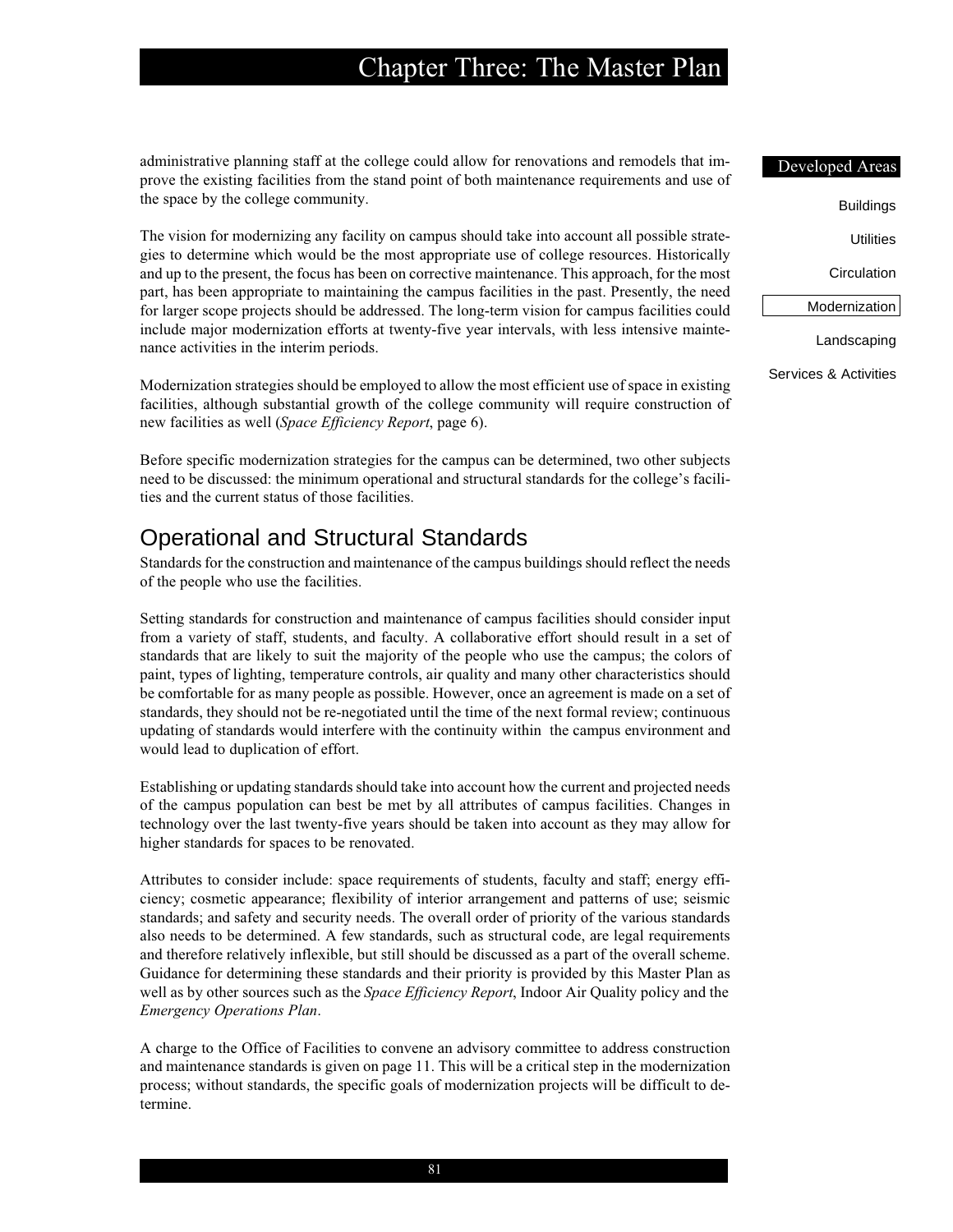administrative planning staff at the college could allow for renovations and remodels that improve the existing facilities from the stand point of both maintenance requirements and use of the space by the college community.

The vision for modernizing any facility on campus should take into account all possible strategies to determine which would be the most appropriate use of college resources. Historically and up to the present, the focus has been on corrective maintenance. This approach, for the most part, has been appropriate to maintaining the campus facilities in the past. Presently, the need for larger scope projects should be addressed. The long-term vision for campus facilities could include major modernization efforts at twenty-five year intervals, with less intensive maintenance activities in the interim periods.

Modernization strategies should be employed to allow the most efficient use of space in existing facilities, although substantial growth of the college community will require construction of new facilities as well (*Space Efficiency Report*, page 6).

Before specific modernization strategies for the campus can be determined, two other subjects need to be discussed: the minimum operational and structural standards for the college's facilities and the current status of those facilities.

## Operational and Structural Standards

Standards for the construction and maintenance of the campus buildings should reflect the needs of the people who use the facilities.

Setting standards for construction and maintenance of campus facilities should consider input from a variety of staff, students, and faculty. A collaborative effort should result in a set of standards that are likely to suit the majority of the people who use the campus; the colors of paint, types of lighting, temperature controls, air quality and many other characteristics should be comfortable for as many people as possible. However, once an agreement is made on a set of standards, they should not be re-negotiated until the time of the next formal review; continuous updating of standards would interfere with the continuity within the campus environment and would lead to duplication of effort.

Establishing or updating standards should take into account how the current and projected needs of the campus population can best be met by all attributes of campus facilities. Changes in technology over the last twenty-five years should be taken into account as they may allow for higher standards for spaces to be renovated.

Attributes to consider include: space requirements of students, faculty and staff; energy efficiency; cosmetic appearance; flexibility of interior arrangement and patterns of use; seismic standards; and safety and security needs. The overall order of priority of the various standards also needs to be determined. A few standards, such as structural code, are legal requirements and therefore relatively inflexible, but still should be discussed as a part of the overall scheme. Guidance for determining these standards and their priority is provided by this Master Plan as well as by other sources such as the *Space Efficiency Report*, Indoor Air Quality policy and the *Emergency Operations Plan*.

A charge to the Office of Facilities to convene an advisory committee to address construction and maintenance standards is given on page 11. This will be a critical step in the modernization process; without standards, the specific goals of modernization projects will be difficult to determine.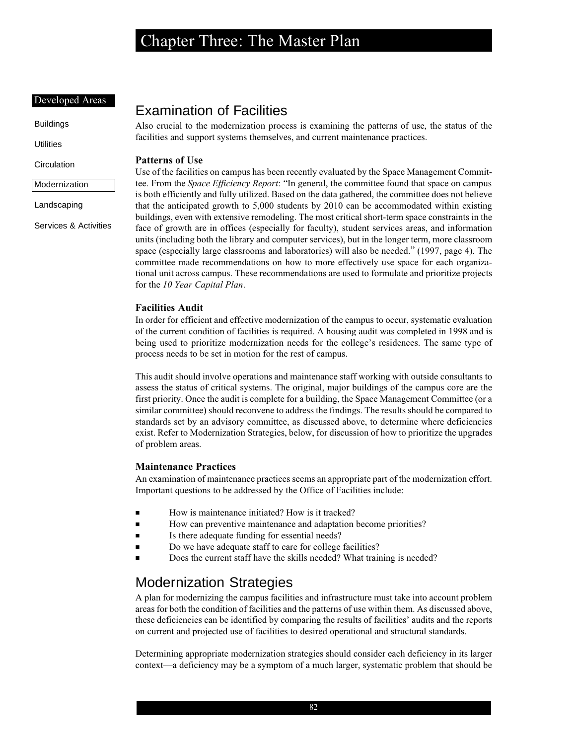## Examination of Facilities

Also crucial to the modernization process is examining the patterns of use, the status of the facilities and support systems themselves, and current maintenance practices.

### Patterns of Use

Use of the facilities on campus has been recently evaluated by the Space Management Committee. From the *Space Efficiency Report*: "In general, the committee found that space on campus is both efficiently and fully utilized. Based on the data gathered, the committee does not believe that the anticipated growth to 5,000 students by 2010 can be accommodated within existing buildings, even with extensive remodeling. The most critical short-term space constraints in the face of growth are in offices (especially for faculty), student services areas, and information units (including both the library and computer services), but in the longer term, more classroom space (especially large classrooms and laboratories) will also be needed." (1997, page 4). The committee made recommendations on how to more effectively use space for each organizational unit across campus. These recommendations are used to formulate and prioritize projects for the *10 Year Capital Plan*.

### Facilities Audit

In order for efficient and effective modernization of the campus to occur, systematic evaluation of the current condition of facilities is required. A housing audit was completed in 1998 and is being used to prioritize modernization needs for the college's residences. The same type of process needs to be set in motion for the rest of campus.

This audit should involve operations and maintenance staff working with outside consultants to assess the status of critical systems. The original, major buildings of the campus core are the first priority. Once the audit is complete for a building, the Space Management Committee (or a similar committee) should reconvene to address the findings. The results should be compared to standards set by an advisory committee, as discussed above, to determine where deficiencies exist. Refer to Modernization Strategies, below, for discussion of how to prioritize the upgrades of problem areas.

### Maintenance Practices

An examination of maintenance practices seems an appropriate part of the modernization effort. Important questions to be addressed by the Office of Facilities include:

- How is maintenance initiated? How is it tracked?
- How can preventive maintenance and adaptation become priorities?
- Is there adequate funding for essential needs?
- Do we have adequate staff to care for college facilities?
- Does the current staff have the skills needed? What training is needed?

## Modernization Strategies

A plan for modernizing the campus facilities and infrastructure must take into account problem areas for both the condition of facilities and the patterns of use within them. As discussed above, these deficiencies can be identified by comparing the results of facilities' audits and the reports on current and projected use of facilities to desired operational and structural standards.

Determining appropriate modernization strategies should consider each deficiency in its larger context—a deficiency may be a symptom of a much larger, systematic problem that should be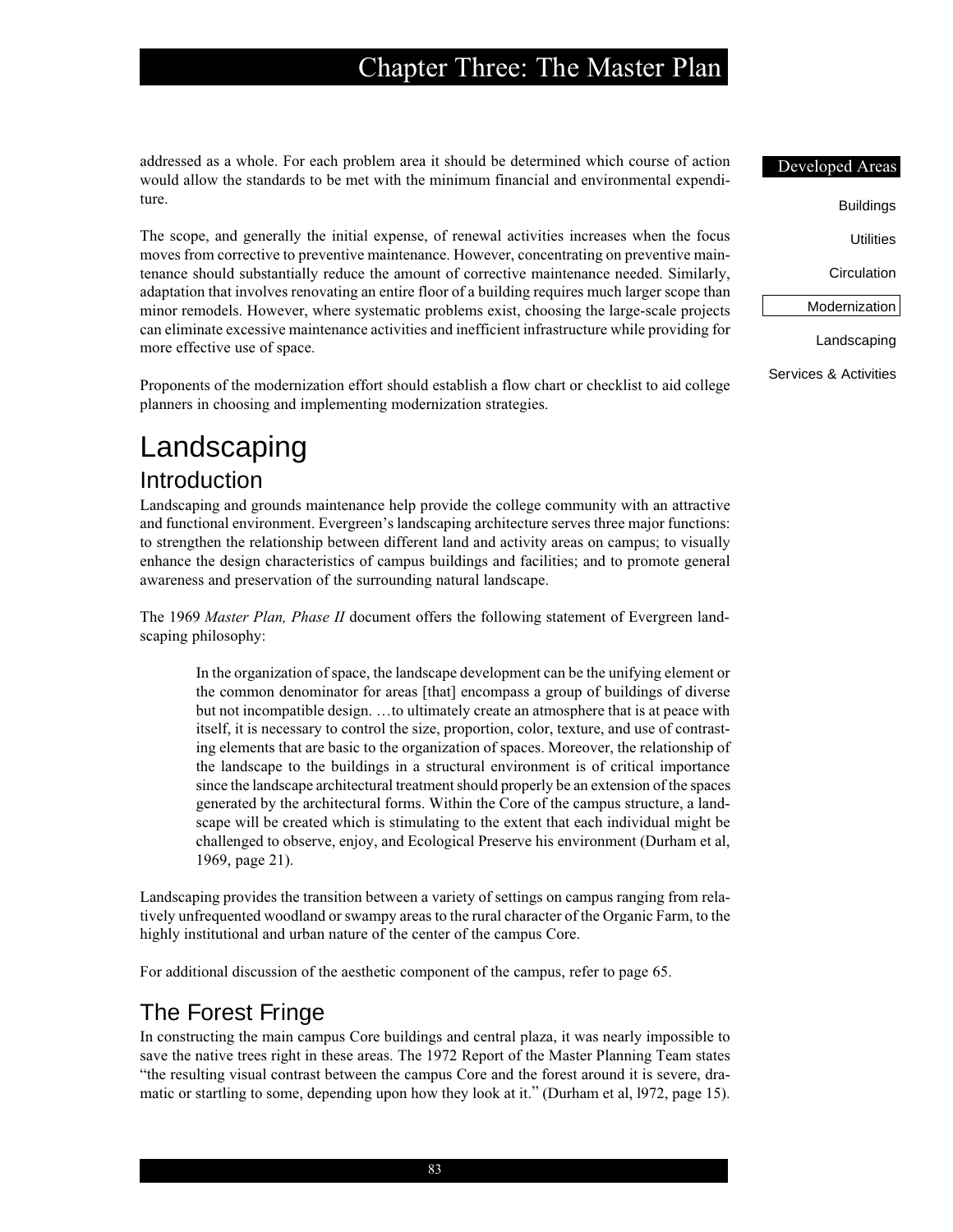addressed as a whole. For each problem area it should be determined which course of action would allow the standards to be met with the minimum financial and environmental expenditure.

The scope, and generally the initial expense, of renewal activities increases when the focus moves from corrective to preventive maintenance. However, concentrating on preventive maintenance should substantially reduce the amount of corrective maintenance needed. Similarly, adaptation that involves renovating an entire floor of a building requires much larger scope than minor remodels. However, where systematic problems exist, choosing the large-scale projects can eliminate excessive maintenance activities and inefficient infrastructure while providing for more effective use of space.

Proponents of the modernization effort should establish a flow chart or checklist to aid college planners in choosing and implementing modernization strategies.

# Landscaping

## Introduction

Landscaping and grounds maintenance help provide the college community with an attractive and functional environment. Evergreen's landscaping architecture serves three major functions: to strengthen the relationship between different land and activity areas on campus; to visually enhance the design characteristics of campus buildings and facilities; and to promote general awareness and preservation of the surrounding natural landscape.

The 1969 *Master Plan, Phase II* document offers the following statement of Evergreen landscaping philosophy:

> In the organization of space, the landscape development can be the unifying element or the common denominator for areas [that] encompass a group of buildings of diverse but not incompatible design. …to ultimately create an atmosphere that is at peace with itself, it is necessary to control the size, proportion, color, texture, and use of contrasting elements that are basic to the organization of spaces. Moreover, the relationship of the landscape to the buildings in a structural environment is of critical importance since the landscape architectural treatment should properly be an extension of the spaces generated by the architectural forms. Within the Core of the campus structure, a landscape will be created which is stimulating to the extent that each individual might be challenged to observe, enjoy, and Ecological Preserve his environment (Durham et al, 1969, page 21).

Landscaping provides the transition between a variety of settings on campus ranging from relatively unfrequented woodland or swampy areas to the rural character of the Organic Farm, to the highly institutional and urban nature of the center of the campus Core.

For additional discussion of the aesthetic component of the campus, refer to page 65.

## The Forest Fringe

In constructing the main campus Core buildings and central plaza, it was nearly impossible to save the native trees right in these areas. The 1972 Report of the Master Planning Team states "the resulting visual contrast between the campus Core and the forest around it is severe, dramatic or startling to some, depending upon how they look at it." (Durham et al, l972, page 15).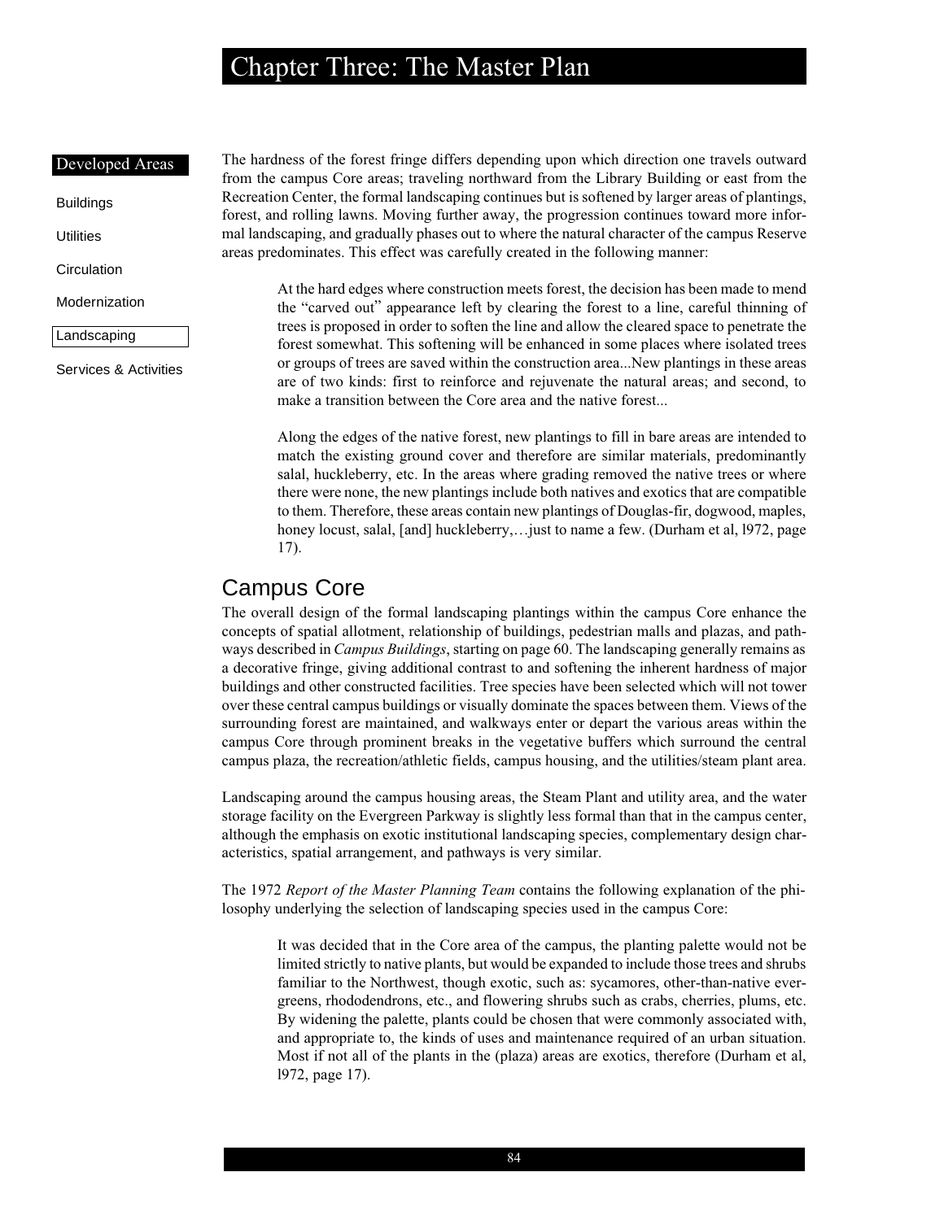The hardness of the forest fringe differs depending upon which direction one travels outward from the campus Core areas; traveling northward from the Library Building or east from the Recreation Center, the formal landscaping continues but is softened by larger areas of plantings, forest, and rolling lawns. Moving further away, the progression continues toward more informal landscaping, and gradually phases out to where the natural character of the campus Reserve areas predominates. This effect was carefully created in the following manner:

> At the hard edges where construction meets forest, the decision has been made to mend the “carved out” appearance left by clearing the forest to a line, careful thinning of trees is proposed in order to soften the line and allow the cleared space to penetrate the forest somewhat. This softening will be enhanced in some places where isolated trees or groups of trees are saved within the construction area...New plantings in these areas are of two kinds: first to reinforce and rejuvenate the natural areas; and second, to make a transition between the Core area and the native forest...
>
> Along the edges of the native forest, new plantings to fill in bare areas are intended to match the existing ground cover and therefore are similar materials, predominantly salal, huckleberry, etc. In the areas where grading removed the native trees or where there were none, the new plantings include both natives and exotics that are compatible to them. Therefore, these areas contain new plantings of Douglas-fir, dogwood, maples, honey locust, salal, [and] huckleberry,…just to name a few. (Durham et al, l972, page 17).

## Campus Core

The overall design of the formal landscaping plantings within the campus Core enhance the concepts of spatial allotment, relationship of buildings, pedestrian malls and plazas, and pathways described in *Campus Buildings*, starting on page 60. The landscaping generally remains as a decorative fringe, giving additional contrast to and softening the inherent hardness of major buildings and other constructed facilities. Tree species have been selected which will not tower over these central campus buildings or visually dominate the spaces between them. Views of the surrounding forest are maintained, and walkways enter or depart the various areas within the campus Core through prominent breaks in the vegetative buffers which surround the central campus plaza, the recreation/athletic fields, campus housing, and the utilities/steam plant area.

Landscaping around the campus housing areas, the Steam Plant and utility area, and the water storage facility on the Evergreen Parkway is slightly less formal than that in the campus center, although the emphasis on exotic institutional landscaping species, complementary design characteristics, spatial arrangement, and pathways is very similar.

The 1972 *Report of the Master Planning Team* contains the following explanation of the philosophy underlying the selection of landscaping species used in the campus Core:

> It was decided that in the Core area of the campus, the planting palette would not be limited strictly to native plants, but would be expanded to include those trees and shrubs familiar to the Northwest, though exotic, such as: sycamores, other-than-native evergreens, rhododendrons, etc., and flowering shrubs such as crabs, cherries, plums, etc. By widening the palette, plants could be chosen that were commonly associated with, and appropriate to, the kinds of uses and maintenance required of an urban situation. Most if not all of the plants in the (plaza) areas are exotics, therefore (Durham et al, l972, page 17).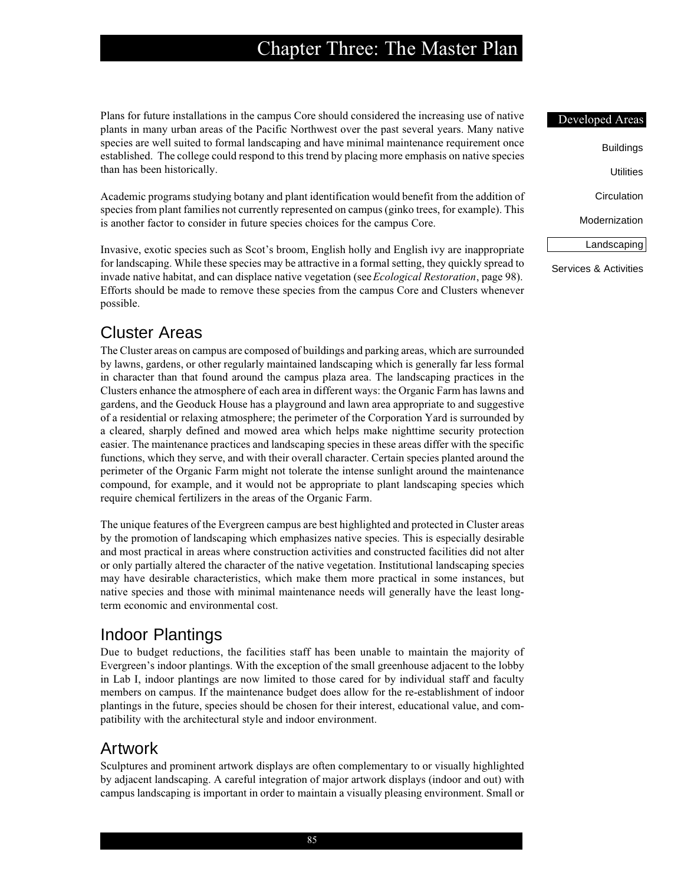Plans for future installations in the campus Core should considered the increasing use of native plants in many urban areas of the Pacific Northwest over the past several years. Many native species are well suited to formal landscaping and have minimal maintenance requirement once established. The college could respond to this trend by placing more emphasis on native species than has been historically.

Academic programs studying botany and plant identification would benefit from the addition of species from plant families not currently represented on campus (ginko trees, for example). This is another factor to consider in future species choices for the campus Core.

Invasive, exotic species such as Scot's broom, English holly and English ivy are inappropriate for landscaping. While these species may be attractive in a formal setting, they quickly spread to invade native habitat, and can displace native vegetation (see *Ecological Restoration*, page 98). Efforts should be made to remove these species from the campus Core and Clusters whenever possible.

## Cluster Areas

The Cluster areas on campus are composed of buildings and parking areas, which are surrounded by lawns, gardens, or other regularly maintained landscaping which is generally far less formal in character than that found around the campus plaza area. The landscaping practices in the Clusters enhance the atmosphere of each area in different ways: the Organic Farm has lawns and gardens, and the Geoduck House has a playground and lawn area appropriate to and suggestive of a residential or relaxing atmosphere; the perimeter of the Corporation Yard is surrounded by a cleared, sharply defined and mowed area which helps make nighttime security protection easier. The maintenance practices and landscaping species in these areas differ with the specific functions, which they serve, and with their overall character. Certain species planted around the perimeter of the Organic Farm might not tolerate the intense sunlight around the maintenance compound, for example, and it would not be appropriate to plant landscaping species which require chemical fertilizers in the areas of the Organic Farm.

The unique features of the Evergreen campus are best highlighted and protected in Cluster areas by the promotion of landscaping which emphasizes native species. This is especially desirable and most practical in areas where construction activities and constructed facilities did not alter or only partially altered the character of the native vegetation. Institutional landscaping species may have desirable characteristics, which make them more practical in some instances, but native species and those with minimal maintenance needs will generally have the least long-term economic and environmental cost.

## Indoor Plantings

Due to budget reductions, the facilities staff has been unable to maintain the majority of Evergreen's indoor plantings. With the exception of the small greenhouse adjacent to the lobby in Lab I, indoor plantings are now limited to those cared for by individual staff and faculty members on campus. If the maintenance budget does allow for the re-establishment of indoor plantings in the future, species should be chosen for their interest, educational value, and compatibility with the architectural style and indoor environment.

## Artwork

Sculptures and prominent artwork displays are often complementary to or visually highlighted by adjacent landscaping. A careful integration of major artwork displays (indoor and out) with campus landscaping is important in order to maintain a visually pleasing environment. Small or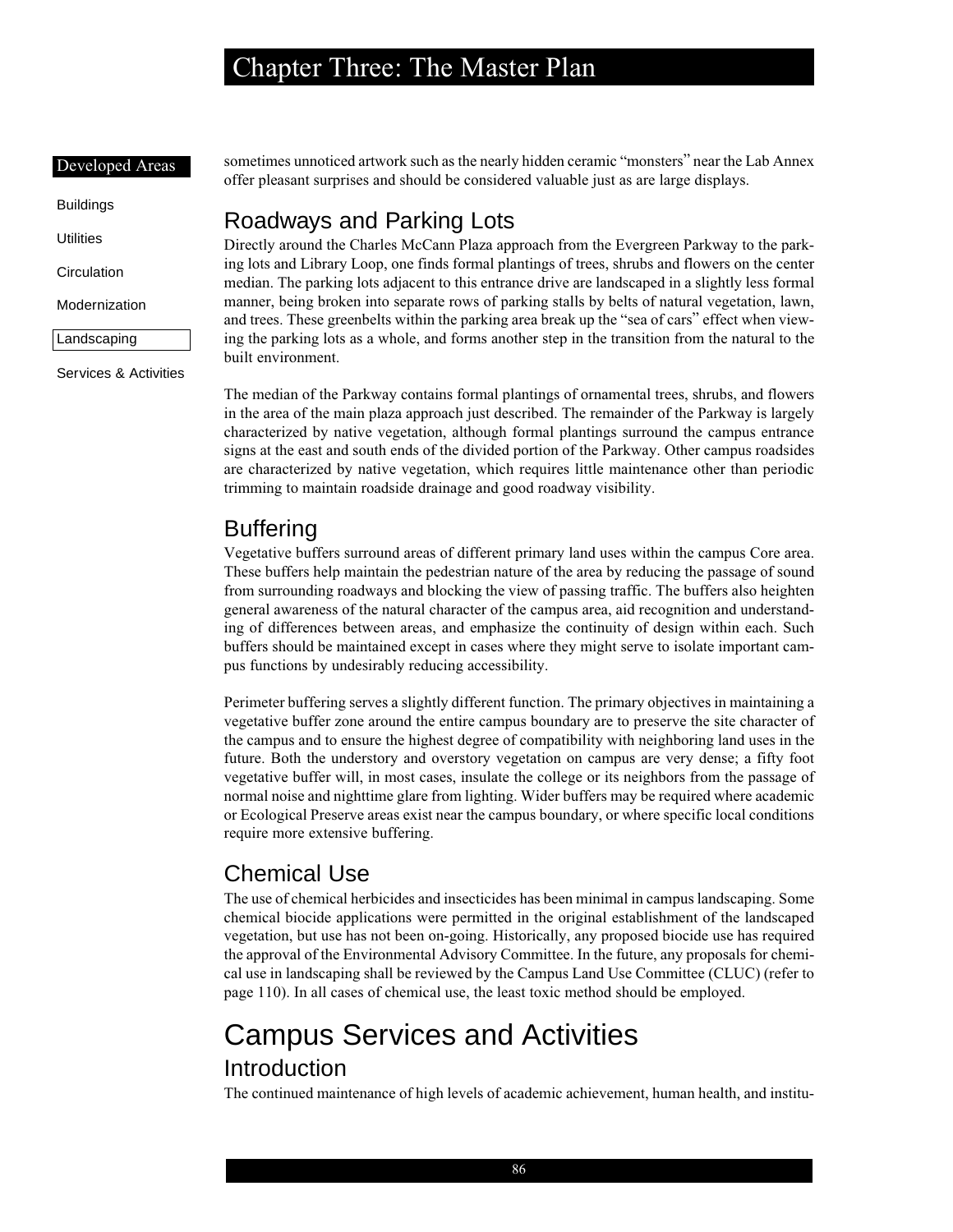sometimes unnoticed artwork such as the nearly hidden ceramic "monsters" near the Lab Annex offer pleasant surprises and should be considered valuable just as are large displays.

## Roadways and Parking Lots

Directly around the Charles McCann Plaza approach from the Evergreen Parkway to the parking lots and Library Loop, one finds formal plantings of trees, shrubs and flowers on the center median. The parking lots adjacent to this entrance drive are landscaped in a slightly less formal manner, being broken into separate rows of parking stalls by belts of natural vegetation, lawn, and trees. These greenbelts within the parking area break up the "sea of cars" effect when viewing the parking lots as a whole, and forms another step in the transition from the natural to the built environment.

The median of the Parkway contains formal plantings of ornamental trees, shrubs, and flowers in the area of the main plaza approach just described. The remainder of the Parkway is largely characterized by native vegetation, although formal plantings surround the campus entrance signs at the east and south ends of the divided portion of the Parkway. Other campus roadsides are characterized by native vegetation, which requires little maintenance other than periodic trimming to maintain roadside drainage and good roadway visibility.

## Buffering

Vegetative buffers surround areas of different primary land uses within the campus Core area. These buffers help maintain the pedestrian nature of the area by reducing the passage of sound from surrounding roadways and blocking the view of passing traffic. The buffers also heighten general awareness of the natural character of the campus area, aid recognition and understanding of differences between areas, and emphasize the continuity of design within each. Such buffers should be maintained except in cases where they might serve to isolate important campus functions by undesirably reducing accessibility.

Perimeter buffering serves a slightly different function. The primary objectives in maintaining a vegetative buffer zone around the entire campus boundary are to preserve the site character of the campus and to ensure the highest degree of compatibility with neighboring land uses in the future. Both the understory and overstory vegetation on campus are very dense; a fifty foot vegetative buffer will, in most cases, insulate the college or its neighbors from the passage of normal noise and nighttime glare from lighting. Wider buffers may be required where academic or Ecological Preserve areas exist near the campus boundary, or where specific local conditions require more extensive buffering.

## Chemical Use

The use of chemical herbicides and insecticides has been minimal in campus landscaping. Some chemical biocide applications were permitted in the original establishment of the landscaped vegetation, but use has not been on-going. Historically, any proposed biocide use has required the approval of the Environmental Advisory Committee. In the future, any proposals for chemical use in landscaping shall be reviewed by the Campus Land Use Committee (CLUC) (refer to page 110). In all cases of chemical use, the least toxic method should be employed.

# Campus Services and Activities

## Introduction

The continued maintenance of high levels of academic achievement, human health, and institu-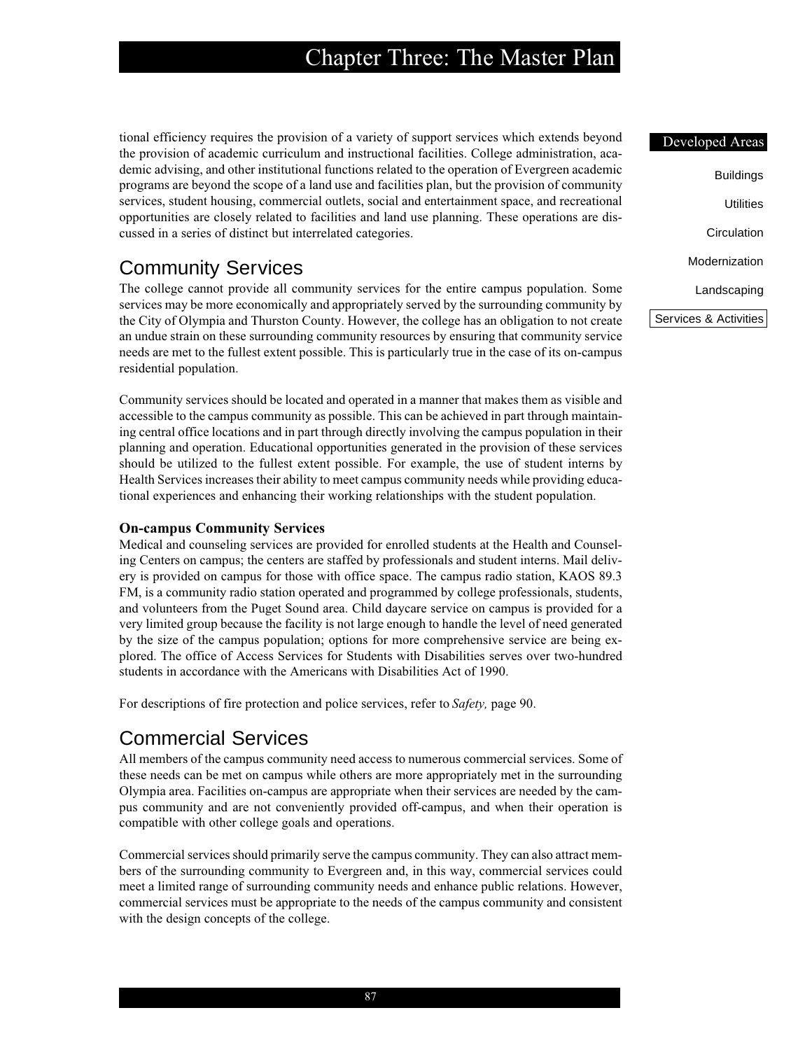tional efficiency requires the provision of a variety of support services which extends beyond the provision of academic curriculum and instructional facilities. College administration, academic advising, and other institutional functions related to the operation of Evergreen academic programs are beyond the scope of a land use and facilities plan, but the provision of community services, student housing, commercial outlets, social and entertainment space, and recreational opportunities are closely related to facilities and land use planning. These operations are discussed in a series of distinct but interrelated categories.

## Community Services

The college cannot provide all community services for the entire campus population. Some services may be more economically and appropriately served by the surrounding community by the City of Olympia and Thurston County. However, the college has an obligation to not create an undue strain on these surrounding community resources by ensuring that community service needs are met to the fullest extent possible. This is particularly true in the case of its on-campus residential population.

Community services should be located and operated in a manner that makes them as visible and accessible to the campus community as possible. This can be achieved in part through maintaining central office locations and in part through directly involving the campus population in their planning and operation. Educational opportunities generated in the provision of these services should be utilized to the fullest extent possible. For example, the use of student interns by Health Services increases their ability to meet campus community needs while providing educational experiences and enhancing their working relationships with the student population.

### On-campus Community Services

Medical and counseling services are provided for enrolled students at the Health and Counseling Centers on campus; the centers are staffed by professionals and student interns. Mail delivery is provided on campus for those with office space. The campus radio station, KAOS 89.3 FM, is a community radio station operated and programmed by college professionals, students, and volunteers from the Puget Sound area. Child daycare service on campus is provided for a very limited group because the facility is not large enough to handle the level of need generated by the size of the campus population; options for more comprehensive service are being explored. The office of Access Services for Students with Disabilities serves over two-hundred students in accordance with the Americans with Disabilities Act of 1990.

For descriptions of fire protection and police services, refer to *Safety,* page 90.

## Commercial Services

All members of the campus community need access to numerous commercial services. Some of these needs can be met on campus while others are more appropriately met in the surrounding Olympia area. Facilities on-campus are appropriate when their services are needed by the campus community and are not conveniently provided off-campus, and when their operation is compatible with other college goals and operations.

Commercial services should primarily serve the campus community. They can also attract members of the surrounding community to Evergreen and, in this way, commercial services could meet a limited range of surrounding community needs and enhance public relations. However, commercial services must be appropriate to the needs of the campus community and consistent with the design concepts of the college.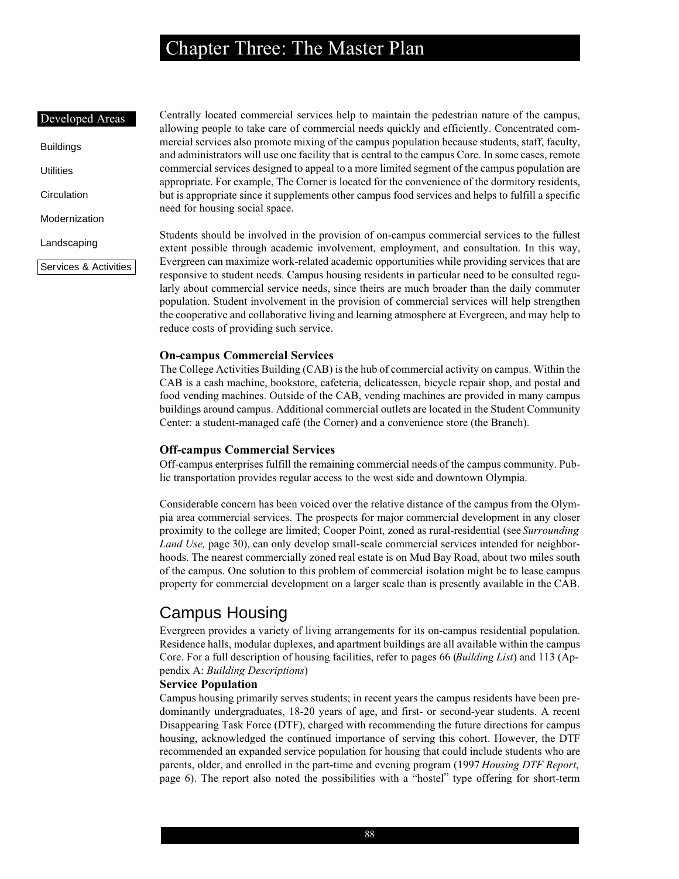Centrally located commercial services help to maintain the pedestrian nature of the campus, allowing people to take care of commercial needs quickly and efficiently. Concentrated commercial services also promote mixing of the campus population because students, staff, faculty, and administrators will use one facility that is central to the campus Core. In some cases, remote commercial services designed to appeal to a more limited segment of the campus population are appropriate. For example, The Corner is located for the convenience of the dormitory residents, but is appropriate since it supplements other campus food services and helps to fulfill a specific need for housing social space.

Students should be involved in the provision of on-campus commercial services to the fullest extent possible through academic involvement, employment, and consultation. In this way, Evergreen can maximize work-related academic opportunities while providing services that are responsive to student needs. Campus housing residents in particular need to be consulted regularly about commercial service needs, since theirs are much broader than the daily commuter population. Student involvement in the provision of commercial services will help strengthen the cooperative and collaborative living and learning atmosphere at Evergreen, and may help to reduce costs of providing such service.

### On-campus Commercial Services

The College Activities Building (CAB) is the hub of commercial activity on campus. Within the CAB is a cash machine, bookstore, cafeteria, delicatessen, bicycle repair shop, and postal and food vending machines. Outside of the CAB, vending machines are provided in many campus buildings around campus. Additional commercial outlets are located in the Student Community Center: a student-managed café (the Corner) and a convenience store (the Branch).

### Off-campus Commercial Services

Off-campus enterprises fulfill the remaining commercial needs of the campus community. Public transportation provides regular access to the west side and downtown Olympia.

Considerable concern has been voiced over the relative distance of the campus from the Olympia area commercial services. The prospects for major commercial development in any closer proximity to the college are limited; Cooper Point, zoned as rural-residential (see *Surrounding Land Use,* page 30), can only develop small-scale commercial services intended for neighborhoods. The nearest commercially zoned real estate is on Mud Bay Road, about two miles south of the campus. One solution to this problem of commercial isolation might be to lease campus property for commercial development on a larger scale than is presently available in the CAB.

## Campus Housing

Evergreen provides a variety of living arrangements for its on-campus residential population. Residence halls, modular duplexes, and apartment buildings are all available within the campus Core. For a full description of housing facilities, refer to pages 66 (*Building List*) and 113 (Appendix A: *Building Descriptions*)

### Service Population

Campus housing primarily serves students; in recent years the campus residents have been predominantly undergraduates, 18-20 years of age, and first- or second-year students. A recent Disappearing Task Force (DTF), charged with recommending the future directions for campus housing, acknowledged the continued importance of serving this cohort. However, the DTF recommended an expanded service population for housing that could include students who are parents, older, and enrolled in the part-time and evening program (1997 *Housing DTF Report*, page 6). The report also noted the possibilities with a "hostel" type offering for short-term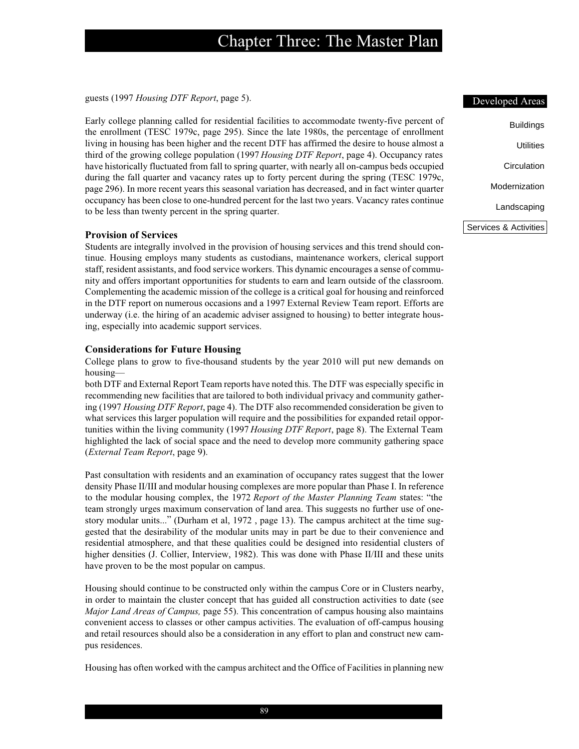guests (1997 *Housing DTF Report*, page 5).

Early college planning called for residential facilities to accommodate twenty-five percent of the enrollment (TESC 1979c, page 295). Since the late 1980s, the percentage of enrollment living in housing has been higher and the recent DTF has affirmed the desire to house almost a third of the growing college population (1997 *Housing DTF Report*, page 4). Occupancy rates have historically fluctuated from fall to spring quarter, with nearly all on-campus beds occupied during the fall quarter and vacancy rates up to forty percent during the spring (TESC 1979c, page 296). In more recent years this seasonal variation has decreased, and in fact winter quarter occupancy has been close to one-hundred percent for the last two years. Vacancy rates continue to be less than twenty percent in the spring quarter.

### Provision of Services

Students are integrally involved in the provision of housing services and this trend should continue. Housing employs many students as custodians, maintenance workers, clerical support staff, resident assistants, and food service workers. This dynamic encourages a sense of community and offers important opportunities for students to earn and learn outside of the classroom. Complementing the academic mission of the college is a critical goal for housing and reinforced in the DTF report on numerous occasions and a 1997 External Review Team report. Efforts are underway (i.e. the hiring of an academic adviser assigned to housing) to better integrate housing, especially into academic support services.

### Considerations for Future Housing

College plans to grow to five-thousand students by the year 2010 will put new demands on housing—
both DTF and External Report Team reports have noted this. The DTF was especially specific in recommending new facilities that are tailored to both individual privacy and community gathering (1997 *Housing DTF Report*, page 4). The DTF also recommended consideration be given to what services this larger population will require and the possibilities for expanded retail opportunities within the living community (1997 *Housing DTF Report*, page 8). The External Team highlighted the lack of social space and the need to develop more community gathering space (*External Team Report*, page 9).

Past consultation with residents and an examination of occupancy rates suggest that the lower density Phase II/III and modular housing complexes are more popular than Phase I. In reference to the modular housing complex, the 1972 *Report of the Master Planning Team* states: "the team strongly urges maximum conservation of land area. This suggests no further use of one-story modular units..." (Durham et al, 1972 , page 13). The campus architect at the time suggested that the desirability of the modular units may in part be due to their convenience and residential atmosphere, and that these qualities could be designed into residential clusters of higher densities (J. Collier, Interview, 1982). This was done with Phase II/III and these units have proven to be the most popular on campus.

Housing should continue to be constructed only within the campus Core or in Clusters nearby, in order to maintain the cluster concept that has guided all construction activities to date (see *Major Land Areas of Campus,* page 55). This concentration of campus housing also maintains convenient access to classes or other campus activities. The evaluation of off-campus housing and retail resources should also be a consideration in any effort to plan and construct new campus residences.

Housing has often worked with the campus architect and the Office of Facilities in planning new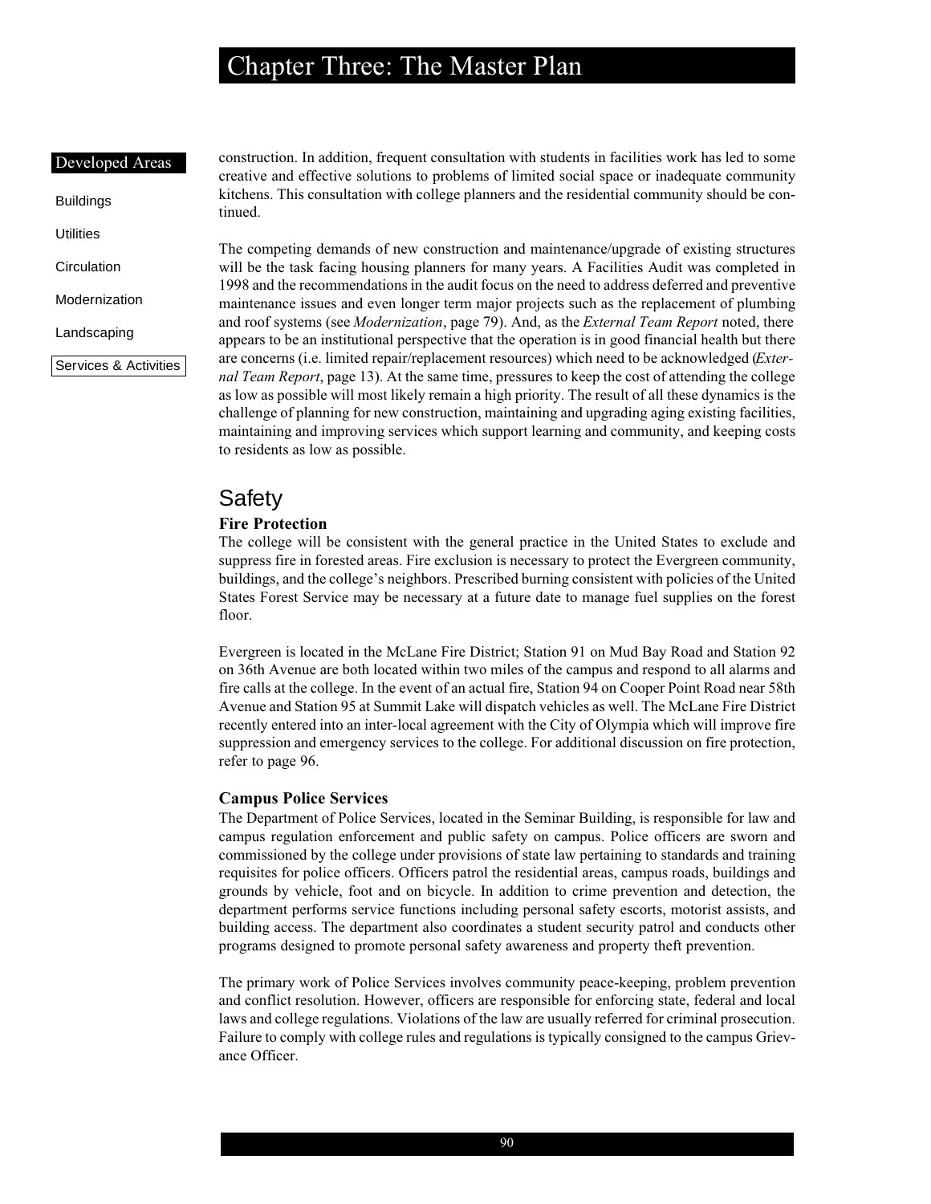construction. In addition, frequent consultation with students in facilities work has led to some creative and effective solutions to problems of limited social space or inadequate community kitchens. This consultation with college planners and the residential community should be continued.

The competing demands of new construction and maintenance/upgrade of existing structures will be the task facing housing planners for many years. A Facilities Audit was completed in 1998 and the recommendations in the audit focus on the need to address deferred and preventive maintenance issues and even longer term major projects such as the replacement of plumbing and roof systems (see *Modernization*, page 79). And, as the *External Team Report* noted, there appears to be an institutional perspective that the operation is in good financial health but there are concerns (i.e. limited repair/replacement resources) which need to be acknowledged (*External Team Report*, page 13). At the same time, pressures to keep the cost of attending the college as low as possible will most likely remain a high priority. The result of all these dynamics is the challenge of planning for new construction, maintaining and upgrading aging existing facilities, maintaining and improving services which support learning and community, and keeping costs to residents as low as possible.

## Safety

### Fire Protection

The college will be consistent with the general practice in the United States to exclude and suppress fire in forested areas. Fire exclusion is necessary to protect the Evergreen community, buildings, and the college's neighbors. Prescribed burning consistent with policies of the United States Forest Service may be necessary at a future date to manage fuel supplies on the forest floor.

Evergreen is located in the McLane Fire District; Station 91 on Mud Bay Road and Station 92 on 36th Avenue are both located within two miles of the campus and respond to all alarms and fire calls at the college. In the event of an actual fire, Station 94 on Cooper Point Road near 58th Avenue and Station 95 at Summit Lake will dispatch vehicles as well. The McLane Fire District recently entered into an inter-local agreement with the City of Olympia which will improve fire suppression and emergency services to the college. For additional discussion on fire protection, refer to page 96.

### Campus Police Services

The Department of Police Services, located in the Seminar Building, is responsible for law and campus regulation enforcement and public safety on campus. Police officers are sworn and commissioned by the college under provisions of state law pertaining to standards and training requisites for police officers. Officers patrol the residential areas, campus roads, buildings and grounds by vehicle, foot and on bicycle. In addition to crime prevention and detection, the department performs service functions including personal safety escorts, motorist assists, and building access. The department also coordinates a student security patrol and conducts other programs designed to promote personal safety awareness and property theft prevention.

The primary work of Police Services involves community peace-keeping, problem prevention and conflict resolution. However, officers are responsible for enforcing state, federal and local laws and college regulations. Violations of the law are usually referred for criminal prosecution. Failure to comply with college rules and regulations is typically consigned to the campus Grievance Officer.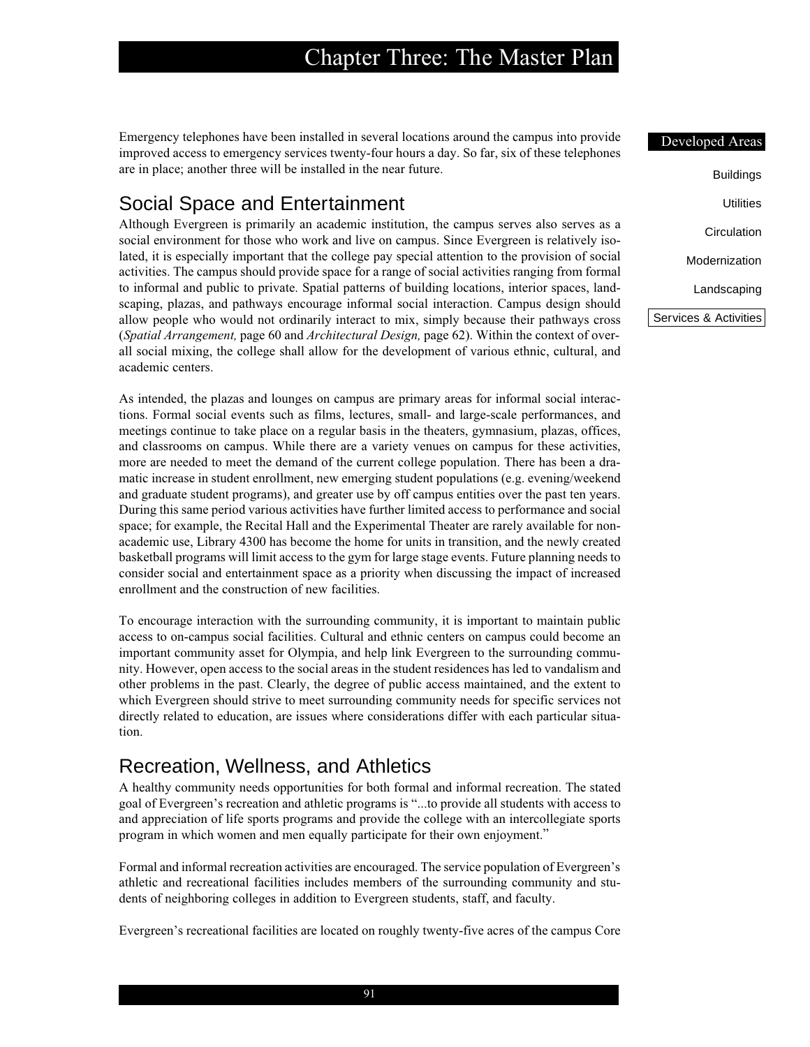Emergency telephones have been installed in several locations around the campus into provide improved access to emergency services twenty-four hours a day. So far, six of these telephones are in place; another three will be installed in the near future.

## Social Space and Entertainment

Although Evergreen is primarily an academic institution, the campus serves also serves as a social environment for those who work and live on campus. Since Evergreen is relatively isolated, it is especially important that the college pay special attention to the provision of social activities. The campus should provide space for a range of social activities ranging from formal to informal and public to private. Spatial patterns of building locations, interior spaces, landscaping, plazas, and pathways encourage informal social interaction. Campus design should allow people who would not ordinarily interact to mix, simply because their pathways cross (*Spatial Arrangement,* page 60 and *Architectural Design,* page 62). Within the context of overall social mixing, the college shall allow for the development of various ethnic, cultural, and academic centers.

As intended, the plazas and lounges on campus are primary areas for informal social interactions. Formal social events such as films, lectures, small- and large-scale performances, and meetings continue to take place on a regular basis in the theaters, gymnasium, plazas, offices, and classrooms on campus. While there are a variety venues on campus for these activities, more are needed to meet the demand of the current college population. There has been a dramatic increase in student enrollment, new emerging student populations (e.g. evening/weekend and graduate student programs), and greater use by off campus entities over the past ten years. During this same period various activities have further limited access to performance and social space; for example, the Recital Hall and the Experimental Theater are rarely available for non-academic use, Library 4300 has become the home for units in transition, and the newly created basketball programs will limit access to the gym for large stage events. Future planning needs to consider social and entertainment space as a priority when discussing the impact of increased enrollment and the construction of new facilities.

To encourage interaction with the surrounding community, it is important to maintain public access to on-campus social facilities. Cultural and ethnic centers on campus could become an important community asset for Olympia, and help link Evergreen to the surrounding community. However, open access to the social areas in the student residences has led to vandalism and other problems in the past. Clearly, the degree of public access maintained, and the extent to which Evergreen should strive to meet surrounding community needs for specific services not directly related to education, are issues where considerations differ with each particular situation.

## Recreation, Wellness, and Athletics

A healthy community needs opportunities for both formal and informal recreation. The stated goal of Evergreen's recreation and athletic programs is "...to provide all students with access to and appreciation of life sports programs and provide the college with an intercollegiate sports program in which women and men equally participate for their own enjoyment."

Formal and informal recreation activities are encouraged. The service population of Evergreen's athletic and recreational facilities includes members of the surrounding community and students of neighboring colleges in addition to Evergreen students, staff, and faculty.

Evergreen's recreational facilities are located on roughly twenty-five acres of the campus Core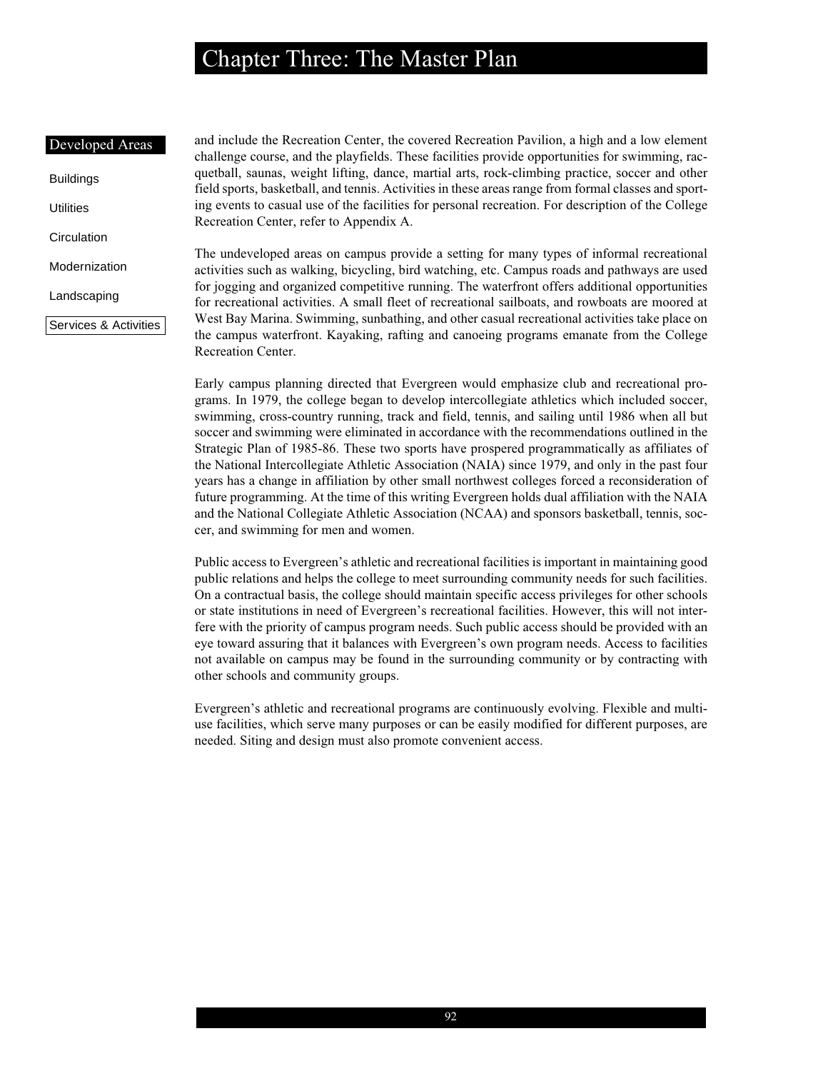and include the Recreation Center, the covered Recreation Pavilion, a high and a low element challenge course, and the playfields. These facilities provide opportunities for swimming, racquetball, saunas, weight lifting, dance, martial arts, rock-climbing practice, soccer and other field sports, basketball, and tennis. Activities in these areas range from formal classes and sporting events to casual use of the facilities for personal recreation. For description of the College Recreation Center, refer to Appendix A.

The undeveloped areas on campus provide a setting for many types of informal recreational activities such as walking, bicycling, bird watching, etc. Campus roads and pathways are used for jogging and organized competitive running. The waterfront offers additional opportunities for recreational activities. A small fleet of recreational sailboats, and rowboats are moored at West Bay Marina. Swimming, sunbathing, and other casual recreational activities take place on the campus waterfront. Kayaking, rafting and canoeing programs emanate from the College Recreation Center.

Early campus planning directed that Evergreen would emphasize club and recreational programs. In 1979, the college began to develop intercollegiate athletics which included soccer, swimming, cross-country running, track and field, tennis, and sailing until 1986 when all but soccer and swimming were eliminated in accordance with the recommendations outlined in the Strategic Plan of 1985-86. These two sports have prospered programmatically as affiliates of the National Intercollegiate Athletic Association (NAIA) since 1979, and only in the past four years has a change in affiliation by other small northwest colleges forced a reconsideration of future programming. At the time of this writing Evergreen holds dual affiliation with the NAIA and the National Collegiate Athletic Association (NCAA) and sponsors basketball, tennis, soccer, and swimming for men and women.

Public access to Evergreen's athletic and recreational facilities is important in maintaining good public relations and helps the college to meet surrounding community needs for such facilities. On a contractual basis, the college should maintain specific access privileges for other schools or state institutions in need of Evergreen's recreational facilities. However, this will not interfere with the priority of campus program needs. Such public access should be provided with an eye toward assuring that it balances with Evergreen's own program needs. Access to facilities not available on campus may be found in the surrounding community or by contracting with other schools and community groups.

Evergreen's athletic and recreational programs are continuously evolving. Flexible and multiuse facilities, which serve many purposes or can be easily modified for different purposes, are needed. Siting and design must also promote convenient access.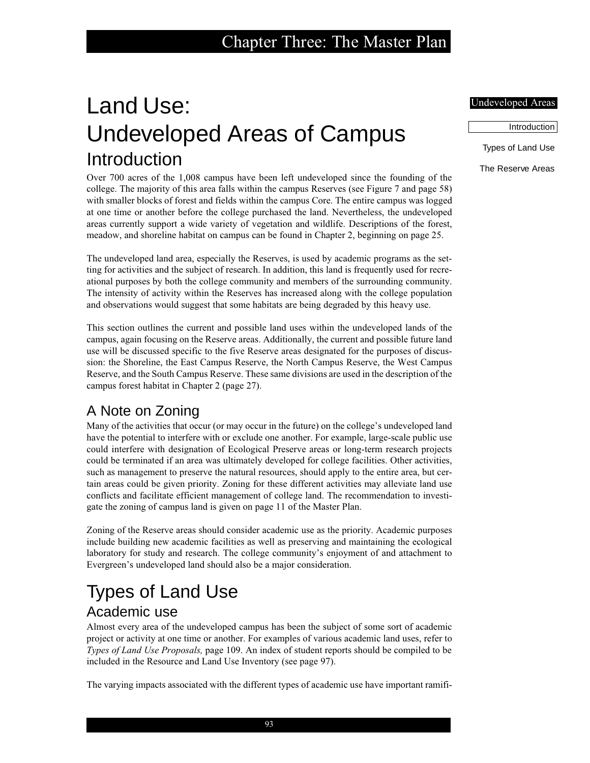# Land Use: Undeveloped Areas of Campus

## Introduction

Over 700 acres of the 1,008 campus have been left undeveloped since the founding of the college. The majority of this area falls within the campus Reserves (see Figure 7 and page 58) with smaller blocks of forest and fields within the campus Core. The entire campus was logged at one time or another before the college purchased the land. Nevertheless, the undeveloped areas currently support a wide variety of vegetation and wildlife. Descriptions of the forest, meadow, and shoreline habitat on campus can be found in Chapter 2, beginning on page 25.

The undeveloped land area, especially the Reserves, is used by academic programs as the setting for activities and the subject of research. In addition, this land is frequently used for recreational purposes by both the college community and members of the surrounding community. The intensity of activity within the Reserves has increased along with the college population and observations would suggest that some habitats are being degraded by this heavy use.

This section outlines the current and possible land uses within the undeveloped lands of the campus, again focusing on the Reserve areas. Additionally, the current and possible future land use will be discussed specific to the five Reserve areas designated for the purposes of discussion: the Shoreline, the East Campus Reserve, the North Campus Reserve, the West Campus Reserve, and the South Campus Reserve. These same divisions are used in the description of the campus forest habitat in Chapter 2 (page 27).

### A Note on Zoning

Many of the activities that occur (or may occur in the future) on the college's undeveloped land have the potential to interfere with or exclude one another. For example, large-scale public use could interfere with designation of Ecological Preserve areas or long-term research projects could be terminated if an area was ultimately developed for college facilities. Other activities, such as management to preserve the natural resources, should apply to the entire area, but certain areas could be given priority. Zoning for these different activities may alleviate land use conflicts and facilitate efficient management of college land. The recommendation to investigate the zoning of campus land is given on page 11 of the Master Plan.

Zoning of the Reserve areas should consider academic use as the priority. Academic purposes include building new academic facilities as well as preserving and maintaining the ecological laboratory for study and research. The college community's enjoyment of and attachment to Evergreen's undeveloped land should also be a major consideration.

# Types of Land Use

## Academic use

Almost every area of the undeveloped campus has been the subject of some sort of academic project or activity at one time or another. For examples of various academic land uses, refer to *Types of Land Use Proposals,* page 109. An index of student reports should be compiled to be included in the Resource and Land Use Inventory (see page 97).

The varying impacts associated with the different types of academic use have important ramifi-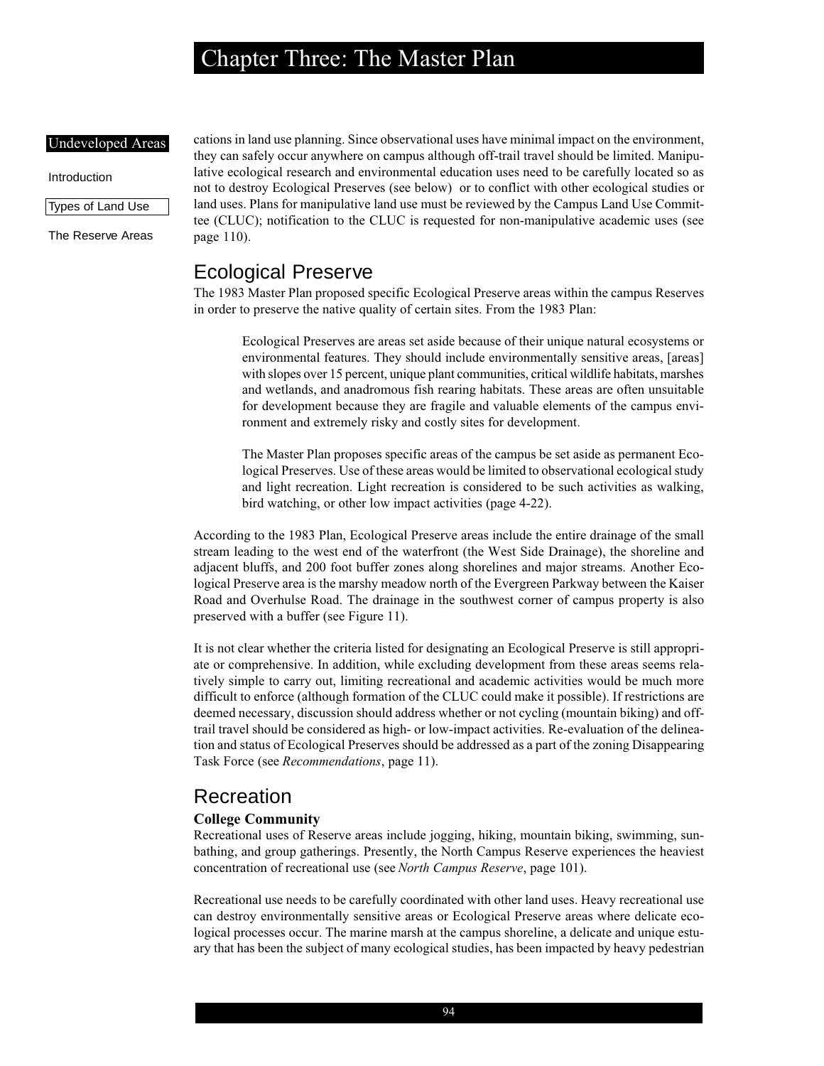cations in land use planning. Since observational uses have minimal impact on the environment, they can safely occur anywhere on campus although off-trail travel should be limited. Manipulative ecological research and environmental education uses need to be carefully located so as not to destroy Ecological Preserves (see below) or to conflict with other ecological studies or land uses. Plans for manipulative land use must be reviewed by the Campus Land Use Committee (CLUC); notification to the CLUC is requested for non-manipulative academic uses (see page 110).

## Ecological Preserve

The 1983 Master Plan proposed specific Ecological Preserve areas within the campus Reserves in order to preserve the native quality of certain sites. From the 1983 Plan:

> Ecological Preserves are areas set aside because of their unique natural ecosystems or environmental features. They should include environmentally sensitive areas, [areas] with slopes over 15 percent, unique plant communities, critical wildlife habitats, marshes and wetlands, and anadromous fish rearing habitats. These areas are often unsuitable for development because they are fragile and valuable elements of the campus environment and extremely risky and costly sites for development.
>
> The Master Plan proposes specific areas of the campus be set aside as permanent Ecological Preserves. Use of these areas would be limited to observational ecological study and light recreation. Light recreation is considered to be such activities as walking, bird watching, or other low impact activities (page 4-22).

According to the 1983 Plan, Ecological Preserve areas include the entire drainage of the small stream leading to the west end of the waterfront (the West Side Drainage), the shoreline and adjacent bluffs, and 200 foot buffer zones along shorelines and major streams. Another Ecological Preserve area is the marshy meadow north of the Evergreen Parkway between the Kaiser Road and Overhulse Road. The drainage in the southwest corner of campus property is also preserved with a buffer (see Figure 11).

It is not clear whether the criteria listed for designating an Ecological Preserve is still appropriate or comprehensive. In addition, while excluding development from these areas seems relatively simple to carry out, limiting recreational and academic activities would be much more difficult to enforce (although formation of the CLUC could make it possible). If restrictions are deemed necessary, discussion should address whether or not cycling (mountain biking) and off-trail travel should be considered as high- or low-impact activities. Re-evaluation of the delineation and status of Ecological Preserves should be addressed as a part of the zoning Disappearing Task Force (see *Recommendations*, page 11).

## Recreation

### College Community

Recreational uses of Reserve areas include jogging, hiking, mountain biking, swimming, sunbathing, and group gatherings. Presently, the North Campus Reserve experiences the heaviest concentration of recreational use (see *North Campus Reserve*, page 101).

Recreational use needs to be carefully coordinated with other land uses. Heavy recreational use can destroy environmentally sensitive areas or Ecological Preserve areas where delicate ecological processes occur. The marine marsh at the campus shoreline, a delicate and unique estuary that has been the subject of many ecological studies, has been impacted by heavy pedestrian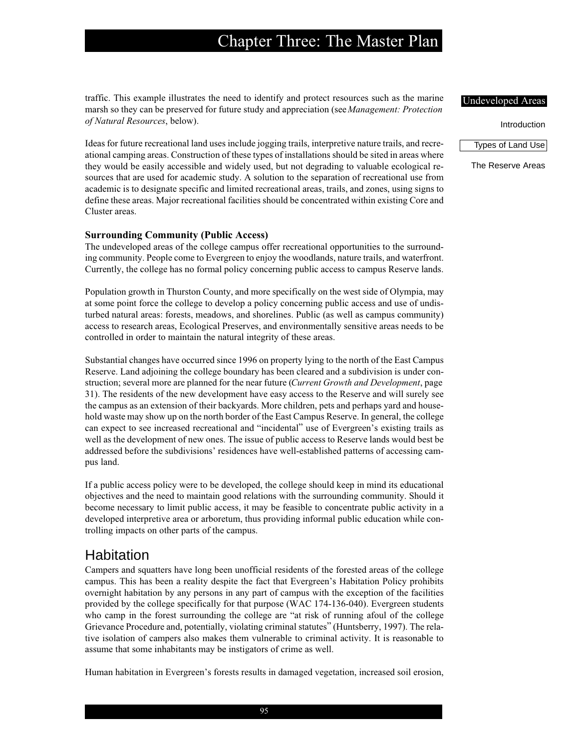traffic. This example illustrates the need to identify and protect resources such as the marine marsh so they can be preserved for future study and appreciation (see *Management: Protection of Natural Resources*, below).

Ideas for future recreational land uses include jogging trails, interpretive nature trails, and recreational camping areas. Construction of these types of installations should be sited in areas where they would be easily accessible and widely used, but not degrading to valuable ecological resources that are used for academic study. A solution to the separation of recreational use from academic is to designate specific and limited recreational areas, trails, and zones, using signs to define these areas. Major recreational facilities should be concentrated within existing Core and Cluster areas.

**Surrounding Community (Public Access)**

The undeveloped areas of the college campus offer recreational opportunities to the surrounding community. People come to Evergreen to enjoy the woodlands, nature trails, and waterfront. Currently, the college has no formal policy concerning public access to campus Reserve lands.

Population growth in Thurston County, and more specifically on the west side of Olympia, may at some point force the college to develop a policy concerning public access and use of undisturbed natural areas: forests, meadows, and shorelines. Public (as well as campus community) access to research areas, Ecological Preserves, and environmentally sensitive areas needs to be controlled in order to maintain the natural integrity of these areas.

Substantial changes have occurred since 1996 on property lying to the north of the East Campus Reserve. Land adjoining the college boundary has been cleared and a subdivision is under construction; several more are planned for the near future (*Current Growth and Development*, page 31). The residents of the new development have easy access to the Reserve and will surely see the campus as an extension of their backyards. More children, pets and perhaps yard and household waste may show up on the north border of the East Campus Reserve. In general, the college can expect to see increased recreational and "incidental" use of Evergreen's existing trails as well as the development of new ones. The issue of public access to Reserve lands would best be addressed before the subdivisions' residences have well-established patterns of accessing campus land.

If a public access policy were to be developed, the college should keep in mind its educational objectives and the need to maintain good relations with the surrounding community. Should it become necessary to limit public access, it may be feasible to concentrate public activity in a developed interpretive area or arboretum, thus providing informal public education while controlling impacts on other parts of the campus.

## Habitation

Campers and squatters have long been unofficial residents of the forested areas of the college campus. This has been a reality despite the fact that Evergreen's Habitation Policy prohibits overnight habitation by any persons in any part of campus with the exception of the facilities provided by the college specifically for that purpose (WAC 174-136-040). Evergreen students who camp in the forest surrounding the college are "at risk of running afoul of the college Grievance Procedure and, potentially, violating criminal statutes" (Huntsberry, 1997). The relative isolation of campers also makes them vulnerable to criminal activity. It is reasonable to assume that some inhabitants may be instigators of crime as well.

Human habitation in Evergreen's forests results in damaged vegetation, increased soil erosion,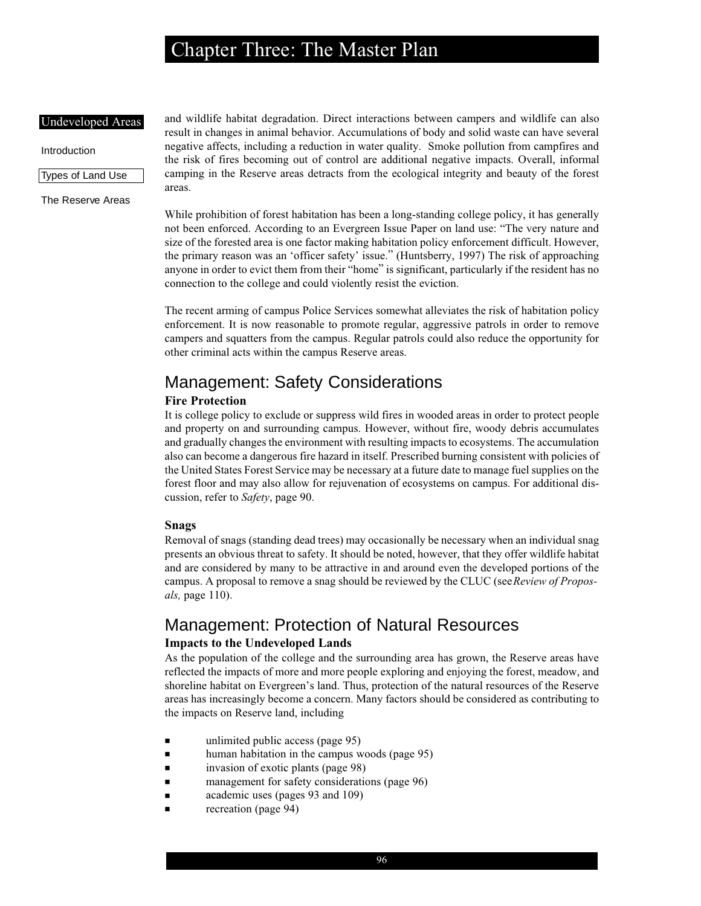and wildlife habitat degradation. Direct interactions between campers and wildlife can also result in changes in animal behavior. Accumulations of body and solid waste can have several negative affects, including a reduction in water quality. Smoke pollution from campfires and the risk of fires becoming out of control are additional negative impacts. Overall, informal camping in the Reserve areas detracts from the ecological integrity and beauty of the forest areas.

While prohibition of forest habitation has been a long-standing college policy, it has generally not been enforced. According to an Evergreen Issue Paper on land use: "The very nature and size of the forested area is one factor making habitation policy enforcement difficult. However, the primary reason was an 'officer safety' issue." (Huntsberry, 1997) The risk of approaching anyone in order to evict them from their "home" is significant, particularly if the resident has no connection to the college and could violently resist the eviction.

The recent arming of campus Police Services somewhat alleviates the risk of habitation policy enforcement. It is now reasonable to promote regular, aggressive patrols in order to remove campers and squatters from the campus. Regular patrols could also reduce the opportunity for other criminal acts within the campus Reserve areas.

## Management: Safety Considerations

### Fire Protection

It is college policy to exclude or suppress wild fires in wooded areas in order to protect people and property on and surrounding campus. However, without fire, woody debris accumulates and gradually changes the environment with resulting impacts to ecosystems. The accumulation also can become a dangerous fire hazard in itself. Prescribed burning consistent with policies of the United States Forest Service may be necessary at a future date to manage fuel supplies on the forest floor and may also allow for rejuvenation of ecosystems on campus. For additional discussion, refer to *Safety*, page 90.

### Snags

Removal of snags (standing dead trees) may occasionally be necessary when an individual snag presents an obvious threat to safety. It should be noted, however, that they offer wildlife habitat and are considered by many to be attractive in and around even the developed portions of the campus. A proposal to remove a snag should be reviewed by the CLUC (see *Review of Proposals,* page 110).

## Management: Protection of Natural Resources

### Impacts to the Undeveloped Lands

As the population of the college and the surrounding area has grown, the Reserve areas have reflected the impacts of more and more people exploring and enjoying the forest, meadow, and shoreline habitat on Evergreen's land. Thus, protection of the natural resources of the Reserve areas has increasingly become a concern. Many factors should be considered as contributing to the impacts on Reserve land, including

- unlimited public access (page 95)
- human habitation in the campus woods (page 95)
- invasion of exotic plants (page 98)
- management for safety considerations (page 96)
- academic uses (pages 93 and 109)
- recreation (page 94)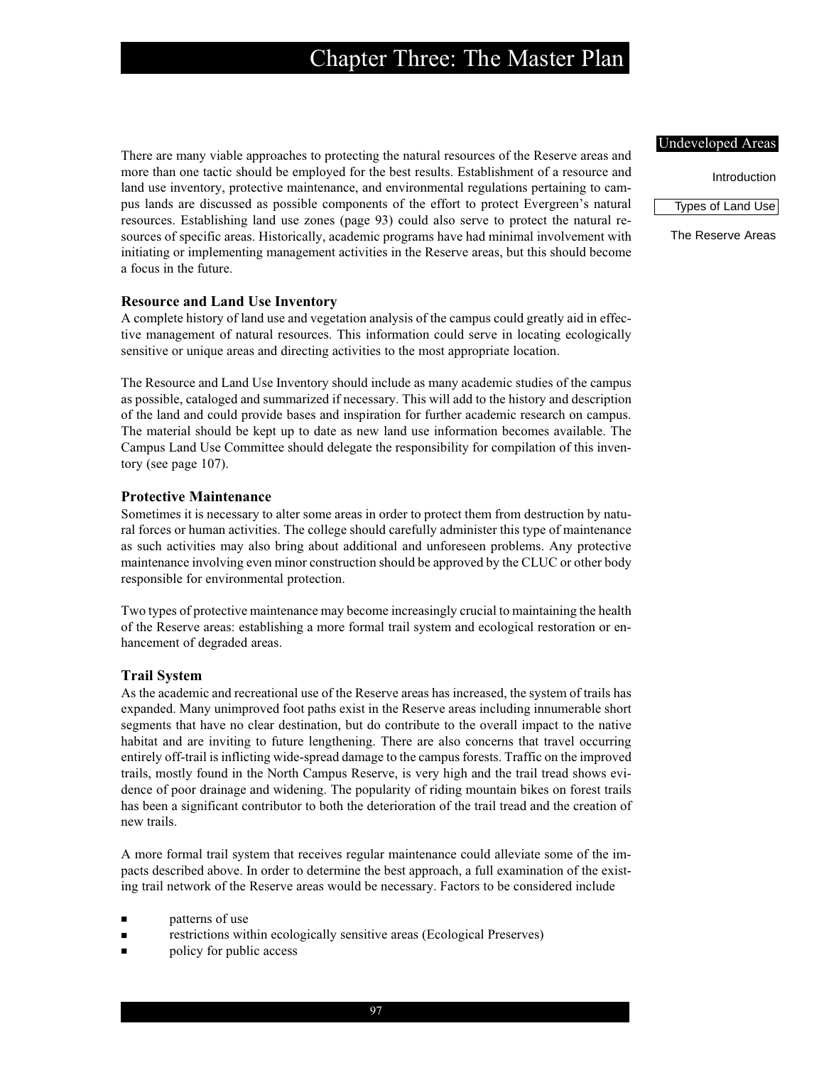There are many viable approaches to protecting the natural resources of the Reserve areas and more than one tactic should be employed for the best results. Establishment of a resource and land use inventory, protective maintenance, and environmental regulations pertaining to campus lands are discussed as possible components of the effort to protect Evergreen's natural resources. Establishing land use zones (page 93) could also serve to protect the natural resources of specific areas. Historically, academic programs have had minimal involvement with initiating or implementing management activities in the Reserve areas, but this should become a focus in the future.

### Resource and Land Use Inventory

A complete history of land use and vegetation analysis of the campus could greatly aid in effective management of natural resources. This information could serve in locating ecologically sensitive or unique areas and directing activities to the most appropriate location.

The Resource and Land Use Inventory should include as many academic studies of the campus as possible, cataloged and summarized if necessary. This will add to the history and description of the land and could provide bases and inspiration for further academic research on campus. The material should be kept up to date as new land use information becomes available. The Campus Land Use Committee should delegate the responsibility for compilation of this inventory (see page 107).

### Protective Maintenance

Sometimes it is necessary to alter some areas in order to protect them from destruction by natural forces or human activities. The college should carefully administer this type of maintenance as such activities may also bring about additional and unforeseen problems. Any protective maintenance involving even minor construction should be approved by the CLUC or other body responsible for environmental protection.

Two types of protective maintenance may become increasingly crucial to maintaining the health of the Reserve areas: establishing a more formal trail system and ecological restoration or enhancement of degraded areas.

### Trail System

As the academic and recreational use of the Reserve areas has increased, the system of trails has expanded. Many unimproved foot paths exist in the Reserve areas including innumerable short segments that have no clear destination, but do contribute to the overall impact to the native habitat and are inviting to future lengthening. There are also concerns that travel occurring entirely off-trail is inflicting wide-spread damage to the campus forests. Traffic on the improved trails, mostly found in the North Campus Reserve, is very high and the trail tread shows evidence of poor drainage and widening. The popularity of riding mountain bikes on forest trails has been a significant contributor to both the deterioration of the trail tread and the creation of new trails.

A more formal trail system that receives regular maintenance could alleviate some of the impacts described above. In order to determine the best approach, a full examination of the existing trail network of the Reserve areas would be necessary. Factors to be considered include

- patterns of use
- restrictions within ecologically sensitive areas (Ecological Preserves)
- policy for public access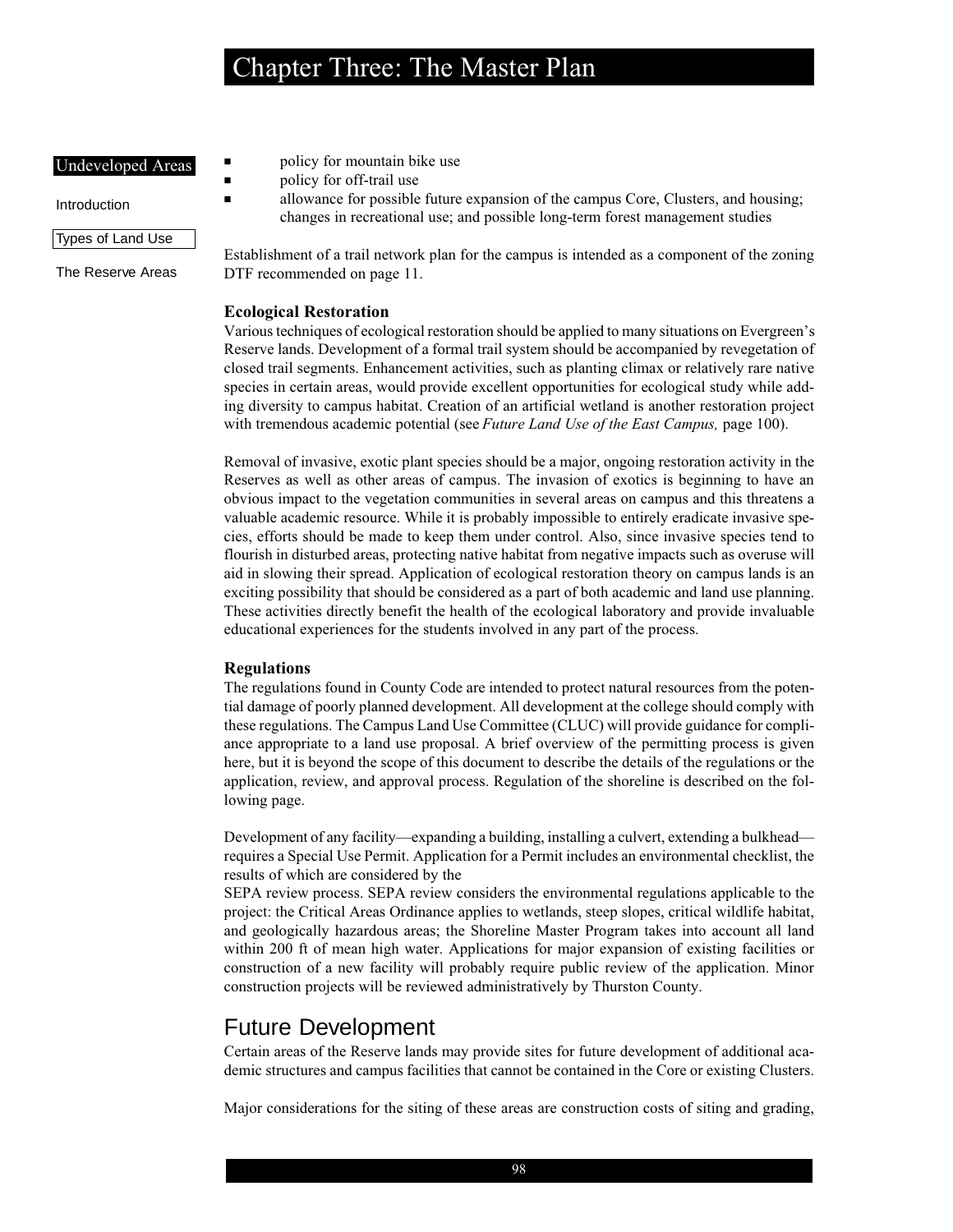- policy for mountain bike use
- policy for off-trail use
- allowance for possible future expansion of the campus Core, Clusters, and housing; changes in recreational use; and possible long-term forest management studies

Establishment of a trail network plan for the campus is intended as a component of the zoning DTF recommended on page 11.

### Ecological Restoration

Various techniques of ecological restoration should be applied to many situations on Evergreen's Reserve lands. Development of a formal trail system should be accompanied by revegetation of closed trail segments. Enhancement activities, such as planting climax or relatively rare native species in certain areas, would provide excellent opportunities for ecological study while adding diversity to campus habitat. Creation of an artificial wetland is another restoration project with tremendous academic potential (see *Future Land Use of the East Campus,* page 100).

Removal of invasive, exotic plant species should be a major, ongoing restoration activity in the Reserves as well as other areas of campus. The invasion of exotics is beginning to have an obvious impact to the vegetation communities in several areas on campus and this threatens a valuable academic resource. While it is probably impossible to entirely eradicate invasive species, efforts should be made to keep them under control. Also, since invasive species tend to flourish in disturbed areas, protecting native habitat from negative impacts such as overuse will aid in slowing their spread. Application of ecological restoration theory on campus lands is an exciting possibility that should be considered as a part of both academic and land use planning. These activities directly benefit the health of the ecological laboratory and provide invaluable educational experiences for the students involved in any part of the process.

### Regulations

The regulations found in County Code are intended to protect natural resources from the potential damage of poorly planned development. All development at the college should comply with these regulations. The Campus Land Use Committee (CLUC) will provide guidance for compliance appropriate to a land use proposal. A brief overview of the permitting process is given here, but it is beyond the scope of this document to describe the details of the regulations or the application, review, and approval process. Regulation of the shoreline is described on the following page.

Development of any facility—expanding a building, installing a culvert, extending a bulkhead—requires a Special Use Permit. Application for a Permit includes an environmental checklist, the results of which are considered by the SEPA review process. SEPA review considers the environmental regulations applicable to the project: the Critical Areas Ordinance applies to wetlands, steep slopes, critical wildlife habitat, and geologically hazardous areas; the Shoreline Master Program takes into account all land within 200 ft of mean high water. Applications for major expansion of existing facilities or construction of a new facility will probably require public review of the application. Minor construction projects will be reviewed administratively by Thurston County.

## Future Development

Certain areas of the Reserve lands may provide sites for future development of additional academic structures and campus facilities that cannot be contained in the Core or existing Clusters.

Major considerations for the siting of these areas are construction costs of siting and grading,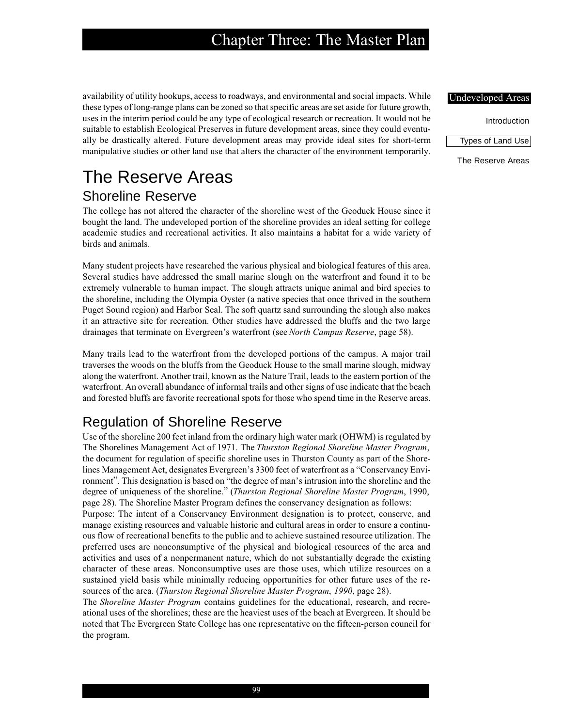availability of utility hookups, access to roadways, and environmental and social impacts. While these types of long-range plans can be zoned so that specific areas are set aside for future growth, uses in the interim period could be any type of ecological research or recreation. It would not be suitable to establish Ecological Preserves in future development areas, since they could eventually be drastically altered. Future development areas may provide ideal sites for short-term manipulative studies or other land use that alters the character of the environment temporarily.

# The Reserve Areas

## Shoreline Reserve

The college has not altered the character of the shoreline west of the Geoduck House since it bought the land. The undeveloped portion of the shoreline provides an ideal setting for college academic studies and recreational activities. It also maintains a habitat for a wide variety of birds and animals.

Many student projects have researched the various physical and biological features of this area. Several studies have addressed the small marine slough on the waterfront and found it to be extremely vulnerable to human impact. The slough attracts unique animal and bird species to the shoreline, including the Olympia Oyster (a native species that once thrived in the southern Puget Sound region) and Harbor Seal. The soft quartz sand surrounding the slough also makes it an attractive site for recreation. Other studies have addressed the bluffs and the two large drainages that terminate on Evergreen's waterfront (see *North Campus Reserve*, page 58).

Many trails lead to the waterfront from the developed portions of the campus. A major trail traverses the woods on the bluffs from the Geoduck House to the small marine slough, midway along the waterfront. Another trail, known as the Nature Trail, leads to the eastern portion of the waterfront. An overall abundance of informal trails and other signs of use indicate that the beach and forested bluffs are favorite recreational spots for those who spend time in the Reserve areas.

## Regulation of Shoreline Reserve

Use of the shoreline 200 feet inland from the ordinary high water mark (OHWM) is regulated by The Shorelines Management Act of 1971. The *Thurston Regional Shoreline Master Program*, the document for regulation of specific shoreline uses in Thurston County as part of the Shorelines Management Act, designates Evergreen's 3300 feet of waterfront as a "Conservancy Environment". This designation is based on "the degree of man's intrusion into the shoreline and the degree of uniqueness of the shoreline." (*Thurston Regional Shoreline Master Program*, 1990, page 28). The Shoreline Master Program defines the conservancy designation as follows:

Purpose: The intent of a Conservancy Environment designation is to protect, conserve, and manage existing resources and valuable historic and cultural areas in order to ensure a continuous flow of recreational benefits to the public and to achieve sustained resource utilization. The preferred uses are nonconsumptive of the physical and biological resources of the area and activities and uses of a nonpermanent nature, which do not substantially degrade the existing character of these areas. Nonconsumptive uses are those uses, which utilize resources on a sustained yield basis while minimally reducing opportunities for other future uses of the resources of the area. (*Thurston Regional Shoreline Master Program*, *1990*, page 28).

The *Shoreline Master Program* contains guidelines for the educational, research, and recreational uses of the shorelines; these are the heaviest uses of the beach at Evergreen. It should be noted that The Evergreen State College has one representative on the fifteen-person council for the program.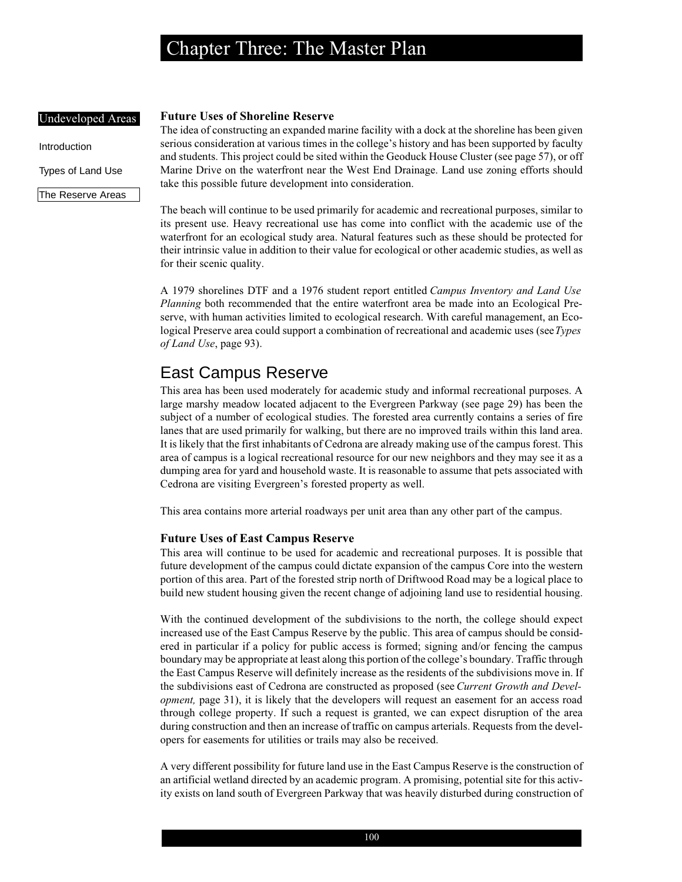### Future Uses of Shoreline Reserve

The idea of constructing an expanded marine facility with a dock at the shoreline has been given serious consideration at various times in the college's history and has been supported by faculty and students. This project could be sited within the Geoduck House Cluster (see page 57), or off Marine Drive on the waterfront near the West End Drainage. Land use zoning efforts should take this possible future development into consideration.

The beach will continue to be used primarily for academic and recreational purposes, similar to its present use. Heavy recreational use has come into conflict with the academic use of the waterfront for an ecological study area. Natural features such as these should be protected for their intrinsic value in addition to their value for ecological or other academic studies, as well as for their scenic quality.

A 1979 shorelines DTF and a 1976 student report entitled *Campus Inventory and Land Use Planning* both recommended that the entire waterfront area be made into an Ecological Preserve, with human activities limited to ecological research. With careful management, an Ecological Preserve area could support a combination of recreational and academic uses (see *Types of Land Use*, page 93).

## East Campus Reserve

This area has been used moderately for academic study and informal recreational purposes. A large marshy meadow located adjacent to the Evergreen Parkway (see page 29) has been the subject of a number of ecological studies. The forested area currently contains a series of fire lanes that are used primarily for walking, but there are no improved trails within this land area. It is likely that the first inhabitants of Cedrona are already making use of the campus forest. This area of campus is a logical recreational resource for our new neighbors and they may see it as a dumping area for yard and household waste. It is reasonable to assume that pets associated with Cedrona are visiting Evergreen's forested property as well.

This area contains more arterial roadways per unit area than any other part of the campus.

### Future Uses of East Campus Reserve

This area will continue to be used for academic and recreational purposes. It is possible that future development of the campus could dictate expansion of the campus Core into the western portion of this area. Part of the forested strip north of Driftwood Road may be a logical place to build new student housing given the recent change of adjoining land use to residential housing.

With the continued development of the subdivisions to the north, the college should expect increased use of the East Campus Reserve by the public. This area of campus should be considered in particular if a policy for public access is formed; signing and/or fencing the campus boundary may be appropriate at least along this portion of the college's boundary. Traffic through the East Campus Reserve will definitely increase as the residents of the subdivisions move in. If the subdivisions east of Cedrona are constructed as proposed (see *Current Growth and Development,* page 31), it is likely that the developers will request an easement for an access road through college property. If such a request is granted, we can expect disruption of the area during construction and then an increase of traffic on campus arterials. Requests from the developers for easements for utilities or trails may also be received.

A very different possibility for future land use in the East Campus Reserve is the construction of an artificial wetland directed by an academic program. A promising, potential site for this activity exists on land south of Evergreen Parkway that was heavily disturbed during construction of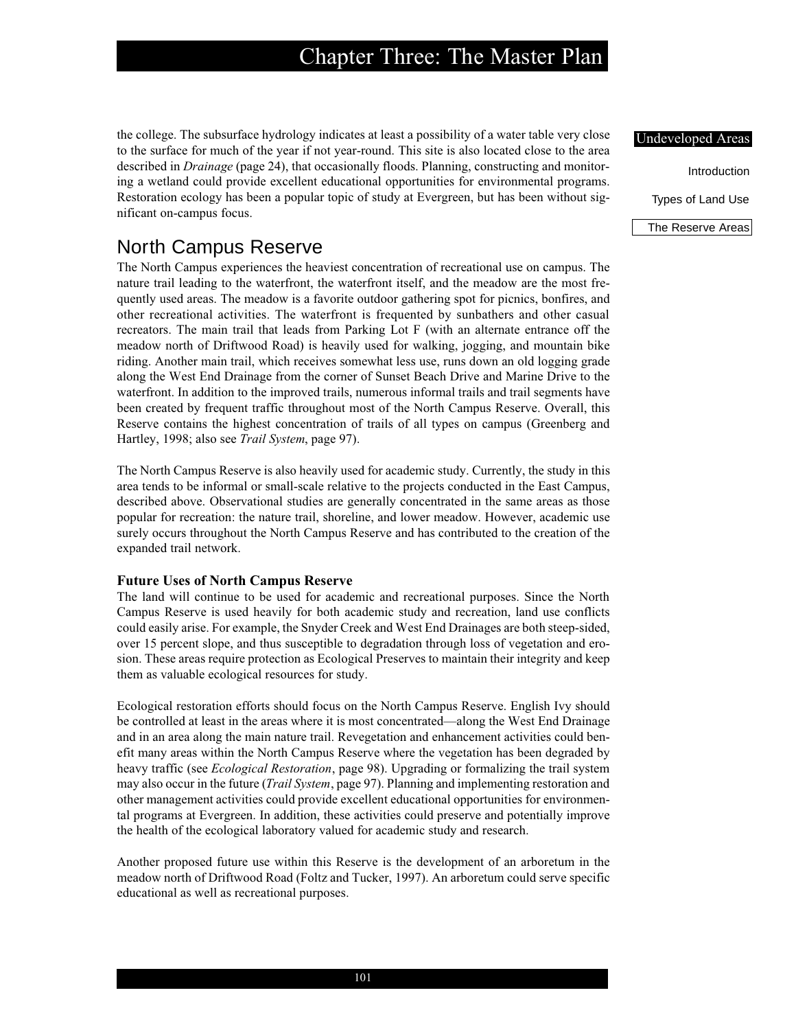the college. The subsurface hydrology indicates at least a possibility of a water table very close to the surface for much of the year if not year-round. This site is also located close to the area described in *Drainage* (page 24), that occasionally floods. Planning, constructing and monitoring a wetland could provide excellent educational opportunities for environmental programs. Restoration ecology has been a popular topic of study at Evergreen, but has been without significant on-campus focus.

## North Campus Reserve

The North Campus experiences the heaviest concentration of recreational use on campus. The nature trail leading to the waterfront, the waterfront itself, and the meadow are the most frequently used areas. The meadow is a favorite outdoor gathering spot for picnics, bonfires, and other recreational activities. The waterfront is frequented by sunbathers and other casual recreators. The main trail that leads from Parking Lot F (with an alternate entrance off the meadow north of Driftwood Road) is heavily used for walking, jogging, and mountain bike riding. Another main trail, which receives somewhat less use, runs down an old logging grade along the West End Drainage from the corner of Sunset Beach Drive and Marine Drive to the waterfront. In addition to the improved trails, numerous informal trails and trail segments have been created by frequent traffic throughout most of the North Campus Reserve. Overall, this Reserve contains the highest concentration of trails of all types on campus (Greenberg and Hartley, 1998; also see *Trail System*, page 97).

The North Campus Reserve is also heavily used for academic study. Currently, the study in this area tends to be informal or small-scale relative to the projects conducted in the East Campus, described above. Observational studies are generally concentrated in the same areas as those popular for recreation: the nature trail, shoreline, and lower meadow. However, academic use surely occurs throughout the North Campus Reserve and has contributed to the creation of the expanded trail network.

### Future Uses of North Campus Reserve

The land will continue to be used for academic and recreational purposes. Since the North Campus Reserve is used heavily for both academic study and recreation, land use conflicts could easily arise. For example, the Snyder Creek and West End Drainages are both steep-sided, over 15 percent slope, and thus susceptible to degradation through loss of vegetation and erosion. These areas require protection as Ecological Preserves to maintain their integrity and keep them as valuable ecological resources for study.

Ecological restoration efforts should focus on the North Campus Reserve. English Ivy should be controlled at least in the areas where it is most concentrated—along the West End Drainage and in an area along the main nature trail. Revegetation and enhancement activities could benefit many areas within the North Campus Reserve where the vegetation has been degraded by heavy traffic (see *Ecological Restoration*, page 98). Upgrading or formalizing the trail system may also occur in the future (*Trail System*, page 97). Planning and implementing restoration and other management activities could provide excellent educational opportunities for environmental programs at Evergreen. In addition, these activities could preserve and potentially improve the health of the ecological laboratory valued for academic study and research.

Another proposed future use within this Reserve is the development of an arboretum in the meadow north of Driftwood Road (Foltz and Tucker, 1997). An arboretum could serve specific educational as well as recreational purposes.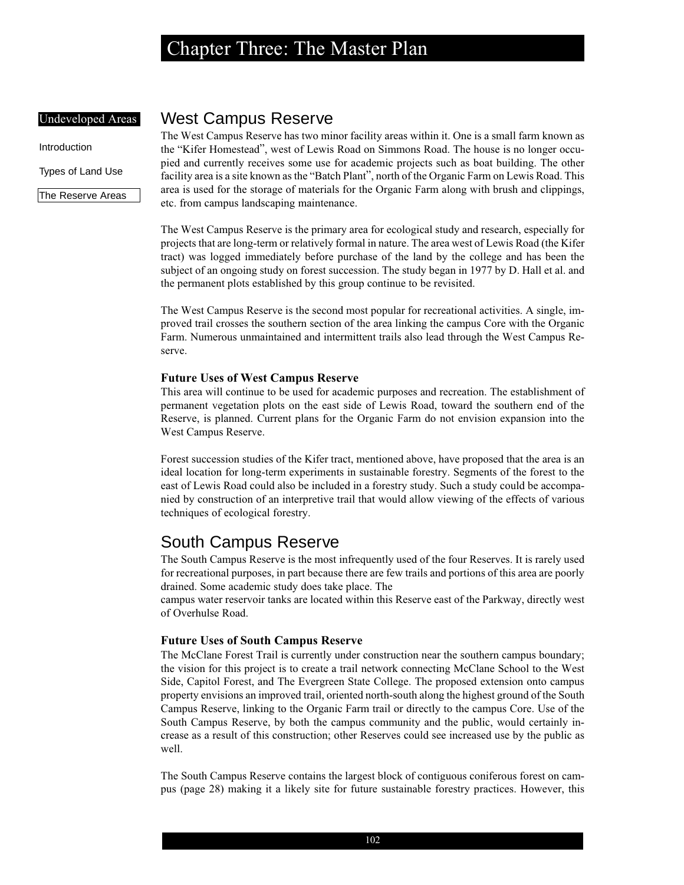Undeveloped Areas

Introduction

Types of Land Use

The Reserve Areas

## West Campus Reserve

The West Campus Reserve has two minor facility areas within it. One is a small farm known as the "Kifer Homestead", west of Lewis Road on Simmons Road. The house is no longer occupied and currently receives some use for academic projects such as boat building. The other facility area is a site known as the "Batch Plant", north of the Organic Farm on Lewis Road. This area is used for the storage of materials for the Organic Farm along with brush and clippings, etc. from campus landscaping maintenance.

The West Campus Reserve is the primary area for ecological study and research, especially for projects that are long-term or relatively formal in nature. The area west of Lewis Road (the Kifer tract) was logged immediately before purchase of the land by the college and has been the subject of an ongoing study on forest succession. The study began in 1977 by D. Hall et al. and the permanent plots established by this group continue to be revisited.

The West Campus Reserve is the second most popular for recreational activities. A single, improved trail crosses the southern section of the area linking the campus Core with the Organic Farm. Numerous unmaintained and intermittent trails also lead through the West Campus Reserve.

### Future Uses of West Campus Reserve

This area will continue to be used for academic purposes and recreation. The establishment of permanent vegetation plots on the east side of Lewis Road, toward the southern end of the Reserve, is planned. Current plans for the Organic Farm do not envision expansion into the West Campus Reserve.

Forest succession studies of the Kifer tract, mentioned above, have proposed that the area is an ideal location for long-term experiments in sustainable forestry. Segments of the forest to the east of Lewis Road could also be included in a forestry study. Such a study could be accompanied by construction of an interpretive trail that would allow viewing of the effects of various techniques of ecological forestry.

## South Campus Reserve

The South Campus Reserve is the most infrequently used of the four Reserves. It is rarely used for recreational purposes, in part because there are few trails and portions of this area are poorly drained. Some academic study does take place. The campus water reservoir tanks are located within this Reserve east of the Parkway, directly west of Overhulse Road.

### Future Uses of South Campus Reserve

The McClane Forest Trail is currently under construction near the southern campus boundary; the vision for this project is to create a trail network connecting McClane School to the West Side, Capitol Forest, and The Evergreen State College. The proposed extension onto campus property envisions an improved trail, oriented north-south along the highest ground of the South Campus Reserve, linking to the Organic Farm trail or directly to the campus Core. Use of the South Campus Reserve, by both the campus community and the public, would certainly increase as a result of this construction; other Reserves could see increased use by the public as well.

The South Campus Reserve contains the largest block of contiguous coniferous forest on campus (page 28) making it a likely site for future sustainable forestry practices. However, this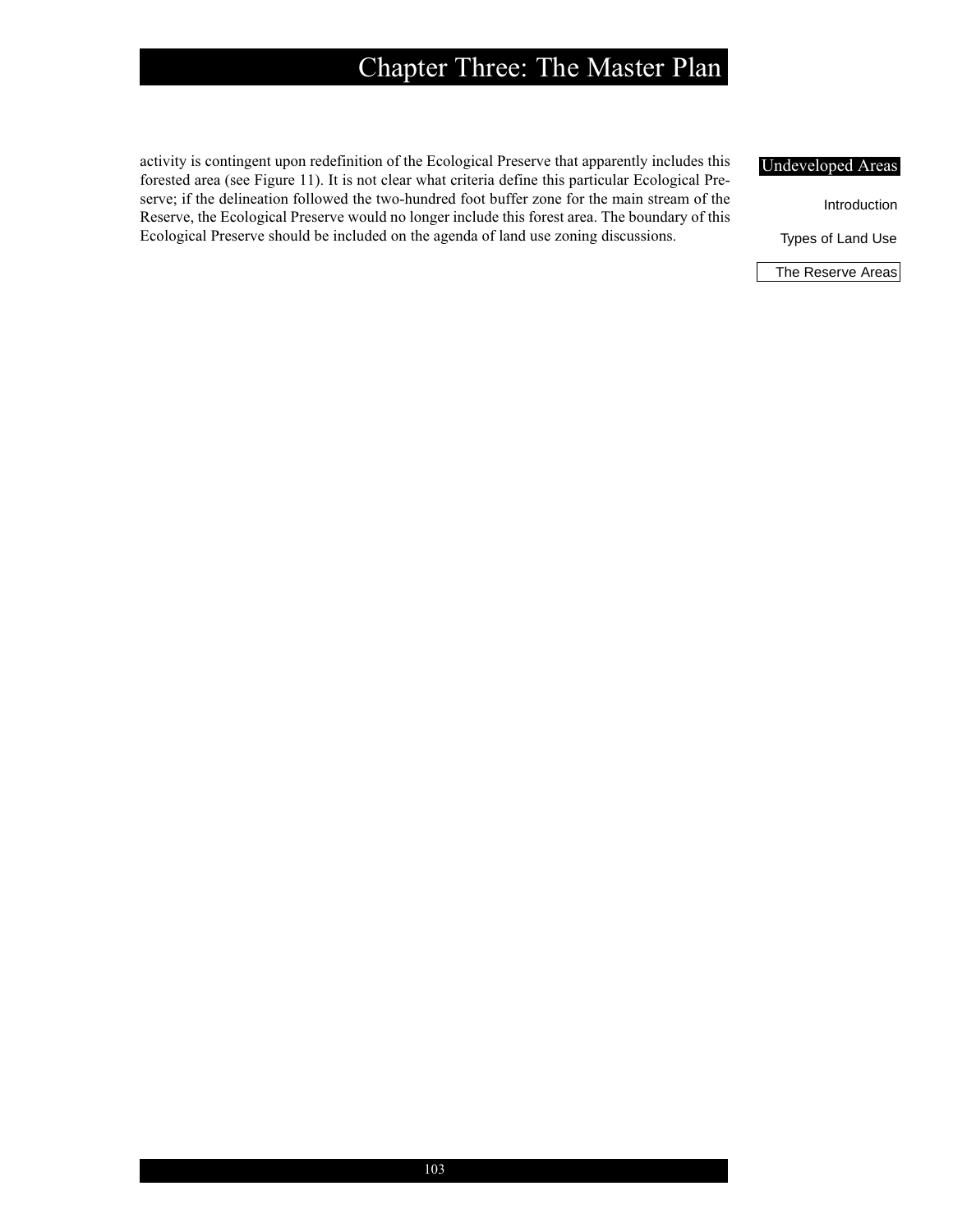activity is contingent upon redefinition of the Ecological Preserve that apparently includes this forested area (see Figure 11). It is not clear what criteria define this particular Ecological Preserve; if the delineation followed the two-hundred foot buffer zone for the main stream of the Reserve, the Ecological Preserve would no longer include this forest area. The boundary of this Ecological Preserve should be included on the agenda of land use zoning discussions.